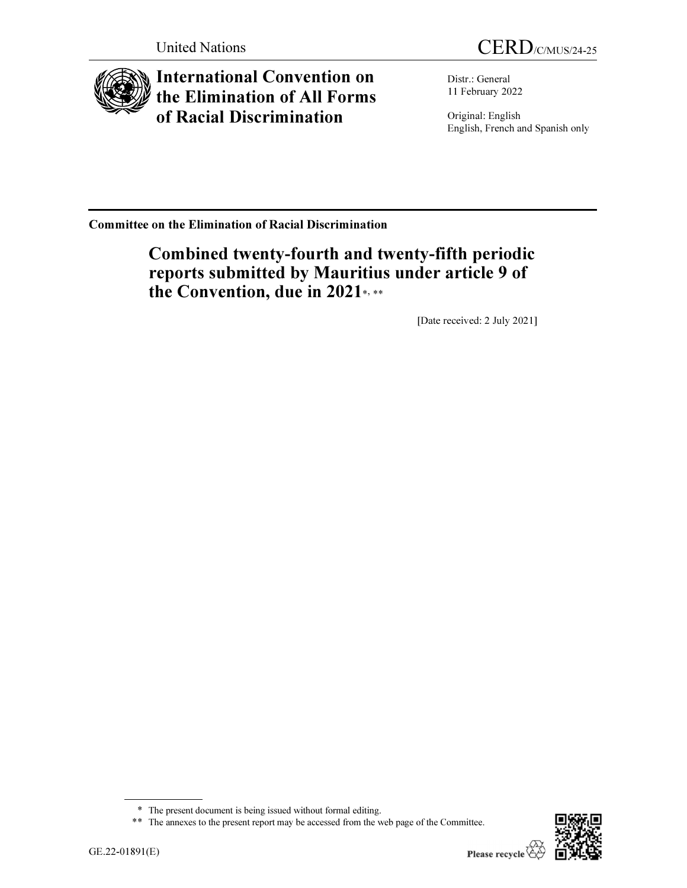United Nations

CERD/C/MUS/24-25

# International Convention on the Elimination of All Forms of Racial Discrimination

Distr.: General
11 February 2022

Original: English
English, French and Spanish only

**Committee on the Elimination of Racial Discrimination**

## Combined twenty-fourth and twenty-fifth periodic reports submitted by Mauritius under article 9 of the Convention, due in 2021*, **

[Date received: 2 July 2021]

---

\* The present document is being issued without formal editing.

\*\* The annexes to the present report may be accessed from the web page of the Committee.

GE.22-01891(E)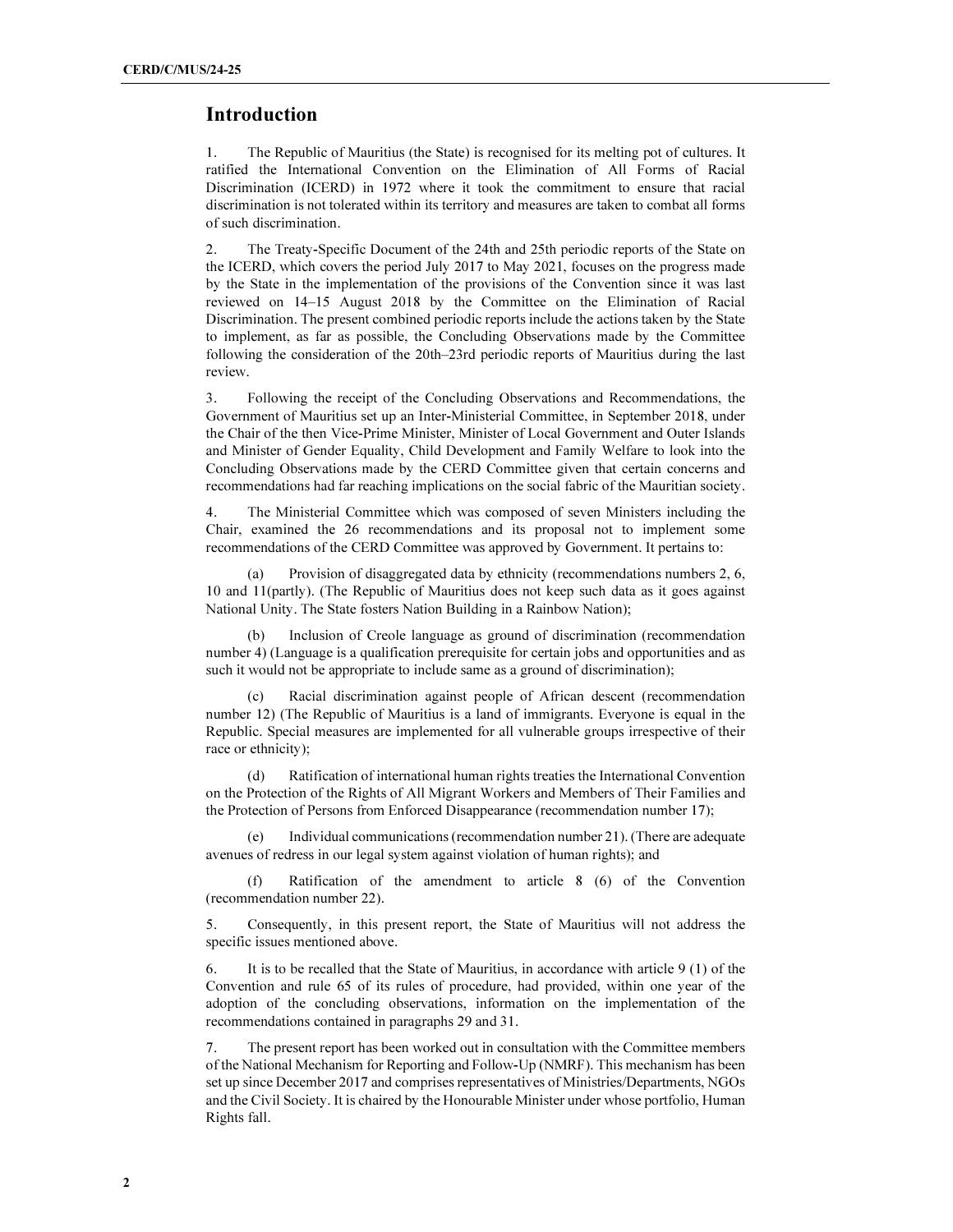## Introduction

1. The Republic of Mauritius (the State) is recognised for its melting pot of cultures. It ratified the International Convention on the Elimination of All Forms of Racial Discrimination (ICERD) in 1972 where it took the commitment to ensure that racial discrimination is not tolerated within its territory and measures are taken to combat all forms of such discrimination.

2. The Treaty-Specific Document of the 24th and 25th periodic reports of the State on the ICERD, which covers the period July 2017 to May 2021, focuses on the progress made by the State in the implementation of the provisions of the Convention since it was last reviewed on 14–15 August 2018 by the Committee on the Elimination of Racial Discrimination. The present combined periodic reports include the actions taken by the State to implement, as far as possible, the Concluding Observations made by the Committee following the consideration of the 20th–23rd periodic reports of Mauritius during the last review.

3. Following the receipt of the Concluding Observations and Recommendations, the Government of Mauritius set up an Inter-Ministerial Committee, in September 2018, under the Chair of the then Vice-Prime Minister, Minister of Local Government and Outer Islands and Minister of Gender Equality, Child Development and Family Welfare to look into the Concluding Observations made by the CERD Committee given that certain concerns and recommendations had far reaching implications on the social fabric of the Mauritian society.

4. The Ministerial Committee which was composed of seven Ministers including the Chair, examined the 26 recommendations and its proposal not to implement some recommendations of the CERD Committee was approved by Government. It pertains to:

(a) Provision of disaggregated data by ethnicity (recommendations numbers 2, 6, 10 and 11(partly). (The Republic of Mauritius does not keep such data as it goes against National Unity. The State fosters Nation Building in a Rainbow Nation);

(b) Inclusion of Creole language as ground of discrimination (recommendation number 4) (Language is a qualification prerequisite for certain jobs and opportunities and as such it would not be appropriate to include same as a ground of discrimination);

(c) Racial discrimination against people of African descent (recommendation number 12) (The Republic of Mauritius is a land of immigrants. Everyone is equal in the Republic. Special measures are implemented for all vulnerable groups irrespective of their race or ethnicity);

(d) Ratification of international human rights treaties the International Convention on the Protection of the Rights of All Migrant Workers and Members of Their Families and the Protection of Persons from Enforced Disappearance (recommendation number 17);

(e) Individual communications (recommendation number 21). (There are adequate avenues of redress in our legal system against violation of human rights); and

(f) Ratification of the amendment to article 8 (6) of the Convention (recommendation number 22).

5. Consequently, in this present report, the State of Mauritius will not address the specific issues mentioned above.

6. It is to be recalled that the State of Mauritius, in accordance with article 9 (1) of the Convention and rule 65 of its rules of procedure, had provided, within one year of the adoption of the concluding observations, information on the implementation of the recommendations contained in paragraphs 29 and 31.

7. The present report has been worked out in consultation with the Committee members of the National Mechanism for Reporting and Follow-Up (NMRF). This mechanism has been set up since December 2017 and comprises representatives of Ministries/Departments, NGOs and the Civil Society. It is chaired by the Honourable Minister under whose portfolio, Human Rights fall.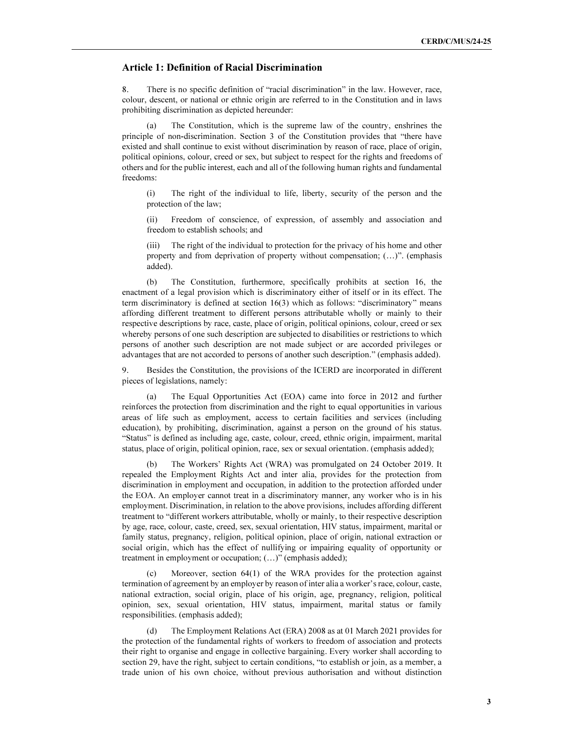## Article 1: Definition of Racial Discrimination

8. There is no specific definition of "racial discrimination" in the law. However, race, colour, descent, or national or ethnic origin are referred to in the Constitution and in laws prohibiting discrimination as depicted hereunder:

(a) The Constitution, which is the supreme law of the country, enshrines the principle of non-discrimination. Section 3 of the Constitution provides that "there have existed and shall continue to exist without discrimination by reason of race, place of origin, political opinions, colour, creed or sex, but subject to respect for the rights and freedoms of others and for the public interest, each and all of the following human rights and fundamental freedoms:

(i) The right of the individual to life, liberty, security of the person and the protection of the law;

(ii) Freedom of conscience, of expression, of assembly and association and freedom to establish schools; and

(iii) The right of the individual to protection for the privacy of his home and other property and from deprivation of property without compensation; (…)". (emphasis added).

(b) The Constitution, furthermore, specifically prohibits at section 16, the enactment of a legal provision which is discriminatory either of itself or in its effect. The term discriminatory is defined at section 16(3) which as follows: "discriminatory" means affording different treatment to different persons attributable wholly or mainly to their respective descriptions by race, caste, place of origin, political opinions, colour, creed or sex whereby persons of one such description are subjected to disabilities or restrictions to which persons of another such description are not made subject or are accorded privileges or advantages that are not accorded to persons of another such description." (emphasis added).

9. Besides the Constitution, the provisions of the ICERD are incorporated in different pieces of legislations, namely:

(a) The Equal Opportunities Act (EOA) came into force in 2012 and further reinforces the protection from discrimination and the right to equal opportunities in various areas of life such as employment, access to certain facilities and services (including education), by prohibiting, discrimination, against a person on the ground of his status. "Status" is defined as including age, caste, colour, creed, ethnic origin, impairment, marital status, place of origin, political opinion, race, sex or sexual orientation. (emphasis added);

(b) The Workers' Rights Act (WRA) was promulgated on 24 October 2019. It repealed the Employment Rights Act and inter alia, provides for the protection from discrimination in employment and occupation, in addition to the protection afforded under the EOA. An employer cannot treat in a discriminatory manner, any worker who is in his employment. Discrimination, in relation to the above provisions, includes affording different treatment to "different workers attributable, wholly or mainly, to their respective description by age, race, colour, caste, creed, sex, sexual orientation, HIV status, impairment, marital or family status, pregnancy, religion, political opinion, place of origin, national extraction or social origin, which has the effect of nullifying or impairing equality of opportunity or treatment in employment or occupation; (…)" (emphasis added);

(c) Moreover, section 64(1) of the WRA provides for the protection against termination of agreement by an employer by reason of inter alia a worker's race, colour, caste, national extraction, social origin, place of his origin, age, pregnancy, religion, political opinion, sex, sexual orientation, HIV status, impairment, marital status or family responsibilities. (emphasis added);

(d) The Employment Relations Act (ERA) 2008 as at 01 March 2021 provides for the protection of the fundamental rights of workers to freedom of association and protects their right to organise and engage in collective bargaining. Every worker shall according to section 29, have the right, subject to certain conditions, "to establish or join, as a member, a trade union of his own choice, without previous authorisation and without distinction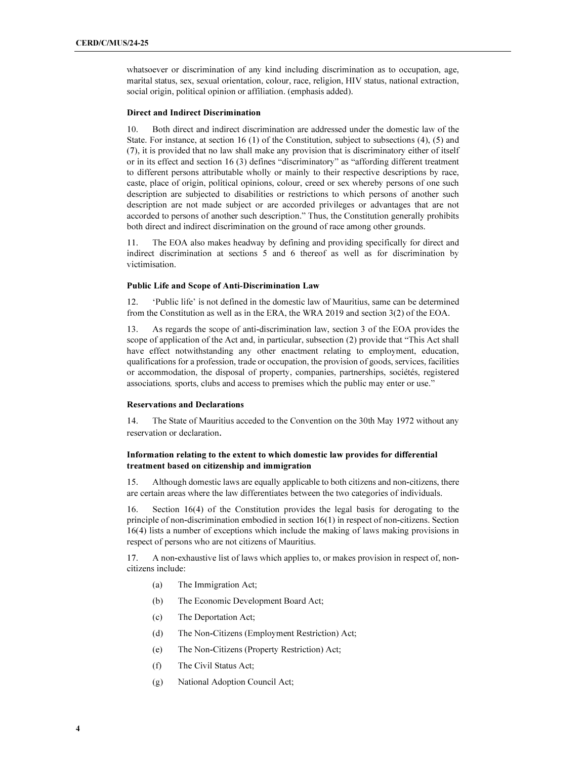whatsoever or discrimination of any kind including discrimination as to occupation, age, marital status, sex, sexual orientation, colour, race, religion, HIV status, national extraction, social origin, political opinion or affiliation. (emphasis added).

### Direct and Indirect Discrimination

10. Both direct and indirect discrimination are addressed under the domestic law of the State. For instance, at section 16 (1) of the Constitution, subject to subsections (4), (5) and (7), it is provided that no law shall make any provision that is discriminatory either of itself or in its effect and section 16 (3) defines "discriminatory" as "affording different treatment to different persons attributable wholly or mainly to their respective descriptions by race, caste, place of origin, political opinions, colour, creed or sex whereby persons of one such description are subjected to disabilities or restrictions to which persons of another such description are not made subject or are accorded privileges or advantages that are not accorded to persons of another such description." Thus, the Constitution generally prohibits both direct and indirect discrimination on the ground of race among other grounds.

11. The EOA also makes headway by defining and providing specifically for direct and indirect discrimination at sections 5 and 6 thereof as well as for discrimination by victimisation.

### Public Life and Scope of Anti-Discrimination Law

12. 'Public life' is not defined in the domestic law of Mauritius, same can be determined from the Constitution as well as in the ERA, the WRA 2019 and section 3(2) of the EOA.

13. As regards the scope of anti-discrimination law, section 3 of the EOA provides the scope of application of the Act and, in particular, subsection (2) provide that "This Act shall have effect notwithstanding any other enactment relating to employment, education, qualifications for a profession, trade or occupation, the provision of goods, services, facilities or accommodation, the disposal of property, companies, partnerships, sociétés, registered associations*,* sports, clubs and access to premises which the public may enter or use."

### Reservations and Declarations

14. The State of Mauritius acceded to the Convention on the 30th May 1972 without any reservation or declaration.

### Information relating to the extent to which domestic law provides for differential treatment based on citizenship and immigration

15. Although domestic laws are equally applicable to both citizens and non-citizens, there are certain areas where the law differentiates between the two categories of individuals.

16. Section 16(4) of the Constitution provides the legal basis for derogating to the principle of non-discrimination embodied in section 16(1) in respect of non-citizens. Section 16(4) lists a number of exceptions which include the making of laws making provisions in respect of persons who are not citizens of Mauritius.

17. A non-exhaustive list of laws which applies to, or makes provision in respect of, non-citizens include:

(a) The Immigration Act;

(b) The Economic Development Board Act;

(c) The Deportation Act;

(d) The Non-Citizens (Employment Restriction) Act;

(e) The Non-Citizens (Property Restriction) Act;

(f) The Civil Status Act;

(g) National Adoption Council Act;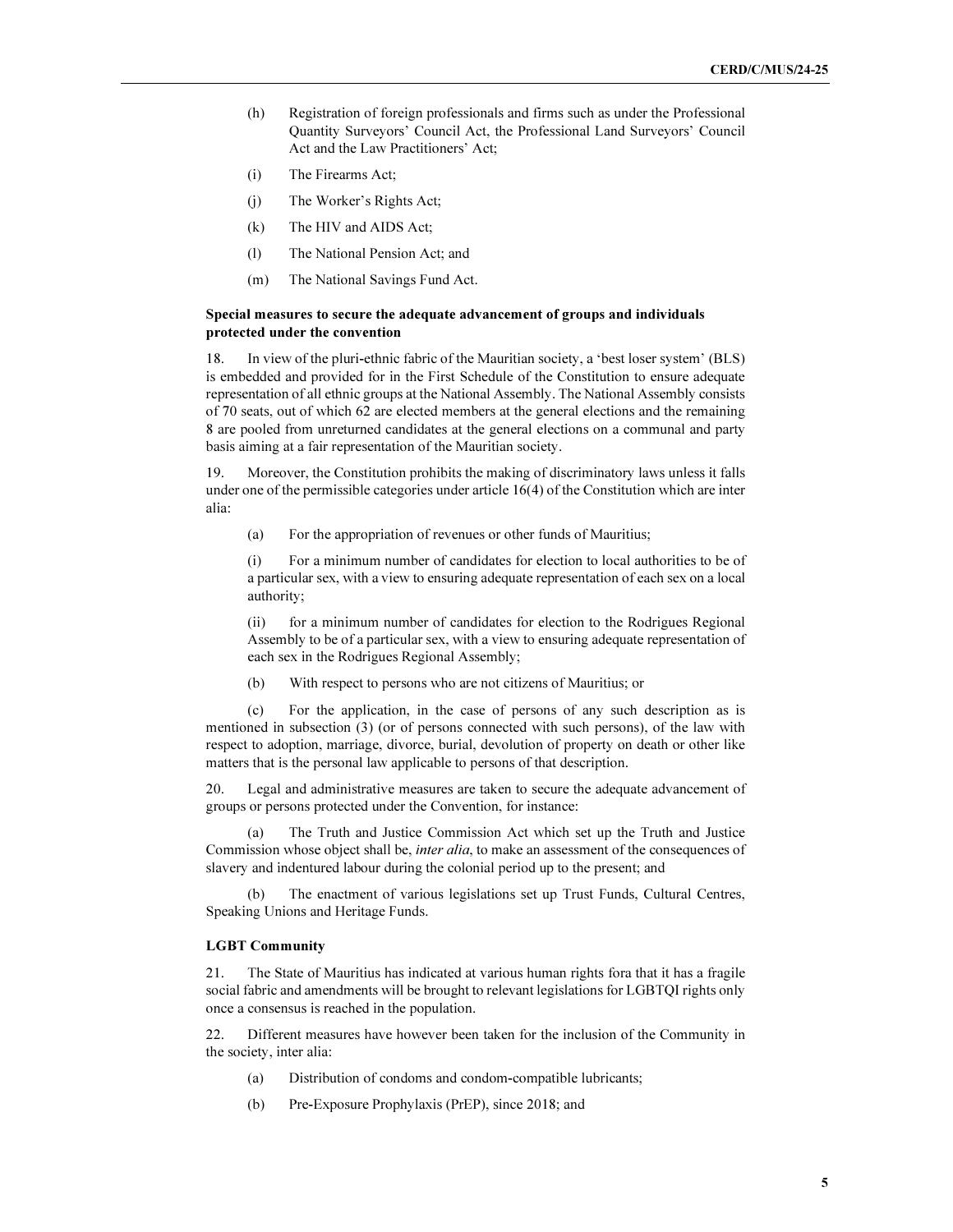(h) Registration of foreign professionals and firms such as under the Professional Quantity Surveyors' Council Act, the Professional Land Surveyors' Council Act and the Law Practitioners' Act;

(i) The Firearms Act;

(j) The Worker's Rights Act;

(k) The HIV and AIDS Act;

(l) The National Pension Act; and

(m) The National Savings Fund Act.

**Special measures to secure the adequate advancement of groups and individuals protected under the convention**

18. In view of the pluri-ethnic fabric of the Mauritian society, a 'best loser system' (BLS) is embedded and provided for in the First Schedule of the Constitution to ensure adequate representation of all ethnic groups at the National Assembly. The National Assembly consists of 70 seats, out of which 62 are elected members at the general elections and the remaining 8 are pooled from unreturned candidates at the general elections on a communal and party basis aiming at a fair representation of the Mauritian society.

19. Moreover, the Constitution prohibits the making of discriminatory laws unless it falls under one of the permissible categories under article 16(4) of the Constitution which are inter alia:

(a) For the appropriation of revenues or other funds of Mauritius;

(i) For a minimum number of candidates for election to local authorities to be of a particular sex, with a view to ensuring adequate representation of each sex on a local authority;

(ii) for a minimum number of candidates for election to the Rodrigues Regional Assembly to be of a particular sex, with a view to ensuring adequate representation of each sex in the Rodrigues Regional Assembly;

(b) With respect to persons who are not citizens of Mauritius; or

(c) For the application, in the case of persons of any such description as is mentioned in subsection (3) (or of persons connected with such persons), of the law with respect to adoption, marriage, divorce, burial, devolution of property on death or other like matters that is the personal law applicable to persons of that description.

20. Legal and administrative measures are taken to secure the adequate advancement of groups or persons protected under the Convention, for instance:

(a) The Truth and Justice Commission Act which set up the Truth and Justice Commission whose object shall be, *inter alia*, to make an assessment of the consequences of slavery and indentured labour during the colonial period up to the present; and

(b) The enactment of various legislations set up Trust Funds, Cultural Centres, Speaking Unions and Heritage Funds.

**LGBT Community**

21. The State of Mauritius has indicated at various human rights fora that it has a fragile social fabric and amendments will be brought to relevant legislations for LGBTQI rights only once a consensus is reached in the population.

22. Different measures have however been taken for the inclusion of the Community in the society, inter alia:

(a) Distribution of condoms and condom-compatible lubricants;

(b) Pre-Exposure Prophylaxis (PrEP), since 2018; and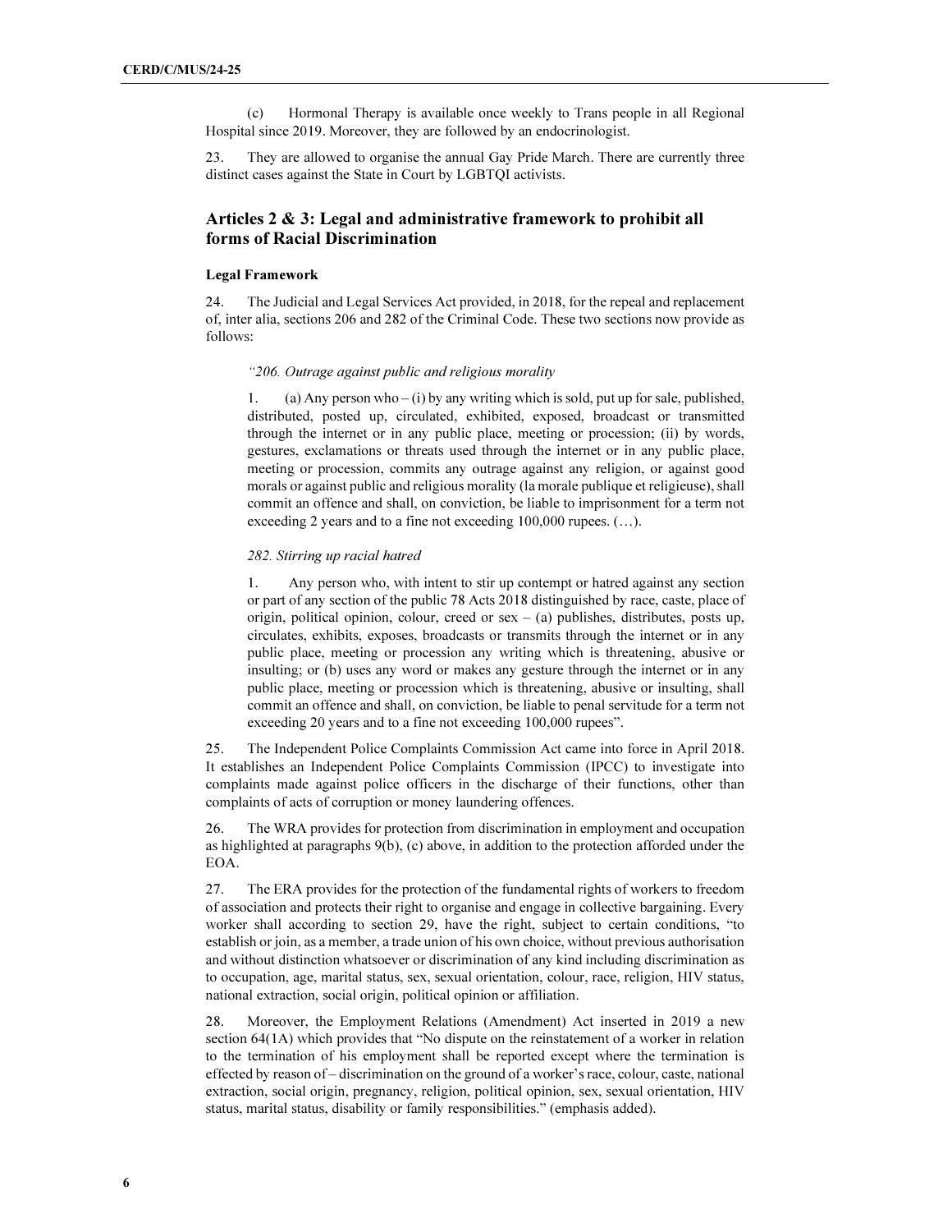(c) Hormonal Therapy is available once weekly to Trans people in all Regional Hospital since 2019. Moreover, they are followed by an endocrinologist.

23. They are allowed to organise the annual Gay Pride March. There are currently three distinct cases against the State in Court by LGBTQI activists.

## Articles 2 & 3: Legal and administrative framework to prohibit all forms of Racial Discrimination

### Legal Framework

24. The Judicial and Legal Services Act provided, in 2018, for the repeal and replacement of, inter alia, sections 206 and 282 of the Criminal Code. These two sections now provide as follows:

> *"206. Outrage against public and religious morality*
>
> 1. (a) Any person who – (i) by any writing which is sold, put up for sale, published, distributed, posted up, circulated, exhibited, exposed, broadcast or transmitted through the internet or in any public place, meeting or procession; (ii) by words, gestures, exclamations or threats used through the internet or in any public place, meeting or procession, commits any outrage against any religion, or against good morals or against public and religious morality (la morale publique et religieuse), shall commit an offence and shall, on conviction, be liable to imprisonment for a term not exceeding 2 years and to a fine not exceeding 100,000 rupees. (…).
>
> *282. Stirring up racial hatred*
>
> 1. Any person who, with intent to stir up contempt or hatred against any section or part of any section of the public 78 Acts 2018 distinguished by race, caste, place of origin, political opinion, colour, creed or sex – (a) publishes, distributes, posts up, circulates, exhibits, exposes, broadcasts or transmits through the internet or in any public place, meeting or procession any writing which is threatening, abusive or insulting; or (b) uses any word or makes any gesture through the internet or in any public place, meeting or procession which is threatening, abusive or insulting, shall commit an offence and shall, on conviction, be liable to penal servitude for a term not exceeding 20 years and to a fine not exceeding 100,000 rupees".

25. The Independent Police Complaints Commission Act came into force in April 2018. It establishes an Independent Police Complaints Commission (IPCC) to investigate into complaints made against police officers in the discharge of their functions, other than complaints of acts of corruption or money laundering offences.

26. The WRA provides for protection from discrimination in employment and occupation as highlighted at paragraphs 9(b), (c) above, in addition to the protection afforded under the EOA.

27. The ERA provides for the protection of the fundamental rights of workers to freedom of association and protects their right to organise and engage in collective bargaining. Every worker shall according to section 29, have the right, subject to certain conditions, "to establish or join, as a member, a trade union of his own choice, without previous authorisation and without distinction whatsoever or discrimination of any kind including discrimination as to occupation, age, marital status, sex, sexual orientation, colour, race, religion, HIV status, national extraction, social origin, political opinion or affiliation.

28. Moreover, the Employment Relations (Amendment) Act inserted in 2019 a new section 64(1A) which provides that "No dispute on the reinstatement of a worker in relation to the termination of his employment shall be reported except where the termination is effected by reason of – discrimination on the ground of a worker's race, colour, caste, national extraction, social origin, pregnancy, religion, political opinion, sex, sexual orientation, HIV status, marital status, disability or family responsibilities." (emphasis added).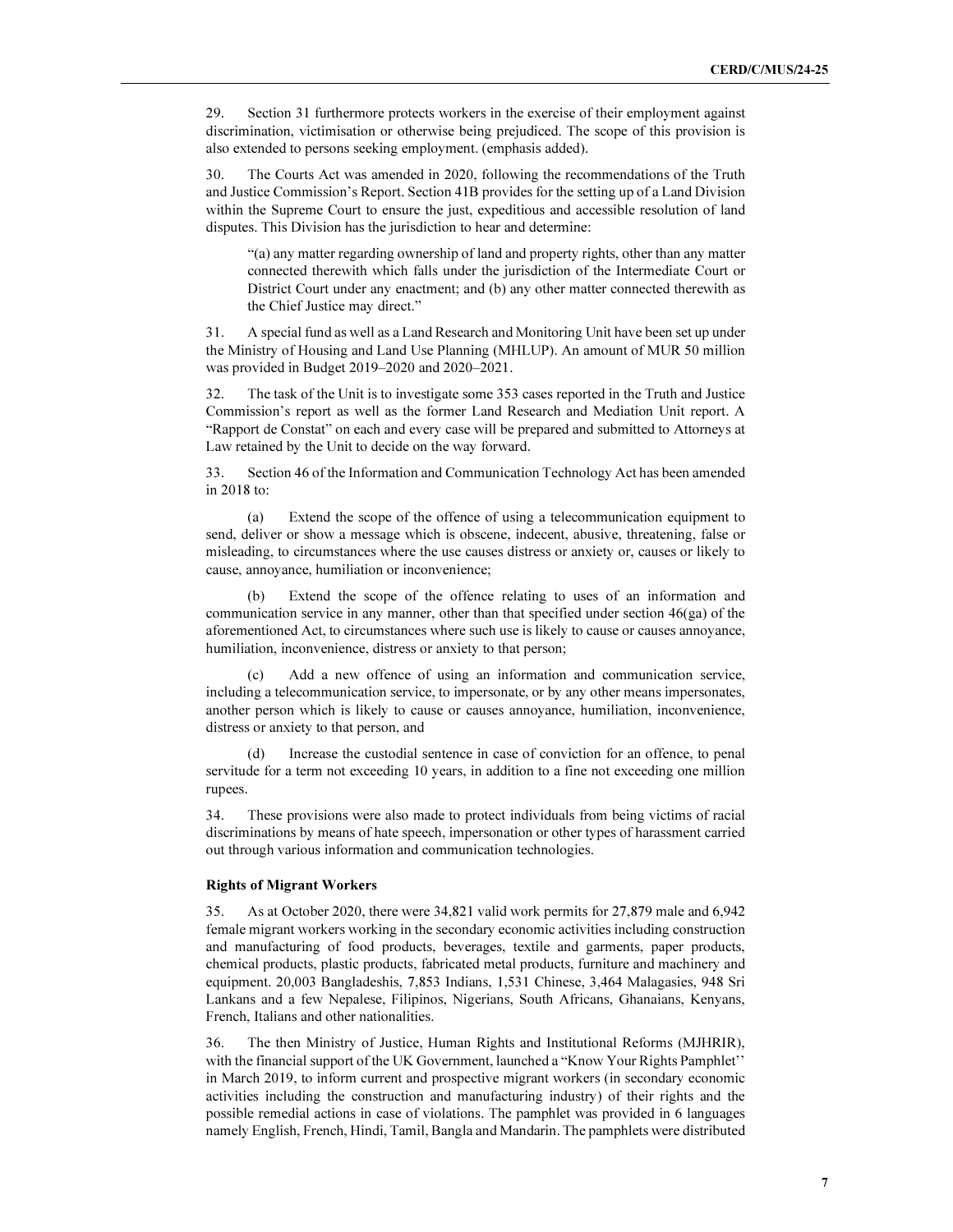29. Section 31 furthermore protects workers in the exercise of their employment against discrimination, victimisation or otherwise being prejudiced. The scope of this provision is also extended to persons seeking employment. (emphasis added).

30. The Courts Act was amended in 2020, following the recommendations of the Truth and Justice Commission's Report. Section 41B provides for the setting up of a Land Division within the Supreme Court to ensure the just, expeditious and accessible resolution of land disputes. This Division has the jurisdiction to hear and determine:

> "(a) any matter regarding ownership of land and property rights, other than any matter connected therewith which falls under the jurisdiction of the Intermediate Court or District Court under any enactment; and (b) any other matter connected therewith as the Chief Justice may direct."

31. A special fund as well as a Land Research and Monitoring Unit have been set up under the Ministry of Housing and Land Use Planning (MHLUP). An amount of MUR 50 million was provided in Budget 2019–2020 and 2020–2021.

32. The task of the Unit is to investigate some 353 cases reported in the Truth and Justice Commission's report as well as the former Land Research and Mediation Unit report. A "Rapport de Constat" on each and every case will be prepared and submitted to Attorneys at Law retained by the Unit to decide on the way forward.

33. Section 46 of the Information and Communication Technology Act has been amended in 2018 to:

(a) Extend the scope of the offence of using a telecommunication equipment to send, deliver or show a message which is obscene, indecent, abusive, threatening, false or misleading, to circumstances where the use causes distress or anxiety or, causes or likely to cause, annoyance, humiliation or inconvenience;

(b) Extend the scope of the offence relating to uses of an information and communication service in any manner, other than that specified under section 46(ga) of the aforementioned Act, to circumstances where such use is likely to cause or causes annoyance, humiliation, inconvenience, distress or anxiety to that person;

(c) Add a new offence of using an information and communication service, including a telecommunication service, to impersonate, or by any other means impersonates, another person which is likely to cause or causes annoyance, humiliation, inconvenience, distress or anxiety to that person, and

(d) Increase the custodial sentence in case of conviction for an offence, to penal servitude for a term not exceeding 10 years, in addition to a fine not exceeding one million rupees.

34. These provisions were also made to protect individuals from being victims of racial discriminations by means of hate speech, impersonation or other types of harassment carried out through various information and communication technologies.

**Rights of Migrant Workers**

35. As at October 2020, there were 34,821 valid work permits for 27,879 male and 6,942 female migrant workers working in the secondary economic activities including construction and manufacturing of food products, beverages, textile and garments, paper products, chemical products, plastic products, fabricated metal products, furniture and machinery and equipment. 20,003 Bangladeshis, 7,853 Indians, 1,531 Chinese, 3,464 Malagasies, 948 Sri Lankans and a few Nepalese, Filipinos, Nigerians, South Africans, Ghanaians, Kenyans, French, Italians and other nationalities.

36. The then Ministry of Justice, Human Rights and Institutional Reforms (MJHRIR), with the financial support of the UK Government, launched a "Know Your Rights Pamphlet'' in March 2019, to inform current and prospective migrant workers (in secondary economic activities including the construction and manufacturing industry) of their rights and the possible remedial actions in case of violations. The pamphlet was provided in 6 languages namely English, French, Hindi, Tamil, Bangla and Mandarin. The pamphlets were distributed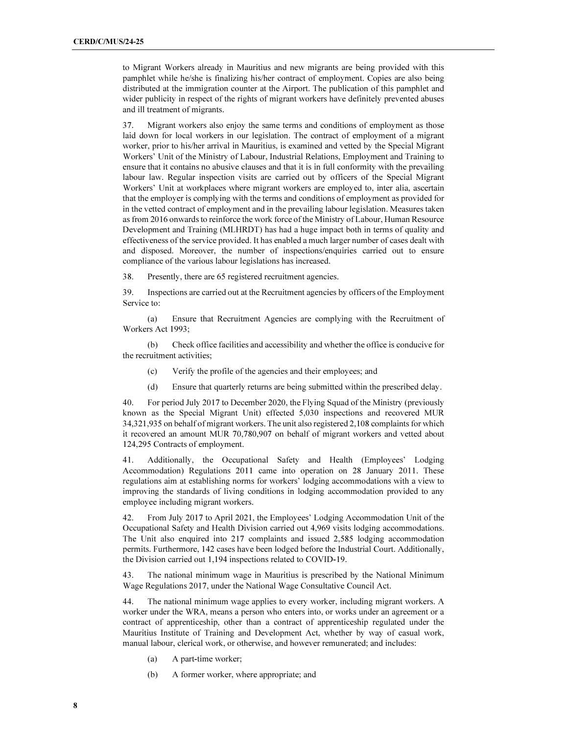to Migrant Workers already in Mauritius and new migrants are being provided with this pamphlet while he/she is finalizing his/her contract of employment. Copies are also being distributed at the immigration counter at the Airport. The publication of this pamphlet and wider publicity in respect of the rights of migrant workers have definitely prevented abuses and ill treatment of migrants.

37. Migrant workers also enjoy the same terms and conditions of employment as those laid down for local workers in our legislation. The contract of employment of a migrant worker, prior to his/her arrival in Mauritius, is examined and vetted by the Special Migrant Workers' Unit of the Ministry of Labour, Industrial Relations, Employment and Training to ensure that it contains no abusive clauses and that it is in full conformity with the prevailing labour law. Regular inspection visits are carried out by officers of the Special Migrant Workers' Unit at workplaces where migrant workers are employed to, inter alia, ascertain that the employer is complying with the terms and conditions of employment as provided for in the vetted contract of employment and in the prevailing labour legislation. Measures taken as from 2016 onwards to reinforce the work force of the Ministry of Labour, Human Resource Development and Training (MLHRDT) has had a huge impact both in terms of quality and effectiveness of the service provided. It has enabled a much larger number of cases dealt with and disposed. Moreover, the number of inspections/enquiries carried out to ensure compliance of the various labour legislations has increased.

38. Presently, there are 65 registered recruitment agencies.

39. Inspections are carried out at the Recruitment agencies by officers of the Employment Service to:

(a) Ensure that Recruitment Agencies are complying with the Recruitment of Workers Act 1993;

(b) Check office facilities and accessibility and whether the office is conducive for the recruitment activities;

(c) Verify the profile of the agencies and their employees; and

(d) Ensure that quarterly returns are being submitted within the prescribed delay.

40. For period July 2017 to December 2020, the Flying Squad of the Ministry (previously known as the Special Migrant Unit) effected 5,030 inspections and recovered MUR 34,321,935 on behalf of migrant workers. The unit also registered 2,108 complaints for which it recovered an amount MUR 70,780,907 on behalf of migrant workers and vetted about 124,295 Contracts of employment.

41. Additionally, the Occupational Safety and Health (Employees' Lodging Accommodation) Regulations 2011 came into operation on 28 January 2011. These regulations aim at establishing norms for workers' lodging accommodations with a view to improving the standards of living conditions in lodging accommodation provided to any employee including migrant workers.

42. From July 2017 to April 2021, the Employees' Lodging Accommodation Unit of the Occupational Safety and Health Division carried out 4,969 visits lodging accommodations. The Unit also enquired into 217 complaints and issued 2,585 lodging accommodation permits. Furthermore, 142 cases have been lodged before the Industrial Court. Additionally, the Division carried out 1,194 inspections related to COVID-19.

43. The national minimum wage in Mauritius is prescribed by the National Minimum Wage Regulations 2017, under the National Wage Consultative Council Act.

44. The national minimum wage applies to every worker, including migrant workers. A worker under the WRA, means a person who enters into, or works under an agreement or a contract of apprenticeship, other than a contract of apprenticeship regulated under the Mauritius Institute of Training and Development Act, whether by way of casual work, manual labour, clerical work, or otherwise, and however remunerated; and includes:

(a) A part-time worker;

(b) A former worker, where appropriate; and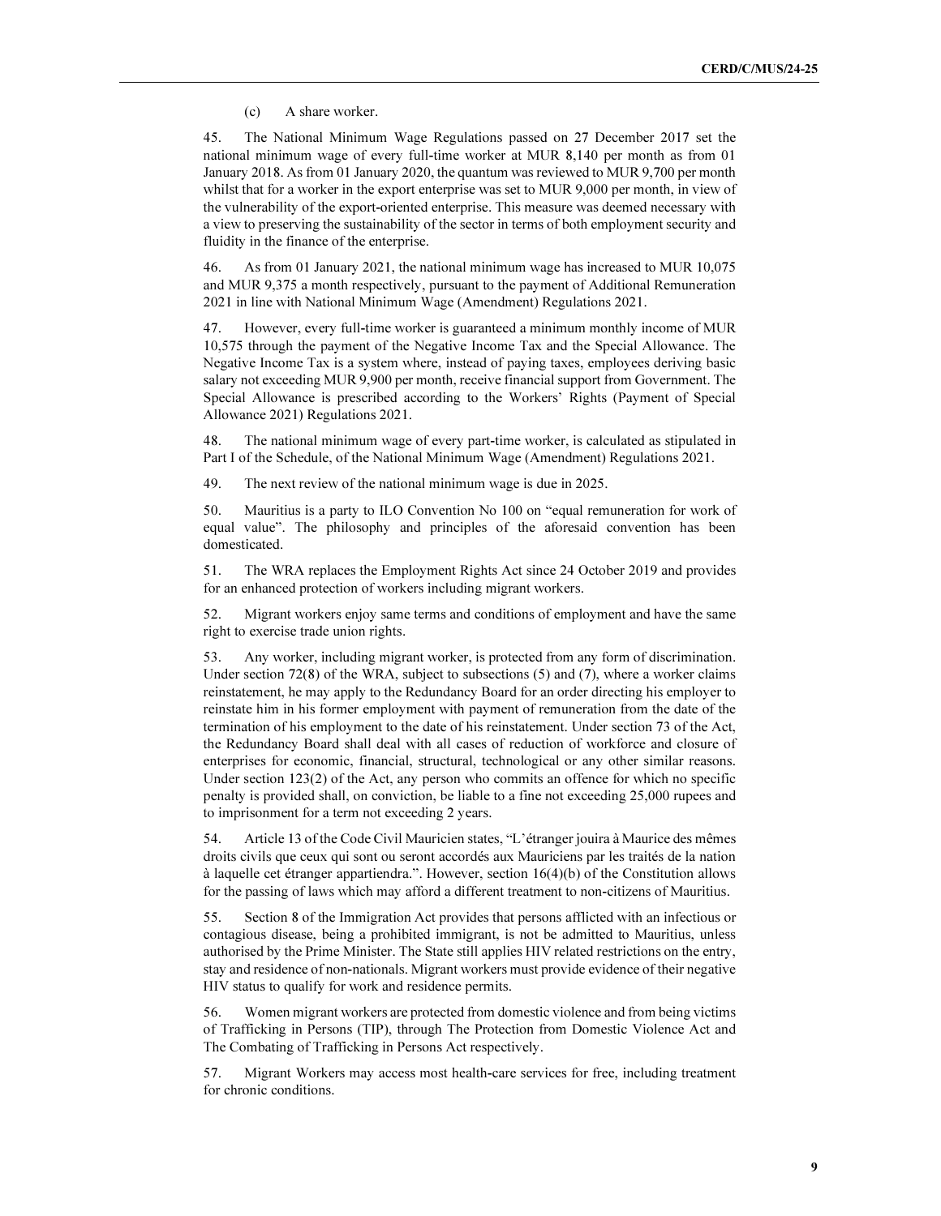(c) A share worker.

45. The National Minimum Wage Regulations passed on 27 December 2017 set the national minimum wage of every full-time worker at MUR 8,140 per month as from 01 January 2018. As from 01 January 2020, the quantum was reviewed to MUR 9,700 per month whilst that for a worker in the export enterprise was set to MUR 9,000 per month, in view of the vulnerability of the export-oriented enterprise. This measure was deemed necessary with a view to preserving the sustainability of the sector in terms of both employment security and fluidity in the finance of the enterprise.

46. As from 01 January 2021, the national minimum wage has increased to MUR 10,075 and MUR 9,375 a month respectively, pursuant to the payment of Additional Remuneration 2021 in line with National Minimum Wage (Amendment) Regulations 2021.

47. However, every full-time worker is guaranteed a minimum monthly income of MUR 10,575 through the payment of the Negative Income Tax and the Special Allowance. The Negative Income Tax is a system where, instead of paying taxes, employees deriving basic salary not exceeding MUR 9,900 per month, receive financial support from Government. The Special Allowance is prescribed according to the Workers' Rights (Payment of Special Allowance 2021) Regulations 2021.

48. The national minimum wage of every part-time worker, is calculated as stipulated in Part I of the Schedule, of the National Minimum Wage (Amendment) Regulations 2021.

49. The next review of the national minimum wage is due in 2025.

50. Mauritius is a party to ILO Convention No 100 on "equal remuneration for work of equal value". The philosophy and principles of the aforesaid convention has been domesticated.

51. The WRA replaces the Employment Rights Act since 24 October 2019 and provides for an enhanced protection of workers including migrant workers.

52. Migrant workers enjoy same terms and conditions of employment and have the same right to exercise trade union rights.

53. Any worker, including migrant worker, is protected from any form of discrimination. Under section 72(8) of the WRA, subject to subsections (5) and (7), where a worker claims reinstatement, he may apply to the Redundancy Board for an order directing his employer to reinstate him in his former employment with payment of remuneration from the date of the termination of his employment to the date of his reinstatement. Under section 73 of the Act, the Redundancy Board shall deal with all cases of reduction of workforce and closure of enterprises for economic, financial, structural, technological or any other similar reasons. Under section 123(2) of the Act, any person who commits an offence for which no specific penalty is provided shall, on conviction, be liable to a fine not exceeding 25,000 rupees and to imprisonment for a term not exceeding 2 years.

54. Article 13 of the Code Civil Mauricien states, "L'étranger jouira à Maurice des mêmes droits civils que ceux qui sont ou seront accordés aux Mauriciens par les traités de la nation à laquelle cet étranger appartiendra.". However, section 16(4)(b) of the Constitution allows for the passing of laws which may afford a different treatment to non-citizens of Mauritius.

55. Section 8 of the Immigration Act provides that persons afflicted with an infectious or contagious disease, being a prohibited immigrant, is not be admitted to Mauritius, unless authorised by the Prime Minister. The State still applies HIV related restrictions on the entry, stay and residence of non-nationals. Migrant workers must provide evidence of their negative HIV status to qualify for work and residence permits.

56. Women migrant workers are protected from domestic violence and from being victims of Trafficking in Persons (TIP), through The Protection from Domestic Violence Act and The Combating of Trafficking in Persons Act respectively.

57. Migrant Workers may access most health-care services for free, including treatment for chronic conditions.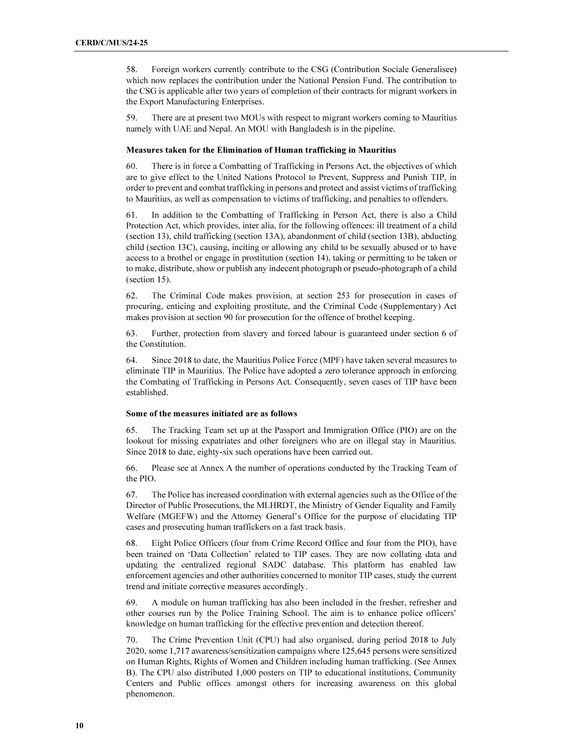58. Foreign workers currently contribute to the CSG (Contribution Sociale Generalisee) which now replaces the contribution under the National Pension Fund. The contribution to the CSG is applicable after two years of completion of their contracts for migrant workers in the Export Manufacturing Enterprises.

59. There are at present two MOUs with respect to migrant workers coming to Mauritius namely with UAE and Nepal. An MOU with Bangladesh is in the pipeline.

**Measures taken for the Elimination of Human trafficking in Mauritius**

60. There is in force a Combatting of Trafficking in Persons Act, the objectives of which are to give effect to the United Nations Protocol to Prevent, Suppress and Punish TIP, in order to prevent and combat trafficking in persons and protect and assist victims of trafficking to Mauritius, as well as compensation to victims of trafficking, and penalties to offenders.

61. In addition to the Combatting of Trafficking in Person Act, there is also a Child Protection Act, which provides, inter alia, for the following offences: ill treatment of a child (section 13), child trafficking (section 13A), abandonment of child (section 13B), abducting child (section 13C), causing, inciting or allowing any child to be sexually abused or to have access to a brothel or engage in prostitution (section 14), taking or permitting to be taken or to make, distribute, show or publish any indecent photograph or pseudo-photograph of a child (section 15).

62. The Criminal Code makes provision, at section 253 for prosecution in cases of procuring, enticing and exploiting prostitute, and the Criminal Code (Supplementary) Act makes provision at section 90 for prosecution for the offence of brothel keeping.

63. Further, protection from slavery and forced labour is guaranteed under section 6 of the Constitution.

64. Since 2018 to date, the Mauritius Police Force (MPF) have taken several measures to eliminate TIP in Mauritius. The Police have adopted a zero tolerance approach in enforcing the Combating of Trafficking in Persons Act. Consequently, seven cases of TIP have been established.

**Some of the measures initiated are as follows**

65. The Tracking Team set up at the Passport and Immigration Office (PIO) are on the lookout for missing expatriates and other foreigners who are on illegal stay in Mauritius. Since 2018 to date, eighty-six such operations have been carried out.

66. Please see at Annex A the number of operations conducted by the Tracking Team of the PIO.

67. The Police has increased coordination with external agencies such as the Office of the Director of Public Prosecutions, the MLHRDT, the Ministry of Gender Equality and Family Welfare (MGEFW) and the Attorney General's Office for the purpose of elucidating TIP cases and prosecuting human traffickers on a fast track basis.

68. Eight Police Officers (four from Crime Record Office and four from the PIO), have been trained on 'Data Collection' related to TIP cases. They are now collating data and updating the centralized regional SADC database. This platform has enabled law enforcement agencies and other authorities concerned to monitor TIP cases, study the current trend and initiate corrective measures accordingly.

69. A module on human trafficking has also been included in the fresher, refresher and other courses run by the Police Training School. The aim is to enhance police officers' knowledge on human trafficking for the effective prevention and detection thereof.

70. The Crime Prevention Unit (CPU) had also organised, during period 2018 to July 2020, some 1,717 awareness/sensitization campaigns where 125,645 persons were sensitized on Human Rights, Rights of Women and Children including human trafficking. (See Annex B). The CPU also distributed 1,000 posters on TIP to educational institutions, Community Centers and Public offices amongst others for increasing awareness on this global phenomenon.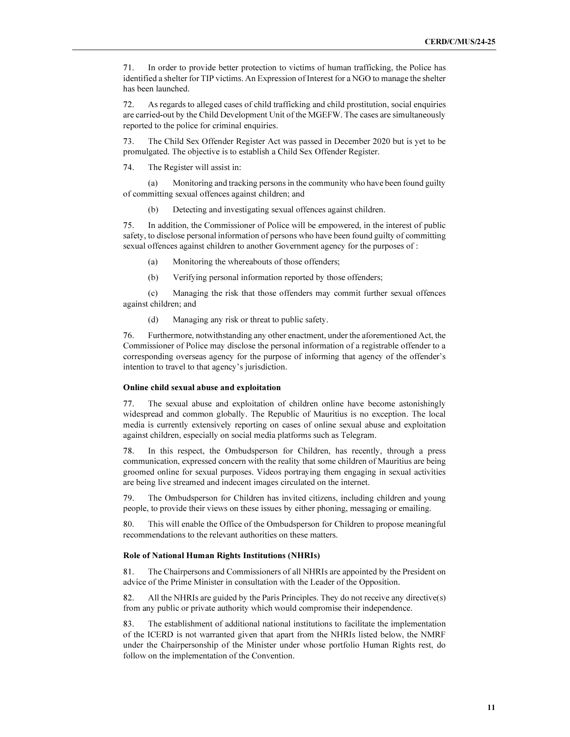71. In order to provide better protection to victims of human trafficking, the Police has identified a shelter for TIP victims. An Expression of Interest for a NGO to manage the shelter has been launched.

72. As regards to alleged cases of child trafficking and child prostitution, social enquiries are carried-out by the Child Development Unit of the MGEFW. The cases are simultaneously reported to the police for criminal enquiries.

73. The Child Sex Offender Register Act was passed in December 2020 but is yet to be promulgated. The objective is to establish a Child Sex Offender Register.

74. The Register will assist in:

(a) Monitoring and tracking persons in the community who have been found guilty of committing sexual offences against children; and

(b) Detecting and investigating sexual offences against children.

75. In addition, the Commissioner of Police will be empowered, in the interest of public safety, to disclose personal information of persons who have been found guilty of committing sexual offences against children to another Government agency for the purposes of :

(a) Monitoring the whereabouts of those offenders;

(b) Verifying personal information reported by those offenders;

(c) Managing the risk that those offenders may commit further sexual offences against children; and

(d) Managing any risk or threat to public safety.

76. Furthermore, notwithstanding any other enactment, under the aforementioned Act, the Commissioner of Police may disclose the personal information of a registrable offender to a corresponding overseas agency for the purpose of informing that agency of the offender's intention to travel to that agency's jurisdiction.

**Online child sexual abuse and exploitation**

77. The sexual abuse and exploitation of children online have become astonishingly widespread and common globally. The Republic of Mauritius is no exception. The local media is currently extensively reporting on cases of online sexual abuse and exploitation against children, especially on social media platforms such as Telegram.

78. In this respect, the Ombudsperson for Children, has recently, through a press communication, expressed concern with the reality that some children of Mauritius are being groomed online for sexual purposes. Videos portraying them engaging in sexual activities are being live streamed and indecent images circulated on the internet.

79. The Ombudsperson for Children has invited citizens, including children and young people, to provide their views on these issues by either phoning, messaging or emailing.

80. This will enable the Office of the Ombudsperson for Children to propose meaningful recommendations to the relevant authorities on these matters.

**Role of National Human Rights Institutions (NHRIs)**

81. The Chairpersons and Commissioners of all NHRIs are appointed by the President on advice of the Prime Minister in consultation with the Leader of the Opposition.

82. All the NHRIs are guided by the Paris Principles. They do not receive any directive(s) from any public or private authority which would compromise their independence.

83. The establishment of additional national institutions to facilitate the implementation of the ICERD is not warranted given that apart from the NHRIs listed below, the NMRF under the Chairpersonship of the Minister under whose portfolio Human Rights rest, do follow on the implementation of the Convention.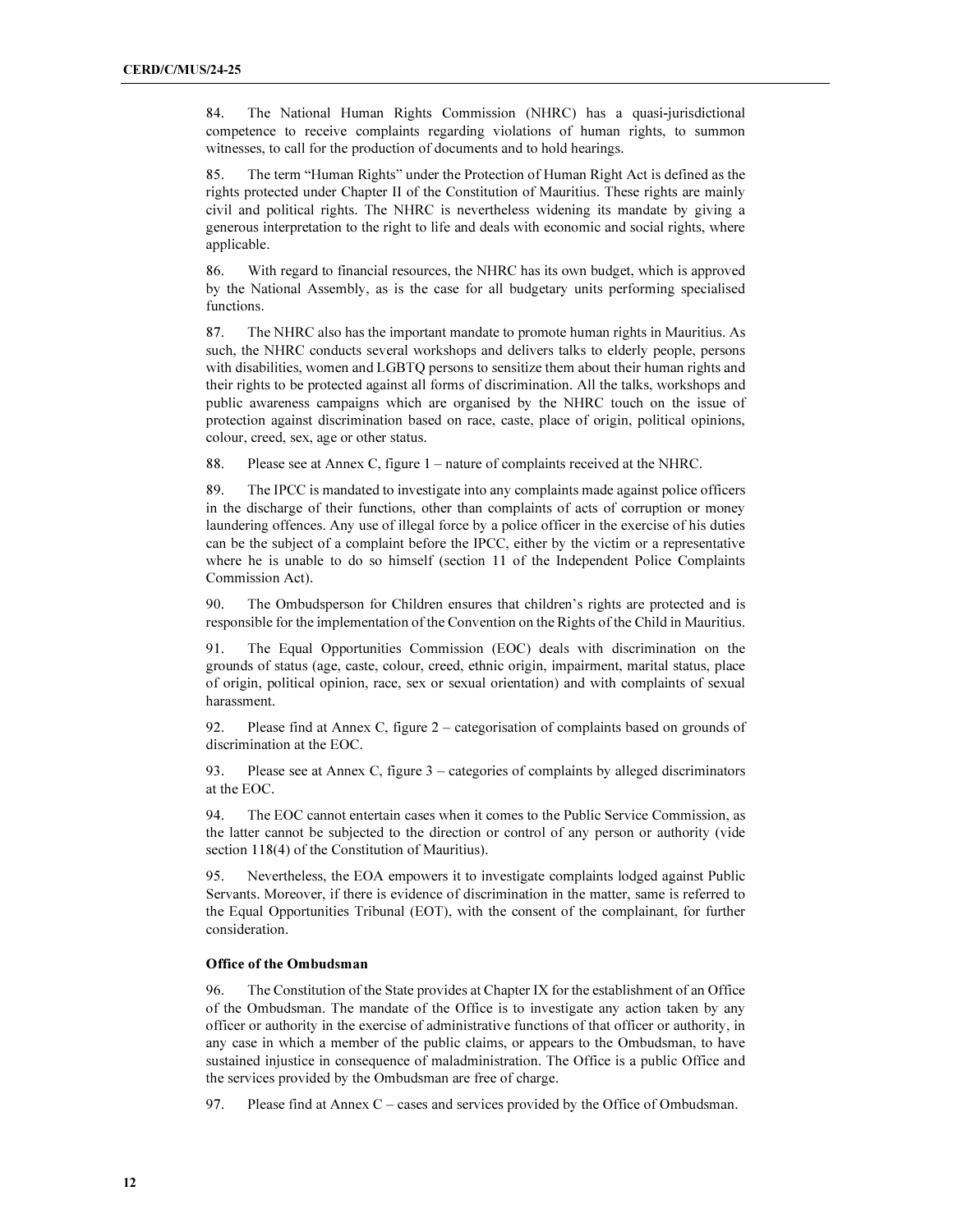84. The National Human Rights Commission (NHRC) has a quasi-jurisdictional competence to receive complaints regarding violations of human rights, to summon witnesses, to call for the production of documents and to hold hearings.

85. The term "Human Rights" under the Protection of Human Right Act is defined as the rights protected under Chapter II of the Constitution of Mauritius. These rights are mainly civil and political rights. The NHRC is nevertheless widening its mandate by giving a generous interpretation to the right to life and deals with economic and social rights, where applicable.

86. With regard to financial resources, the NHRC has its own budget, which is approved by the National Assembly, as is the case for all budgetary units performing specialised functions.

87. The NHRC also has the important mandate to promote human rights in Mauritius. As such, the NHRC conducts several workshops and delivers talks to elderly people, persons with disabilities, women and LGBTQ persons to sensitize them about their human rights and their rights to be protected against all forms of discrimination. All the talks, workshops and public awareness campaigns which are organised by the NHRC touch on the issue of protection against discrimination based on race, caste, place of origin, political opinions, colour, creed, sex, age or other status.

88. Please see at Annex C, figure 1 – nature of complaints received at the NHRC.

89. The IPCC is mandated to investigate into any complaints made against police officers in the discharge of their functions, other than complaints of acts of corruption or money laundering offences. Any use of illegal force by a police officer in the exercise of his duties can be the subject of a complaint before the IPCC, either by the victim or a representative where he is unable to do so himself (section 11 of the Independent Police Complaints Commission Act).

90. The Ombudsperson for Children ensures that children's rights are protected and is responsible for the implementation of the Convention on the Rights of the Child in Mauritius.

91. The Equal Opportunities Commission (EOC) deals with discrimination on the grounds of status (age, caste, colour, creed, ethnic origin, impairment, marital status, place of origin, political opinion, race, sex or sexual orientation) and with complaints of sexual harassment.

92. Please find at Annex C, figure 2 – categorisation of complaints based on grounds of discrimination at the EOC.

93. Please see at Annex C, figure 3 – categories of complaints by alleged discriminators at the EOC.

94. The EOC cannot entertain cases when it comes to the Public Service Commission, as the latter cannot be subjected to the direction or control of any person or authority (vide section 118(4) of the Constitution of Mauritius).

95. Nevertheless, the EOA empowers it to investigate complaints lodged against Public Servants. Moreover, if there is evidence of discrimination in the matter, same is referred to the Equal Opportunities Tribunal (EOT), with the consent of the complainant, for further consideration.

### Office of the Ombudsman

96. The Constitution of the State provides at Chapter IX for the establishment of an Office of the Ombudsman. The mandate of the Office is to investigate any action taken by any officer or authority in the exercise of administrative functions of that officer or authority, in any case in which a member of the public claims, or appears to the Ombudsman, to have sustained injustice in consequence of maladministration. The Office is a public Office and the services provided by the Ombudsman are free of charge.

97. Please find at Annex C – cases and services provided by the Office of Ombudsman.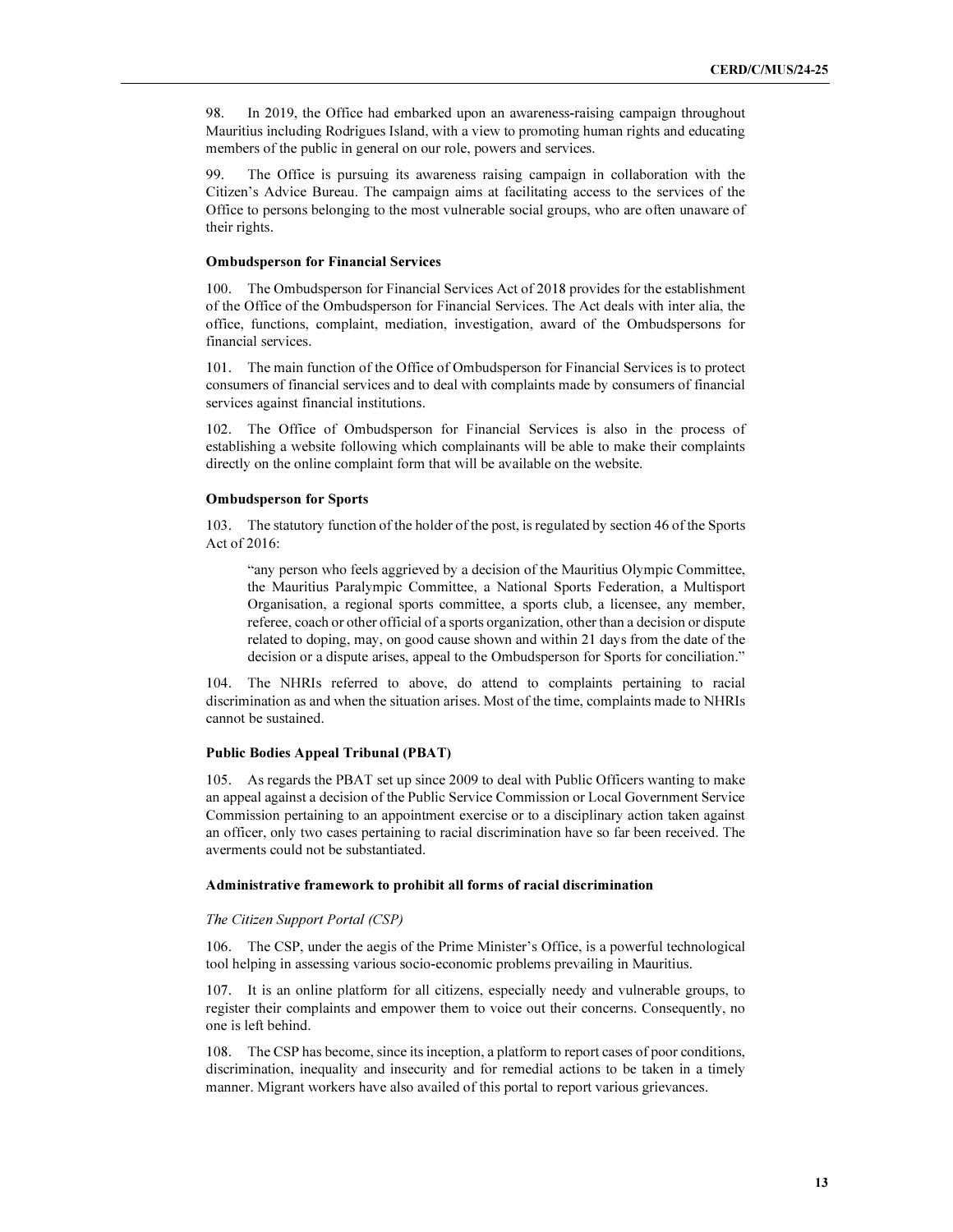98. In 2019, the Office had embarked upon an awareness-raising campaign throughout Mauritius including Rodrigues Island, with a view to promoting human rights and educating members of the public in general on our role, powers and services.

99. The Office is pursuing its awareness raising campaign in collaboration with the Citizen's Advice Bureau. The campaign aims at facilitating access to the services of the Office to persons belonging to the most vulnerable social groups, who are often unaware of their rights.

**Ombudsperson for Financial Services**

100. The Ombudsperson for Financial Services Act of 2018 provides for the establishment of the Office of the Ombudsperson for Financial Services. The Act deals with inter alia, the office, functions, complaint, mediation, investigation, award of the Ombudspersons for financial services.

101. The main function of the Office of Ombudsperson for Financial Services is to protect consumers of financial services and to deal with complaints made by consumers of financial services against financial institutions.

102. The Office of Ombudsperson for Financial Services is also in the process of establishing a website following which complainants will be able to make their complaints directly on the online complaint form that will be available on the website.

**Ombudsperson for Sports**

103. The statutory function of the holder of the post, is regulated by section 46 of the Sports Act of 2016:

> "any person who feels aggrieved by a decision of the Mauritius Olympic Committee, the Mauritius Paralympic Committee, a National Sports Federation, a Multisport Organisation, a regional sports committee, a sports club, a licensee, any member, referee, coach or other official of a sports organization, other than a decision or dispute related to doping, may, on good cause shown and within 21 days from the date of the decision or a dispute arises, appeal to the Ombudsperson for Sports for conciliation."

104. The NHRIs referred to above, do attend to complaints pertaining to racial discrimination as and when the situation arises. Most of the time, complaints made to NHRIs cannot be sustained.

**Public Bodies Appeal Tribunal (PBAT)**

105. As regards the PBAT set up since 2009 to deal with Public Officers wanting to make an appeal against a decision of the Public Service Commission or Local Government Service Commission pertaining to an appointment exercise or to a disciplinary action taken against an officer, only two cases pertaining to racial discrimination have so far been received. The averments could not be substantiated.

**Administrative framework to prohibit all forms of racial discrimination**

*The Citizen Support Portal (CSP)*

106. The CSP, under the aegis of the Prime Minister's Office, is a powerful technological tool helping in assessing various socio-economic problems prevailing in Mauritius.

107. It is an online platform for all citizens, especially needy and vulnerable groups, to register their complaints and empower them to voice out their concerns. Consequently, no one is left behind.

108. The CSP has become, since its inception, a platform to report cases of poor conditions, discrimination, inequality and insecurity and for remedial actions to be taken in a timely manner. Migrant workers have also availed of this portal to report various grievances.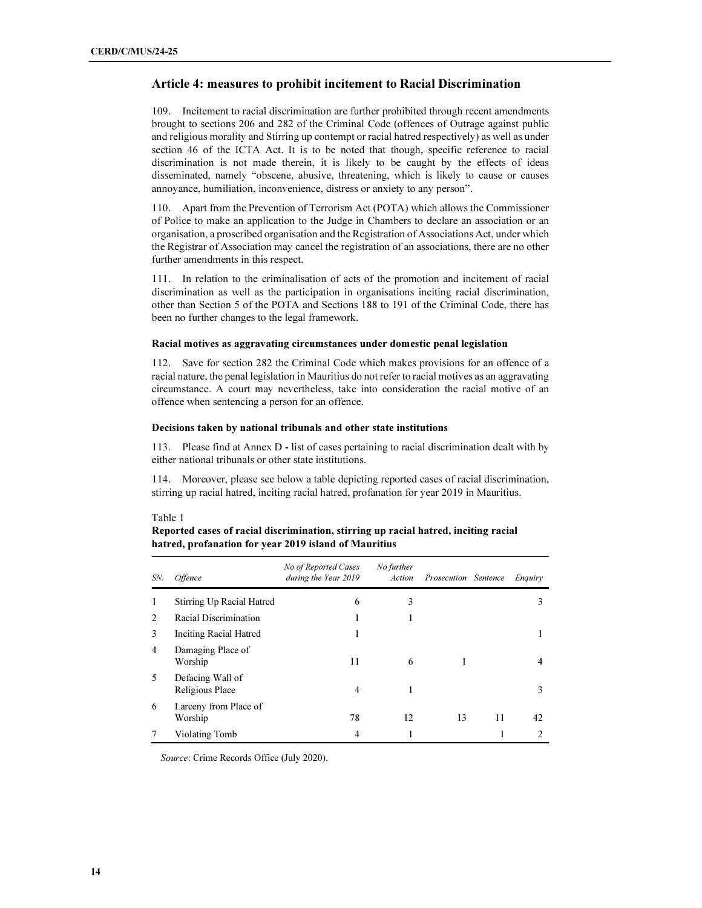## Article 4: measures to prohibit incitement to Racial Discrimination

109. Incitement to racial discrimination are further prohibited through recent amendments brought to sections 206 and 282 of the Criminal Code (offences of Outrage against public and religious morality and Stirring up contempt or racial hatred respectively) as well as under section 46 of the ICTA Act. It is to be noted that though, specific reference to racial discrimination is not made therein, it is likely to be caught by the effects of ideas disseminated, namely "obscene, abusive, threatening, which is likely to cause or causes annoyance, humiliation, inconvenience, distress or anxiety to any person".

110. Apart from the Prevention of Terrorism Act (POTA) which allows the Commissioner of Police to make an application to the Judge in Chambers to declare an association or an organisation, a proscribed organisation and the Registration of Associations Act, under which the Registrar of Association may cancel the registration of an associations, there are no other further amendments in this respect.

111. In relation to the criminalisation of acts of the promotion and incitement of racial discrimination as well as the participation in organisations inciting racial discrimination, other than Section 5 of the POTA and Sections 188 to 191 of the Criminal Code, there has been no further changes to the legal framework.

### Racial motives as aggravating circumstances under domestic penal legislation

112. Save for section 282 the Criminal Code which makes provisions for an offence of a racial nature, the penal legislation in Mauritius do not refer to racial motives as an aggravating circumstance. A court may nevertheless, take into consideration the racial motive of an offence when sentencing a person for an offence.

### Decisions taken by national tribunals and other state institutions

113. Please find at Annex D - list of cases pertaining to racial discrimination dealt with by either national tribunals or other state institutions.

114. Moreover, please see below a table depicting reported cases of racial discrimination, stirring up racial hatred, inciting racial hatred, profanation for year 2019 in Mauritius.

Table 1

**Reported cases of racial discrimination, stirring up racial hatred, inciting racial hatred, profanation for year 2019 island of Mauritius**

| *SN.* | *Offence* | *No of Reported Cases during the Year 2019* | *No further Action* | *Prosecution* | *Sentence* | *Enquiry* |
|---|---|---|---|---|---|---|
| 1 | Stirring Up Racial Hatred | 6 | 3 | | | 3 |
| 2 | Racial Discrimination | 1 | 1 | | | |
| 3 | Inciting Racial Hatred | 1 | | | | 1 |
| 4 | Damaging Place of Worship | 11 | 6 | 1 | | 4 |
| 5 | Defacing Wall of Religious Place | 4 | 1 | | | 3 |
| 6 | Larceny from Place of Worship | 78 | 12 | 13 | 11 | 42 |
| 7 | Violating Tomb | 4 | 1 | | 1 | 2 |

*Source*: Crime Records Office (July 2020).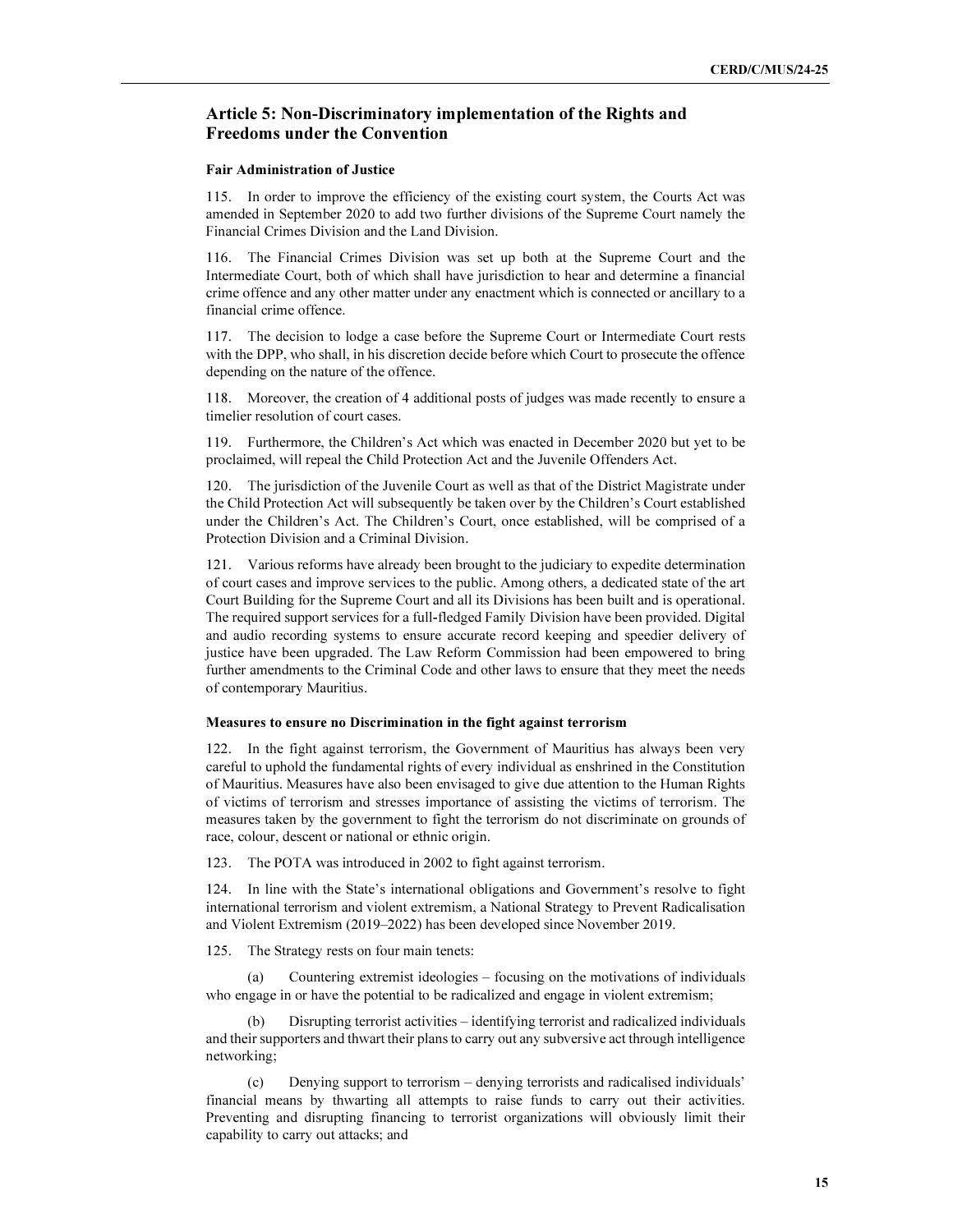## Article 5: Non-Discriminatory implementation of the Rights and Freedoms under the Convention

**Fair Administration of Justice**

115. In order to improve the efficiency of the existing court system, the Courts Act was amended in September 2020 to add two further divisions of the Supreme Court namely the Financial Crimes Division and the Land Division.

116. The Financial Crimes Division was set up both at the Supreme Court and the Intermediate Court, both of which shall have jurisdiction to hear and determine a financial crime offence and any other matter under any enactment which is connected or ancillary to a financial crime offence.

117. The decision to lodge a case before the Supreme Court or Intermediate Court rests with the DPP, who shall, in his discretion decide before which Court to prosecute the offence depending on the nature of the offence.

118. Moreover, the creation of 4 additional posts of judges was made recently to ensure a timelier resolution of court cases.

119. Furthermore, the Children's Act which was enacted in December 2020 but yet to be proclaimed, will repeal the Child Protection Act and the Juvenile Offenders Act.

120. The jurisdiction of the Juvenile Court as well as that of the District Magistrate under the Child Protection Act will subsequently be taken over by the Children's Court established under the Children's Act. The Children's Court, once established, will be comprised of a Protection Division and a Criminal Division.

121. Various reforms have already been brought to the judiciary to expedite determination of court cases and improve services to the public. Among others, a dedicated state of the art Court Building for the Supreme Court and all its Divisions has been built and is operational. The required support services for a full-fledged Family Division have been provided. Digital and audio recording systems to ensure accurate record keeping and speedier delivery of justice have been upgraded. The Law Reform Commission had been empowered to bring further amendments to the Criminal Code and other laws to ensure that they meet the needs of contemporary Mauritius.

**Measures to ensure no Discrimination in the fight against terrorism**

122. In the fight against terrorism, the Government of Mauritius has always been very careful to uphold the fundamental rights of every individual as enshrined in the Constitution of Mauritius. Measures have also been envisaged to give due attention to the Human Rights of victims of terrorism and stresses importance of assisting the victims of terrorism. The measures taken by the government to fight the terrorism do not discriminate on grounds of race, colour, descent or national or ethnic origin.

123. The POTA was introduced in 2002 to fight against terrorism.

124. In line with the State's international obligations and Government's resolve to fight international terrorism and violent extremism, a National Strategy to Prevent Radicalisation and Violent Extremism (2019–2022) has been developed since November 2019.

125. The Strategy rests on four main tenets:

(a) Countering extremist ideologies – focusing on the motivations of individuals who engage in or have the potential to be radicalized and engage in violent extremism;

(b) Disrupting terrorist activities – identifying terrorist and radicalized individuals and their supporters and thwart their plans to carry out any subversive act through intelligence networking;

(c) Denying support to terrorism – denying terrorists and radicalised individuals' financial means by thwarting all attempts to raise funds to carry out their activities. Preventing and disrupting financing to terrorist organizations will obviously limit their capability to carry out attacks; and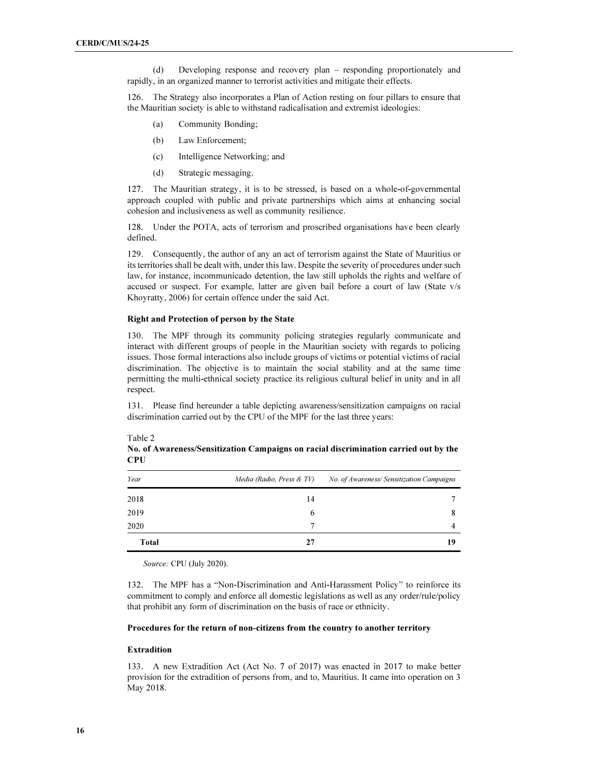(d) Developing response and recovery plan – responding proportionately and rapidly, in an organized manner to terrorist activities and mitigate their effects.

126. The Strategy also incorporates a Plan of Action resting on four pillars to ensure that the Mauritian society is able to withstand radicalisation and extremist ideologies:

(a) Community Bonding;

(b) Law Enforcement;

(c) Intelligence Networking; and

(d) Strategic messaging.

127. The Mauritian strategy, it is to be stressed, is based on a whole-of-governmental approach coupled with public and private partnerships which aims at enhancing social cohesion and inclusiveness as well as community resilience.

128. Under the POTA, acts of terrorism and proscribed organisations have been clearly defined.

129. Consequently, the author of any an act of terrorism against the State of Mauritius or its territories shall be dealt with, under this law. Despite the severity of procedures under such law, for instance, incommunicado detention, the law still upholds the rights and welfare of accused or suspect. For example, latter are given bail before a court of law (State v/s Khoyratty, 2006) for certain offence under the said Act.

**Right and Protection of person by the State**

130. The MPF through its community policing strategies regularly communicate and interact with different groups of people in the Mauritian society with regards to policing issues. Those formal interactions also include groups of victims or potential victims of racial discrimination. The objective is to maintain the social stability and at the same time permitting the multi-ethnical society practice its religious cultural belief in unity and in all respect.

131. Please find hereunder a table depicting awareness/sensitization campaigns on racial discrimination carried out by the CPU of the MPF for the last three years:

Table 2
**No. of Awareness/Sensitization Campaigns on racial discrimination carried out by the CPU**

| *Year* | *Media (Radio, Press & TV)* | *No. of Awareness/ Sensitization Campaigns* |
|---|---|---|
| 2018 | 14 | 7 |
| 2019 | 6 | 8 |
| 2020 | 7 | 4 |
| **Total** | **27** | **19** |

*Source:* CPU (July 2020).

132. The MPF has a "Non-Discrimination and Anti-Harassment Policy" to reinforce its commitment to comply and enforce all domestic legislations as well as any order/rule/policy that prohibit any form of discrimination on the basis of race or ethnicity.

**Procedures for the return of non-citizens from the country to another territory**

**Extradition**

133. A new Extradition Act (Act No. 7 of 2017) was enacted in 2017 to make better provision for the extradition of persons from, and to, Mauritius. It came into operation on 3 May 2018.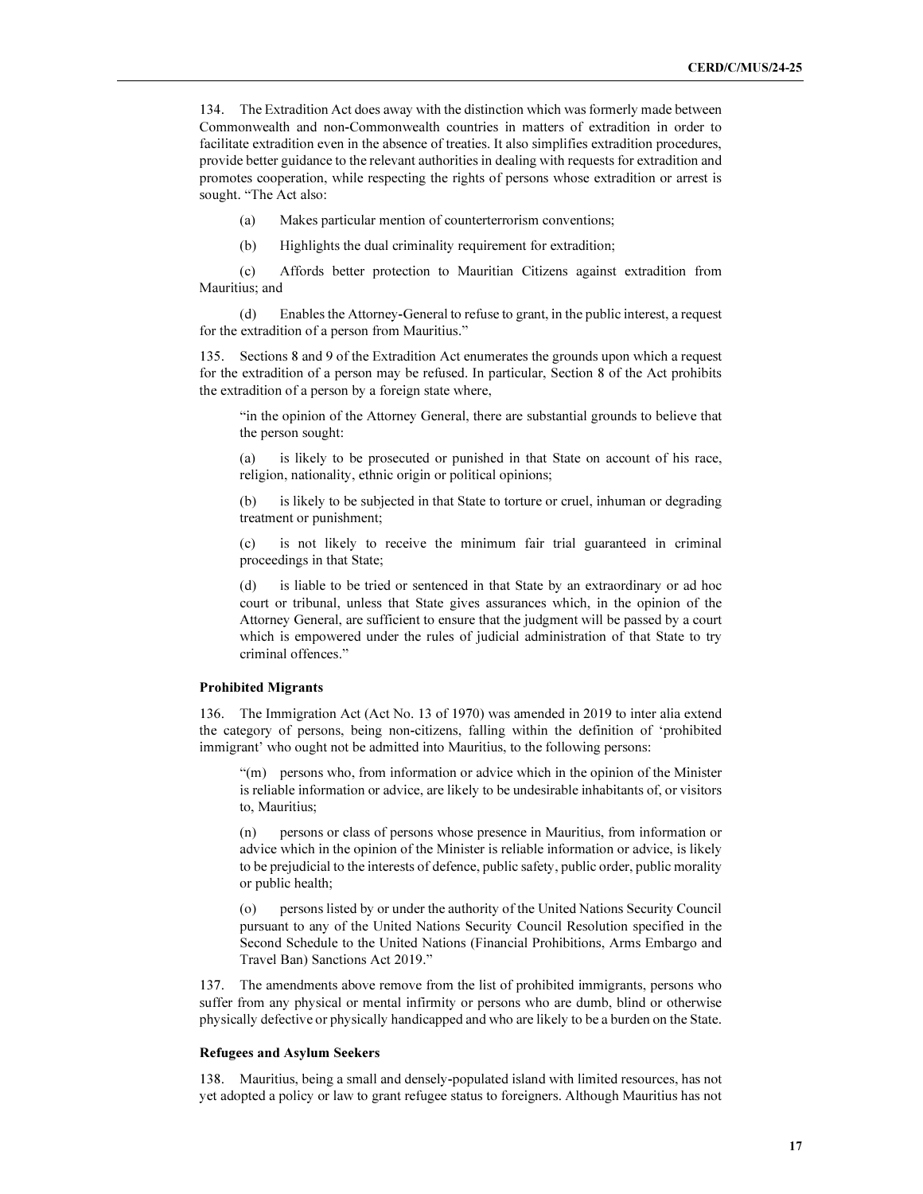134. The Extradition Act does away with the distinction which was formerly made between Commonwealth and non-Commonwealth countries in matters of extradition in order to facilitate extradition even in the absence of treaties. It also simplifies extradition procedures, provide better guidance to the relevant authorities in dealing with requests for extradition and promotes cooperation, while respecting the rights of persons whose extradition or arrest is sought. "The Act also:

(a) Makes particular mention of counterterrorism conventions;

(b) Highlights the dual criminality requirement for extradition;

(c) Affords better protection to Mauritian Citizens against extradition from Mauritius; and

(d) Enables the Attorney-General to refuse to grant, in the public interest, a request for the extradition of a person from Mauritius."

135. Sections 8 and 9 of the Extradition Act enumerates the grounds upon which a request for the extradition of a person may be refused. In particular, Section 8 of the Act prohibits the extradition of a person by a foreign state where,

> "in the opinion of the Attorney General, there are substantial grounds to believe that the person sought:
>
> (a) is likely to be prosecuted or punished in that State on account of his race, religion, nationality, ethnic origin or political opinions;
>
> (b) is likely to be subjected in that State to torture or cruel, inhuman or degrading treatment or punishment;
>
> (c) is not likely to receive the minimum fair trial guaranteed in criminal proceedings in that State;
>
> (d) is liable to be tried or sentenced in that State by an extraordinary or ad hoc court or tribunal, unless that State gives assurances which, in the opinion of the Attorney General, are sufficient to ensure that the judgment will be passed by a court which is empowered under the rules of judicial administration of that State to try criminal offences."

**Prohibited Migrants**

136. The Immigration Act (Act No. 13 of 1970) was amended in 2019 to inter alia extend the category of persons, being non-citizens, falling within the definition of 'prohibited immigrant' who ought not be admitted into Mauritius, to the following persons:

> "(m) persons who, from information or advice which in the opinion of the Minister is reliable information or advice, are likely to be undesirable inhabitants of, or visitors to, Mauritius;
>
> (n) persons or class of persons whose presence in Mauritius, from information or advice which in the opinion of the Minister is reliable information or advice, is likely to be prejudicial to the interests of defence, public safety, public order, public morality or public health;
>
> (o) persons listed by or under the authority of the United Nations Security Council pursuant to any of the United Nations Security Council Resolution specified in the Second Schedule to the United Nations (Financial Prohibitions, Arms Embargo and Travel Ban) Sanctions Act 2019."

137. The amendments above remove from the list of prohibited immigrants, persons who suffer from any physical or mental infirmity or persons who are dumb, blind or otherwise physically defective or physically handicapped and who are likely to be a burden on the State.

**Refugees and Asylum Seekers**

138. Mauritius, being a small and densely-populated island with limited resources, has not yet adopted a policy or law to grant refugee status to foreigners. Although Mauritius has not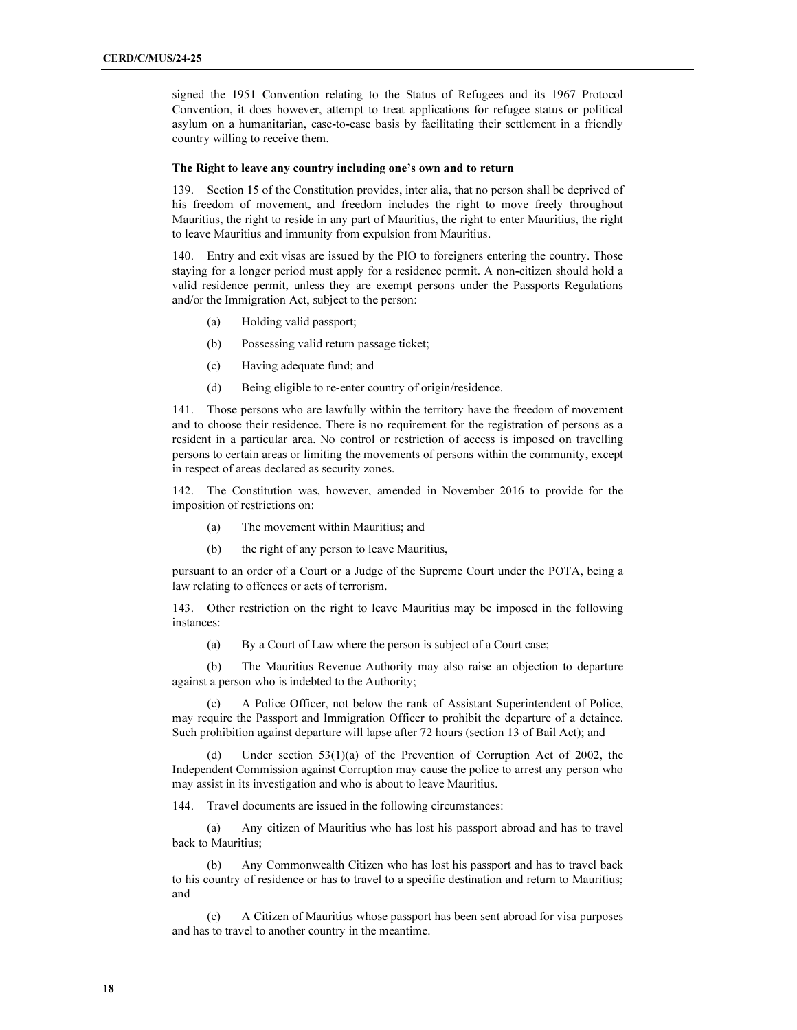signed the 1951 Convention relating to the Status of Refugees and its 1967 Protocol Convention, it does however, attempt to treat applications for refugee status or political asylum on a humanitarian, case-to-case basis by facilitating their settlement in a friendly country willing to receive them.

**The Right to leave any country including one's own and to return**

139. Section 15 of the Constitution provides, inter alia, that no person shall be deprived of his freedom of movement, and freedom includes the right to move freely throughout Mauritius, the right to reside in any part of Mauritius, the right to enter Mauritius, the right to leave Mauritius and immunity from expulsion from Mauritius.

140. Entry and exit visas are issued by the PIO to foreigners entering the country. Those staying for a longer period must apply for a residence permit. A non-citizen should hold a valid residence permit, unless they are exempt persons under the Passports Regulations and/or the Immigration Act, subject to the person:

(a) Holding valid passport;

(b) Possessing valid return passage ticket;

(c) Having adequate fund; and

(d) Being eligible to re-enter country of origin/residence.

141. Those persons who are lawfully within the territory have the freedom of movement and to choose their residence. There is no requirement for the registration of persons as a resident in a particular area. No control or restriction of access is imposed on travelling persons to certain areas or limiting the movements of persons within the community, except in respect of areas declared as security zones.

142. The Constitution was, however, amended in November 2016 to provide for the imposition of restrictions on:

(a) The movement within Mauritius; and

(b) the right of any person to leave Mauritius,

pursuant to an order of a Court or a Judge of the Supreme Court under the POTA, being a law relating to offences or acts of terrorism.

143. Other restriction on the right to leave Mauritius may be imposed in the following instances:

(a) By a Court of Law where the person is subject of a Court case;

(b) The Mauritius Revenue Authority may also raise an objection to departure against a person who is indebted to the Authority;

(c) A Police Officer, not below the rank of Assistant Superintendent of Police, may require the Passport and Immigration Officer to prohibit the departure of a detainee. Such prohibition against departure will lapse after 72 hours (section 13 of Bail Act); and

(d) Under section 53(1)(a) of the Prevention of Corruption Act of 2002, the Independent Commission against Corruption may cause the police to arrest any person who may assist in its investigation and who is about to leave Mauritius.

144. Travel documents are issued in the following circumstances:

(a) Any citizen of Mauritius who has lost his passport abroad and has to travel back to Mauritius;

(b) Any Commonwealth Citizen who has lost his passport and has to travel back to his country of residence or has to travel to a specific destination and return to Mauritius; and

(c) A Citizen of Mauritius whose passport has been sent abroad for visa purposes and has to travel to another country in the meantime.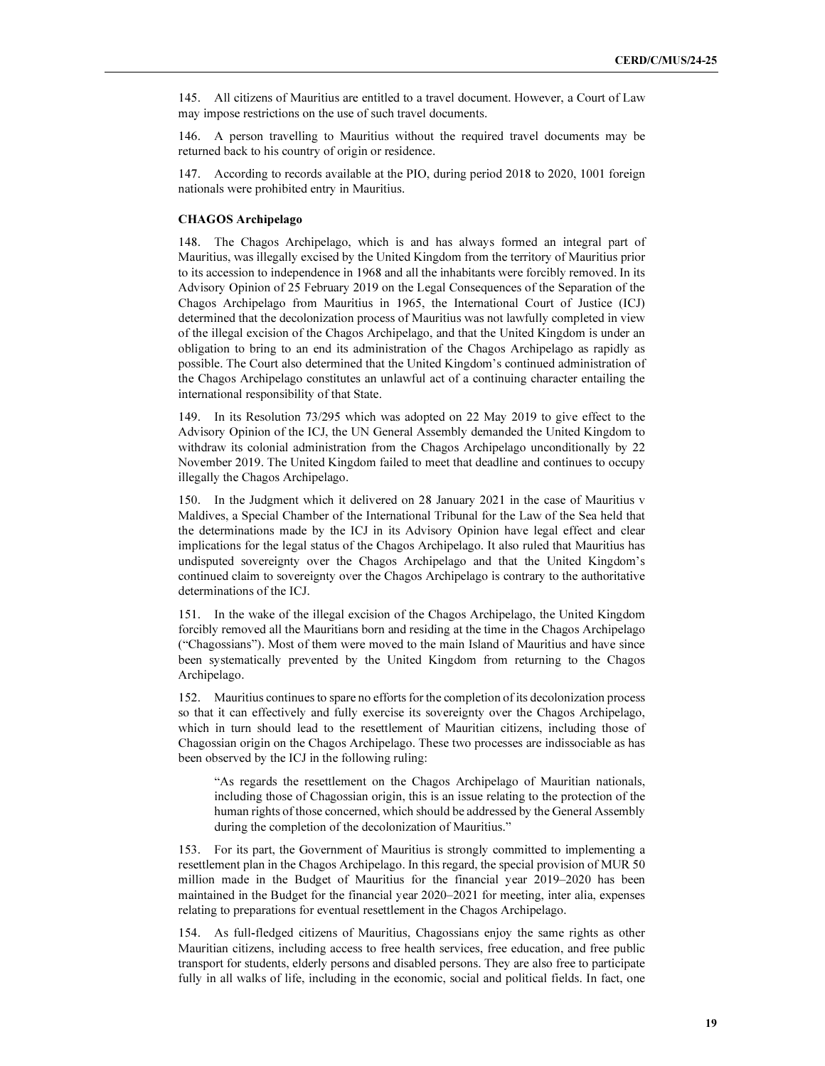145. All citizens of Mauritius are entitled to a travel document. However, a Court of Law may impose restrictions on the use of such travel documents.

146. A person travelling to Mauritius without the required travel documents may be returned back to his country of origin or residence.

147. According to records available at the PIO, during period 2018 to 2020, 1001 foreign nationals were prohibited entry in Mauritius.

**CHAGOS Archipelago**

148. The Chagos Archipelago, which is and has always formed an integral part of Mauritius, was illegally excised by the United Kingdom from the territory of Mauritius prior to its accession to independence in 1968 and all the inhabitants were forcibly removed. In its Advisory Opinion of 25 February 2019 on the Legal Consequences of the Separation of the Chagos Archipelago from Mauritius in 1965, the International Court of Justice (ICJ) determined that the decolonization process of Mauritius was not lawfully completed in view of the illegal excision of the Chagos Archipelago, and that the United Kingdom is under an obligation to bring to an end its administration of the Chagos Archipelago as rapidly as possible. The Court also determined that the United Kingdom's continued administration of the Chagos Archipelago constitutes an unlawful act of a continuing character entailing the international responsibility of that State.

149. In its Resolution 73/295 which was adopted on 22 May 2019 to give effect to the Advisory Opinion of the ICJ, the UN General Assembly demanded the United Kingdom to withdraw its colonial administration from the Chagos Archipelago unconditionally by 22 November 2019. The United Kingdom failed to meet that deadline and continues to occupy illegally the Chagos Archipelago.

150. In the Judgment which it delivered on 28 January 2021 in the case of Mauritius v Maldives, a Special Chamber of the International Tribunal for the Law of the Sea held that the determinations made by the ICJ in its Advisory Opinion have legal effect and clear implications for the legal status of the Chagos Archipelago. It also ruled that Mauritius has undisputed sovereignty over the Chagos Archipelago and that the United Kingdom's continued claim to sovereignty over the Chagos Archipelago is contrary to the authoritative determinations of the ICJ.

151. In the wake of the illegal excision of the Chagos Archipelago, the United Kingdom forcibly removed all the Mauritians born and residing at the time in the Chagos Archipelago ("Chagossians"). Most of them were moved to the main Island of Mauritius and have since been systematically prevented by the United Kingdom from returning to the Chagos Archipelago.

152. Mauritius continues to spare no efforts for the completion of its decolonization process so that it can effectively and fully exercise its sovereignty over the Chagos Archipelago, which in turn should lead to the resettlement of Mauritian citizens, including those of Chagossian origin on the Chagos Archipelago. These two processes are indissociable as has been observed by the ICJ in the following ruling:

> "As regards the resettlement on the Chagos Archipelago of Mauritian nationals, including those of Chagossian origin, this is an issue relating to the protection of the human rights of those concerned, which should be addressed by the General Assembly during the completion of the decolonization of Mauritius."

153. For its part, the Government of Mauritius is strongly committed to implementing a resettlement plan in the Chagos Archipelago. In this regard, the special provision of MUR 50 million made in the Budget of Mauritius for the financial year 2019–2020 has been maintained in the Budget for the financial year 2020–2021 for meeting, inter alia, expenses relating to preparations for eventual resettlement in the Chagos Archipelago.

154. As full-fledged citizens of Mauritius, Chagossians enjoy the same rights as other Mauritian citizens, including access to free health services, free education, and free public transport for students, elderly persons and disabled persons. They are also free to participate fully in all walks of life, including in the economic, social and political fields. In fact, one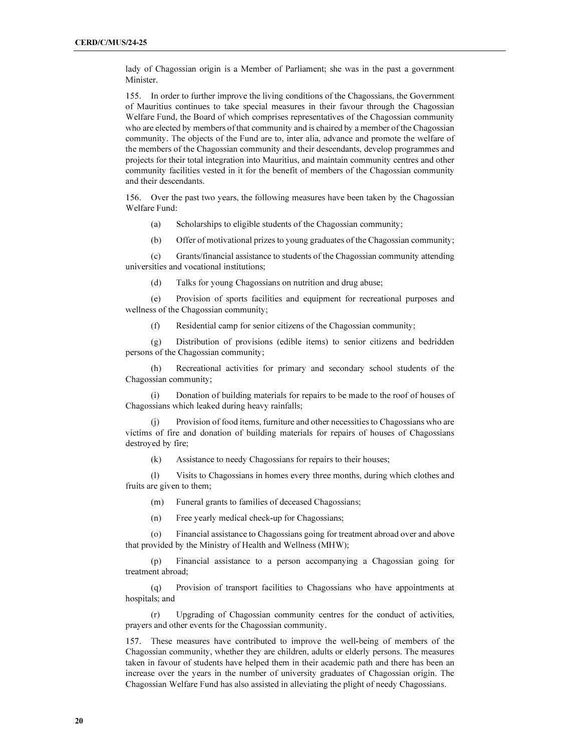lady of Chagossian origin is a Member of Parliament; she was in the past a government Minister.

155. In order to further improve the living conditions of the Chagossians, the Government of Mauritius continues to take special measures in their favour through the Chagossian Welfare Fund, the Board of which comprises representatives of the Chagossian community who are elected by members of that community and is chaired by a member of the Chagossian community. The objects of the Fund are to, inter alia, advance and promote the welfare of the members of the Chagossian community and their descendants, develop programmes and projects for their total integration into Mauritius, and maintain community centres and other community facilities vested in it for the benefit of members of the Chagossian community and their descendants.

156. Over the past two years, the following measures have been taken by the Chagossian Welfare Fund:

(a) Scholarships to eligible students of the Chagossian community;

(b) Offer of motivational prizes to young graduates of the Chagossian community;

(c) Grants/financial assistance to students of the Chagossian community attending universities and vocational institutions;

(d) Talks for young Chagossians on nutrition and drug abuse;

(e) Provision of sports facilities and equipment for recreational purposes and wellness of the Chagossian community;

(f) Residential camp for senior citizens of the Chagossian community;

(g) Distribution of provisions (edible items) to senior citizens and bedridden persons of the Chagossian community;

(h) Recreational activities for primary and secondary school students of the Chagossian community;

(i) Donation of building materials for repairs to be made to the roof of houses of Chagossians which leaked during heavy rainfalls;

(j) Provision of food items, furniture and other necessities to Chagossians who are victims of fire and donation of building materials for repairs of houses of Chagossians destroyed by fire;

(k) Assistance to needy Chagossians for repairs to their houses;

(l) Visits to Chagossians in homes every three months, during which clothes and fruits are given to them;

(m) Funeral grants to families of deceased Chagossians;

(n) Free yearly medical check-up for Chagossians;

(o) Financial assistance to Chagossians going for treatment abroad over and above that provided by the Ministry of Health and Wellness (MHW);

(p) Financial assistance to a person accompanying a Chagossian going for treatment abroad;

(q) Provision of transport facilities to Chagossians who have appointments at hospitals; and

(r) Upgrading of Chagossian community centres for the conduct of activities, prayers and other events for the Chagossian community.

157. These measures have contributed to improve the well-being of members of the Chagossian community, whether they are children, adults or elderly persons. The measures taken in favour of students have helped them in their academic path and there has been an increase over the years in the number of university graduates of Chagossian origin. The Chagossian Welfare Fund has also assisted in alleviating the plight of needy Chagossians.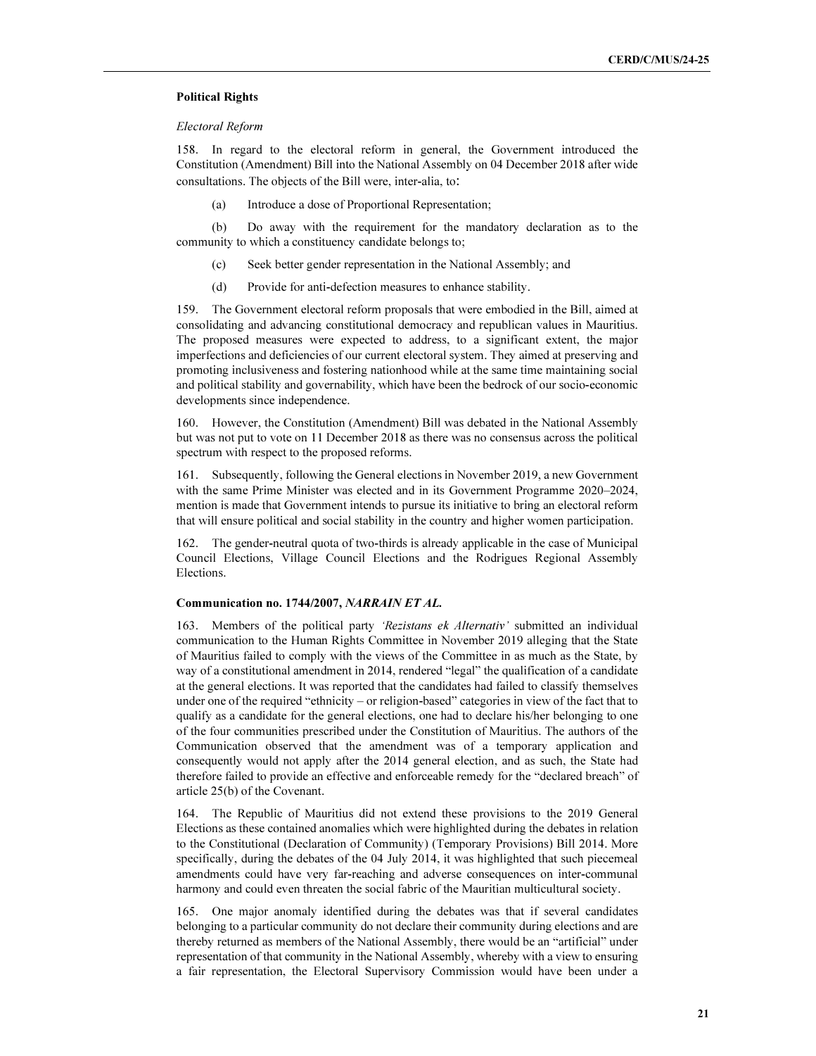**Political Rights**

*Electoral Reform*

158. In regard to the electoral reform in general, the Government introduced the Constitution (Amendment) Bill into the National Assembly on 04 December 2018 after wide consultations. The objects of the Bill were, inter-alia, to:

(a) Introduce a dose of Proportional Representation;

(b) Do away with the requirement for the mandatory declaration as to the community to which a constituency candidate belongs to;

(c) Seek better gender representation in the National Assembly; and

(d) Provide for anti-defection measures to enhance stability.

159. The Government electoral reform proposals that were embodied in the Bill, aimed at consolidating and advancing constitutional democracy and republican values in Mauritius. The proposed measures were expected to address, to a significant extent, the major imperfections and deficiencies of our current electoral system. They aimed at preserving and promoting inclusiveness and fostering nationhood while at the same time maintaining social and political stability and governability, which have been the bedrock of our socio-economic developments since independence.

160. However, the Constitution (Amendment) Bill was debated in the National Assembly but was not put to vote on 11 December 2018 as there was no consensus across the political spectrum with respect to the proposed reforms.

161. Subsequently, following the General elections in November 2019, a new Government with the same Prime Minister was elected and in its Government Programme 2020–2024, mention is made that Government intends to pursue its initiative to bring an electoral reform that will ensure political and social stability in the country and higher women participation.

162. The gender-neutral quota of two-thirds is already applicable in the case of Municipal Council Elections, Village Council Elections and the Rodrigues Regional Assembly Elections.

**Communication no. 1744/2007, *NARRAIN ET AL.***

163. Members of the political party *'Rezistans ek Alternativ'* submitted an individual communication to the Human Rights Committee in November 2019 alleging that the State of Mauritius failed to comply with the views of the Committee in as much as the State, by way of a constitutional amendment in 2014, rendered "legal" the qualification of a candidate at the general elections. It was reported that the candidates had failed to classify themselves under one of the required "ethnicity – or religion-based" categories in view of the fact that to qualify as a candidate for the general elections, one had to declare his/her belonging to one of the four communities prescribed under the Constitution of Mauritius. The authors of the Communication observed that the amendment was of a temporary application and consequently would not apply after the 2014 general election, and as such, the State had therefore failed to provide an effective and enforceable remedy for the "declared breach" of article 25(b) of the Covenant.

164. The Republic of Mauritius did not extend these provisions to the 2019 General Elections as these contained anomalies which were highlighted during the debates in relation to the Constitutional (Declaration of Community) (Temporary Provisions) Bill 2014. More specifically, during the debates of the 04 July 2014, it was highlighted that such piecemeal amendments could have very far-reaching and adverse consequences on inter-communal harmony and could even threaten the social fabric of the Mauritian multicultural society.

165. One major anomaly identified during the debates was that if several candidates belonging to a particular community do not declare their community during elections and are thereby returned as members of the National Assembly, there would be an "artificial" under representation of that community in the National Assembly, whereby with a view to ensuring a fair representation, the Electoral Supervisory Commission would have been under a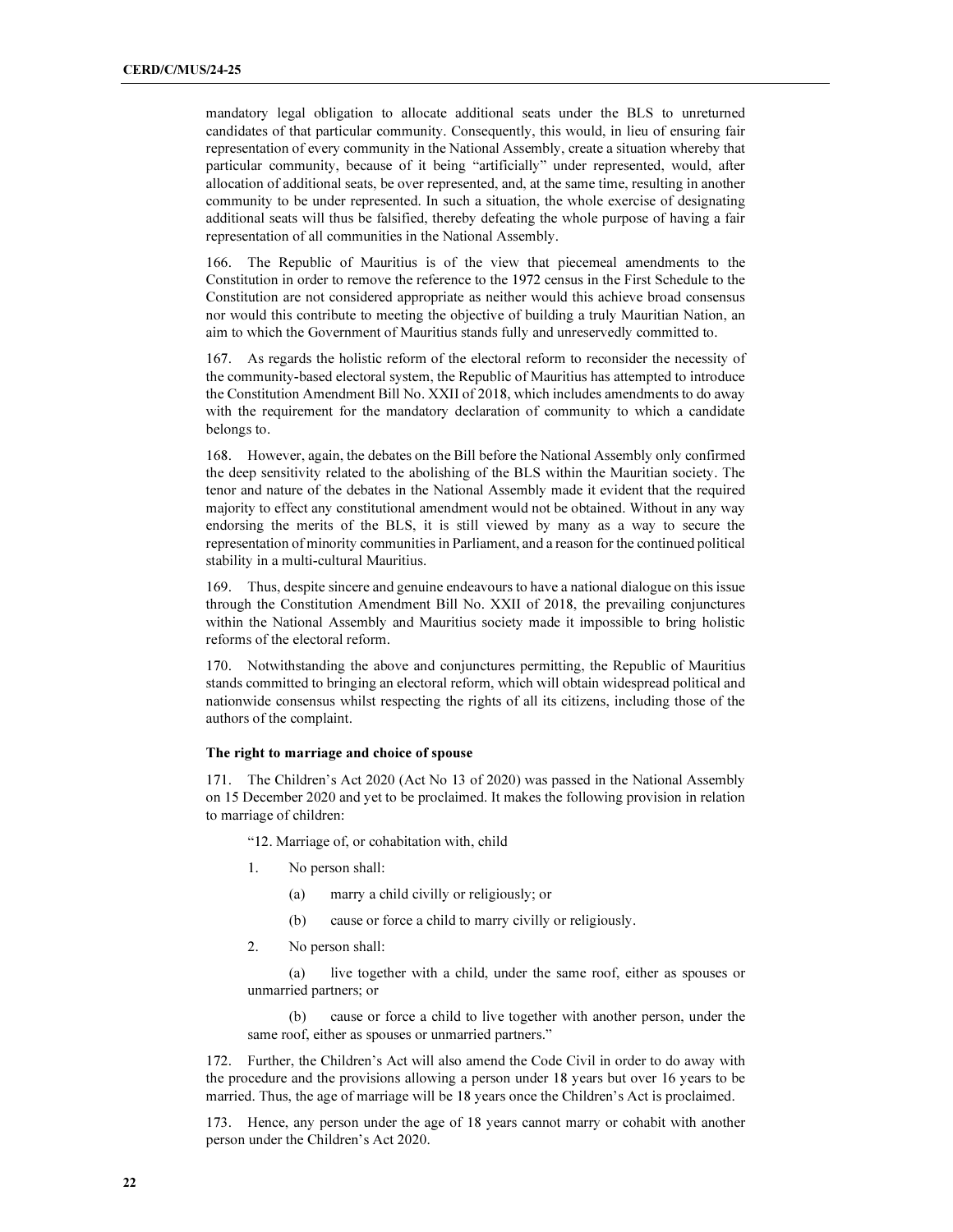mandatory legal obligation to allocate additional seats under the BLS to unreturned candidates of that particular community. Consequently, this would, in lieu of ensuring fair representation of every community in the National Assembly, create a situation whereby that particular community, because of it being "artificially" under represented, would, after allocation of additional seats, be over represented, and, at the same time, resulting in another community to be under represented. In such a situation, the whole exercise of designating additional seats will thus be falsified, thereby defeating the whole purpose of having a fair representation of all communities in the National Assembly.

166. The Republic of Mauritius is of the view that piecemeal amendments to the Constitution in order to remove the reference to the 1972 census in the First Schedule to the Constitution are not considered appropriate as neither would this achieve broad consensus nor would this contribute to meeting the objective of building a truly Mauritian Nation, an aim to which the Government of Mauritius stands fully and unreservedly committed to.

167. As regards the holistic reform of the electoral reform to reconsider the necessity of the community-based electoral system, the Republic of Mauritius has attempted to introduce the Constitution Amendment Bill No. XXII of 2018, which includes amendments to do away with the requirement for the mandatory declaration of community to which a candidate belongs to.

168. However, again, the debates on the Bill before the National Assembly only confirmed the deep sensitivity related to the abolishing of the BLS within the Mauritian society. The tenor and nature of the debates in the National Assembly made it evident that the required majority to effect any constitutional amendment would not be obtained. Without in any way endorsing the merits of the BLS, it is still viewed by many as a way to secure the representation of minority communities in Parliament, and a reason for the continued political stability in a multi-cultural Mauritius.

169. Thus, despite sincere and genuine endeavours to have a national dialogue on this issue through the Constitution Amendment Bill No. XXII of 2018, the prevailing conjunctures within the National Assembly and Mauritius society made it impossible to bring holistic reforms of the electoral reform.

170. Notwithstanding the above and conjunctures permitting, the Republic of Mauritius stands committed to bringing an electoral reform, which will obtain widespread political and nationwide consensus whilst respecting the rights of all its citizens, including those of the authors of the complaint.

**The right to marriage and choice of spouse**

171. The Children's Act 2020 (Act No 13 of 2020) was passed in the National Assembly on 15 December 2020 and yet to be proclaimed. It makes the following provision in relation to marriage of children:

"12. Marriage of, or cohabitation with, child

1. No person shall:

   (a) marry a child civilly or religiously; or

   (b) cause or force a child to marry civilly or religiously.

2. No person shall:

   (a) live together with a child, under the same roof, either as spouses or unmarried partners; or

   (b) cause or force a child to live together with another person, under the same roof, either as spouses or unmarried partners."

172. Further, the Children's Act will also amend the Code Civil in order to do away with the procedure and the provisions allowing a person under 18 years but over 16 years to be married. Thus, the age of marriage will be 18 years once the Children's Act is proclaimed.

173. Hence, any person under the age of 18 years cannot marry or cohabit with another person under the Children's Act 2020.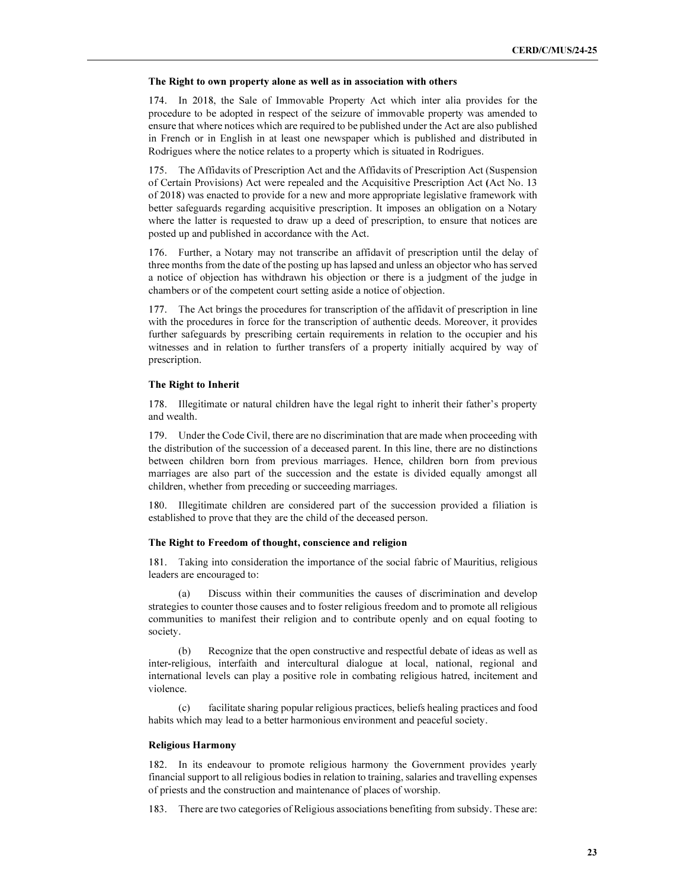### The Right to own property alone as well as in association with others

174. In 2018, the Sale of Immovable Property Act which inter alia provides for the procedure to be adopted in respect of the seizure of immovable property was amended to ensure that where notices which are required to be published under the Act are also published in French or in English in at least one newspaper which is published and distributed in Rodrigues where the notice relates to a property which is situated in Rodrigues.

175. The Affidavits of Prescription Act and the Affidavits of Prescription Act (Suspension of Certain Provisions) Act were repealed and the Acquisitive Prescription Act **(**Act No. 13 of 2018) was enacted to provide for a new and more appropriate legislative framework with better safeguards regarding acquisitive prescription. It imposes an obligation on a Notary where the latter is requested to draw up a deed of prescription, to ensure that notices are posted up and published in accordance with the Act.

176. Further, a Notary may not transcribe an affidavit of prescription until the delay of three months from the date of the posting up has lapsed and unless an objector who has served a notice of objection has withdrawn his objection or there is a judgment of the judge in chambers or of the competent court setting aside a notice of objection.

177. The Act brings the procedures for transcription of the affidavit of prescription in line with the procedures in force for the transcription of authentic deeds. Moreover, it provides further safeguards by prescribing certain requirements in relation to the occupier and his witnesses and in relation to further transfers of a property initially acquired by way of prescription.

### The Right to Inherit

178. Illegitimate or natural children have the legal right to inherit their father's property and wealth.

179. Under the Code Civil, there are no discrimination that are made when proceeding with the distribution of the succession of a deceased parent. In this line, there are no distinctions between children born from previous marriages. Hence, children born from previous marriages are also part of the succession and the estate is divided equally amongst all children, whether from preceding or succeeding marriages.

180. Illegitimate children are considered part of the succession provided a filiation is established to prove that they are the child of the deceased person.

### The Right to Freedom of thought, conscience and religion

181. Taking into consideration the importance of the social fabric of Mauritius, religious leaders are encouraged to:

(a) Discuss within their communities the causes of discrimination and develop strategies to counter those causes and to foster religious freedom and to promote all religious communities to manifest their religion and to contribute openly and on equal footing to society.

(b) Recognize that the open constructive and respectful debate of ideas as well as inter-religious, interfaith and intercultural dialogue at local, national, regional and international levels can play a positive role in combating religious hatred, incitement and violence.

(c) facilitate sharing popular religious practices, beliefs healing practices and food habits which may lead to a better harmonious environment and peaceful society.

### Religious Harmony

182. In its endeavour to promote religious harmony the Government provides yearly financial support to all religious bodies in relation to training, salaries and travelling expenses of priests and the construction and maintenance of places of worship.

183. There are two categories of Religious associations benefiting from subsidy. These are: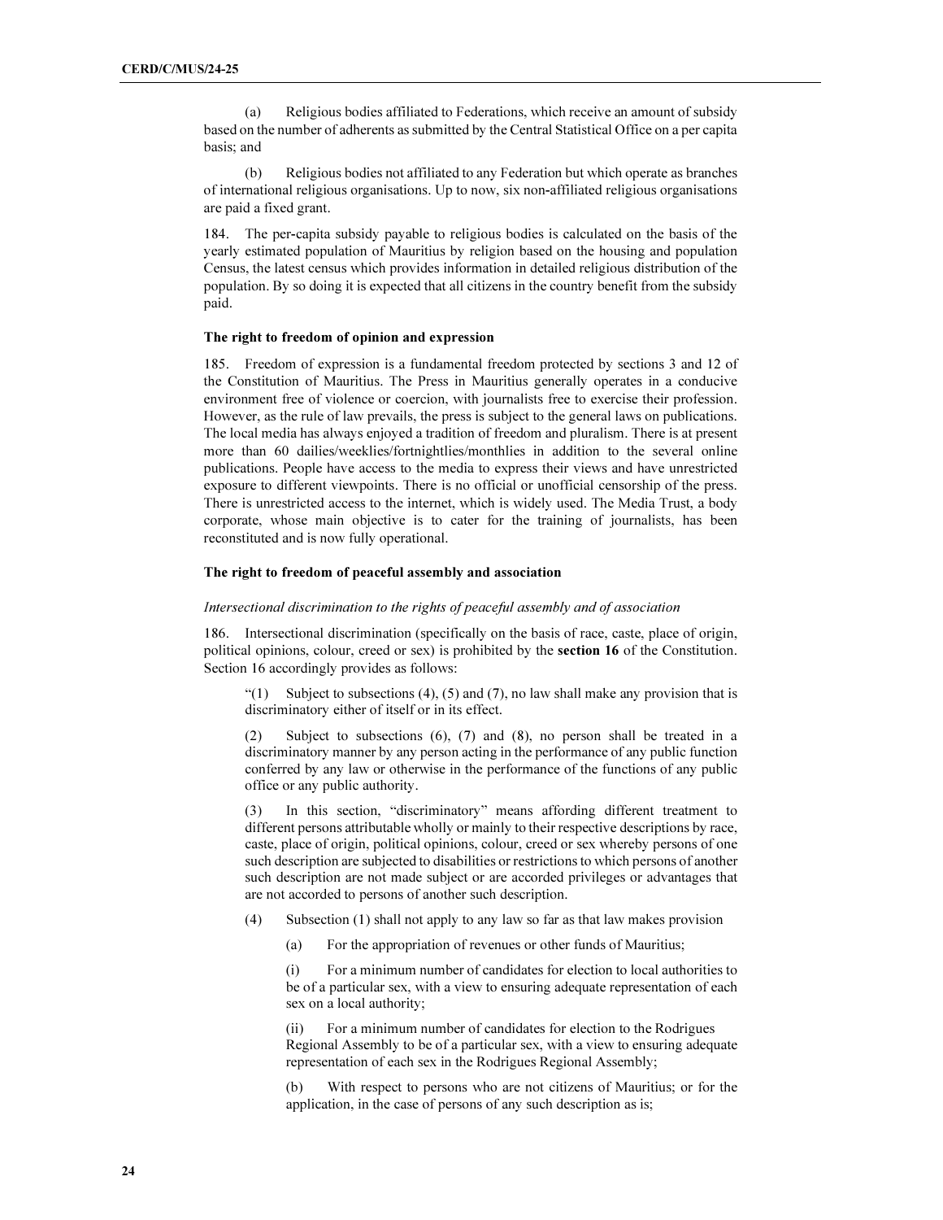(a) Religious bodies affiliated to Federations, which receive an amount of subsidy based on the number of adherents as submitted by the Central Statistical Office on a per capita basis; and

(b) Religious bodies not affiliated to any Federation but which operate as branches of international religious organisations. Up to now, six non-affiliated religious organisations are paid a fixed grant.

184. The per-capita subsidy payable to religious bodies is calculated on the basis of the yearly estimated population of Mauritius by religion based on the housing and population Census, the latest census which provides information in detailed religious distribution of the population. By so doing it is expected that all citizens in the country benefit from the subsidy paid.

**The right to freedom of opinion and expression**

185. Freedom of expression is a fundamental freedom protected by sections 3 and 12 of the Constitution of Mauritius. The Press in Mauritius generally operates in a conducive environment free of violence or coercion, with journalists free to exercise their profession. However, as the rule of law prevails, the press is subject to the general laws on publications. The local media has always enjoyed a tradition of freedom and pluralism. There is at present more than 60 dailies/weeklies/fortnightlies/monthlies in addition to the several online publications. People have access to the media to express their views and have unrestricted exposure to different viewpoints. There is no official or unofficial censorship of the press. There is unrestricted access to the internet, which is widely used. The Media Trust, a body corporate, whose main objective is to cater for the training of journalists, has been reconstituted and is now fully operational.

**The right to freedom of peaceful assembly and association**

*Intersectional discrimination to the rights of peaceful assembly and of association*

186. Intersectional discrimination (specifically on the basis of race, caste, place of origin, political opinions, colour, creed or sex) is prohibited by the **section 16** of the Constitution. Section 16 accordingly provides as follows:

> "(1) Subject to subsections (4), (5) and (7), no law shall make any provision that is discriminatory either of itself or in its effect.
>
> (2) Subject to subsections (6), (7) and (8), no person shall be treated in a discriminatory manner by any person acting in the performance of any public function conferred by any law or otherwise in the performance of the functions of any public office or any public authority.
>
> (3) In this section, "discriminatory" means affording different treatment to different persons attributable wholly or mainly to their respective descriptions by race, caste, place of origin, political opinions, colour, creed or sex whereby persons of one such description are subjected to disabilities or restrictions to which persons of another such description are not made subject or are accorded privileges or advantages that are not accorded to persons of another such description.
>
> (4) Subsection (1) shall not apply to any law so far as that law makes provision
>
> (a) For the appropriation of revenues or other funds of Mauritius;
>
> (i) For a minimum number of candidates for election to local authorities to be of a particular sex, with a view to ensuring adequate representation of each sex on a local authority;
>
> (ii) For a minimum number of candidates for election to the Rodrigues Regional Assembly to be of a particular sex, with a view to ensuring adequate representation of each sex in the Rodrigues Regional Assembly;
>
> (b) With respect to persons who are not citizens of Mauritius; or for the application, in the case of persons of any such description as is;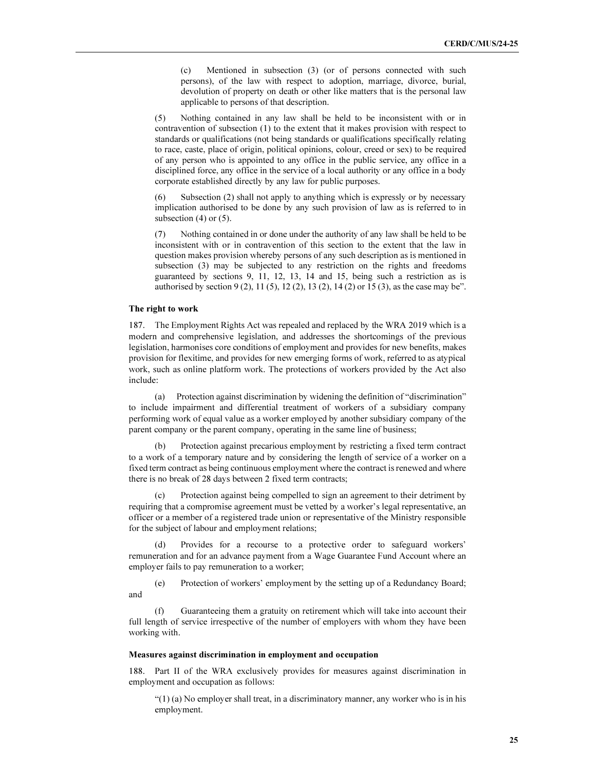> (c) Mentioned in subsection (3) (or of persons connected with such persons), of the law with respect to adoption, marriage, divorce, burial, devolution of property on death or other like matters that is the personal law applicable to persons of that description.
>
> (5) Nothing contained in any law shall be held to be inconsistent with or in contravention of subsection (1) to the extent that it makes provision with respect to standards or qualifications (not being standards or qualifications specifically relating to race, caste, place of origin, political opinions, colour, creed or sex) to be required of any person who is appointed to any office in the public service, any office in a disciplined force, any office in the service of a local authority or any office in a body corporate established directly by any law for public purposes.
>
> (6) Subsection (2) shall not apply to anything which is expressly or by necessary implication authorised to be done by any such provision of law as is referred to in subsection (4) or (5).
>
> (7) Nothing contained in or done under the authority of any law shall be held to be inconsistent with or in contravention of this section to the extent that the law in question makes provision whereby persons of any such description as is mentioned in subsection (3) may be subjected to any restriction on the rights and freedoms guaranteed by sections 9, 11, 12, 13, 14 and 15, being such a restriction as is authorised by section 9 (2), 11 (5), 12 (2), 13 (2), 14 (2) or 15 (3), as the case may be".

**The right to work**

187. The Employment Rights Act was repealed and replaced by the WRA 2019 which is a modern and comprehensive legislation, and addresses the shortcomings of the previous legislation, harmonises core conditions of employment and provides for new benefits, makes provision for flexitime, and provides for new emerging forms of work, referred to as atypical work, such as online platform work. The protections of workers provided by the Act also include:

(a) Protection against discrimination by widening the definition of "discrimination" to include impairment and differential treatment of workers of a subsidiary company performing work of equal value as a worker employed by another subsidiary company of the parent company or the parent company, operating in the same line of business;

(b) Protection against precarious employment by restricting a fixed term contract to a work of a temporary nature and by considering the length of service of a worker on a fixed term contract as being continuous employment where the contract is renewed and where there is no break of 28 days between 2 fixed term contracts;

(c) Protection against being compelled to sign an agreement to their detriment by requiring that a compromise agreement must be vetted by a worker's legal representative, an officer or a member of a registered trade union or representative of the Ministry responsible for the subject of labour and employment relations;

(d) Provides for a recourse to a protective order to safeguard workers' remuneration and for an advance payment from a Wage Guarantee Fund Account where an employer fails to pay remuneration to a worker;

(e) Protection of workers' employment by the setting up of a Redundancy Board; and

(f) Guaranteeing them a gratuity on retirement which will take into account their full length of service irrespective of the number of employers with whom they have been working with.

**Measures against discrimination in employment and occupation**

188. Part II of the WRA exclusively provides for measures against discrimination in employment and occupation as follows:

> "(1) (a) No employer shall treat, in a discriminatory manner, any worker who is in his employment.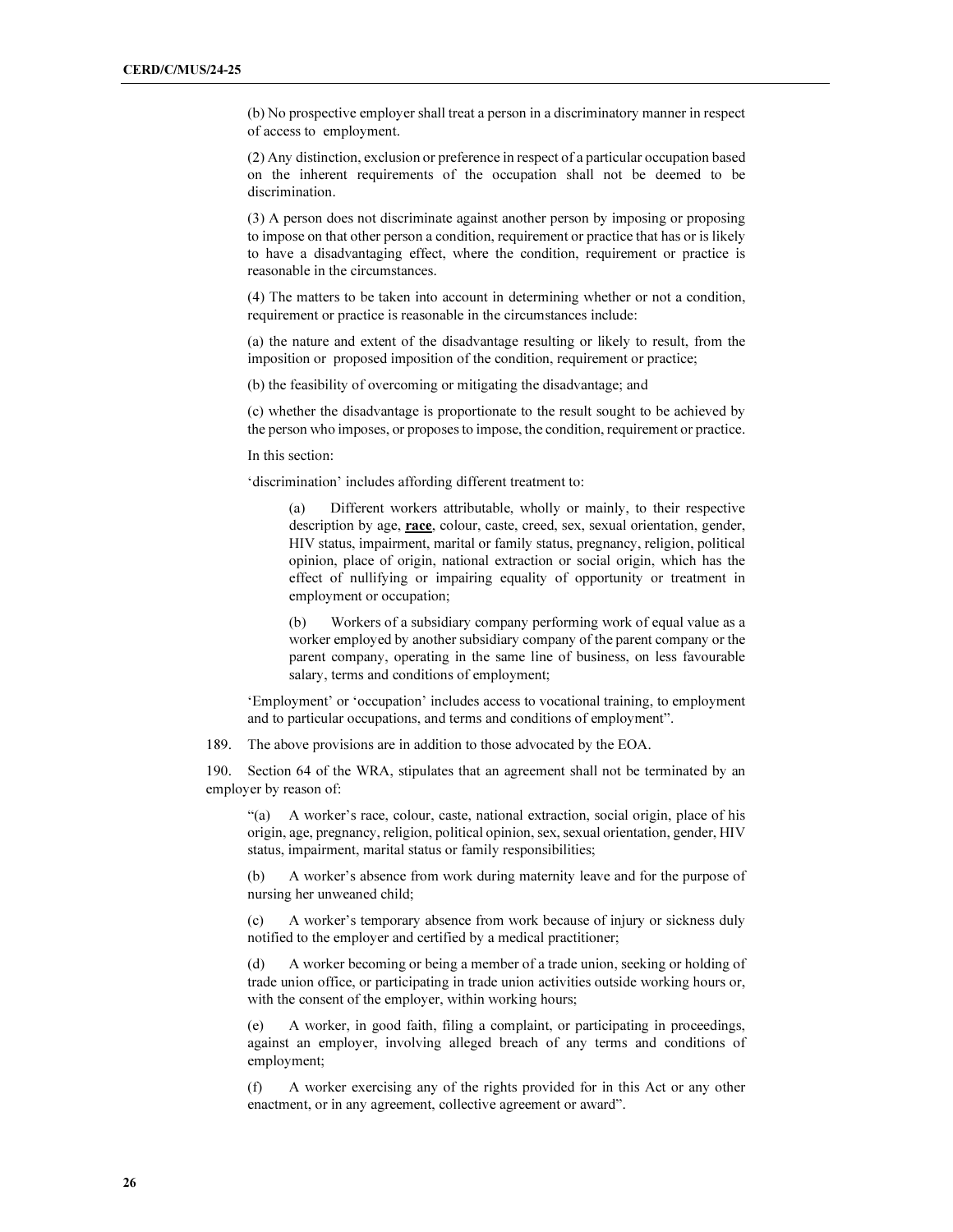(b) No prospective employer shall treat a person in a discriminatory manner in respect of access to employment.

(2) Any distinction, exclusion or preference in respect of a particular occupation based on the inherent requirements of the occupation shall not be deemed to be discrimination.

(3) A person does not discriminate against another person by imposing or proposing to impose on that other person a condition, requirement or practice that has or is likely to have a disadvantaging effect, where the condition, requirement or practice is reasonable in the circumstances.

(4) The matters to be taken into account in determining whether or not a condition, requirement or practice is reasonable in the circumstances include:

(a) the nature and extent of the disadvantage resulting or likely to result, from the imposition or proposed imposition of the condition, requirement or practice;

(b) the feasibility of overcoming or mitigating the disadvantage; and

(c) whether the disadvantage is proportionate to the result sought to be achieved by the person who imposes, or proposes to impose, the condition, requirement or practice.

In this section:

'discrimination' includes affording different treatment to:

> (a) Different workers attributable, wholly or mainly, to their respective description by age, **race**, colour, caste, creed, sex, sexual orientation, gender, HIV status, impairment, marital or family status, pregnancy, religion, political opinion, place of origin, national extraction or social origin, which has the effect of nullifying or impairing equality of opportunity or treatment in employment or occupation;
>
> (b) Workers of a subsidiary company performing work of equal value as a worker employed by another subsidiary company of the parent company or the parent company, operating in the same line of business, on less favourable salary, terms and conditions of employment;

'Employment' or 'occupation' includes access to vocational training, to employment and to particular occupations, and terms and conditions of employment".

189. The above provisions are in addition to those advocated by the EOA.

190. Section 64 of the WRA, stipulates that an agreement shall not be terminated by an employer by reason of:

> "(a) A worker's race, colour, caste, national extraction, social origin, place of his origin, age, pregnancy, religion, political opinion, sex, sexual orientation, gender, HIV status, impairment, marital status or family responsibilities;
>
> (b) A worker's absence from work during maternity leave and for the purpose of nursing her unweaned child;
>
> (c) A worker's temporary absence from work because of injury or sickness duly notified to the employer and certified by a medical practitioner;
>
> (d) A worker becoming or being a member of a trade union, seeking or holding of trade union office, or participating in trade union activities outside working hours or, with the consent of the employer, within working hours;
>
> (e) A worker, in good faith, filing a complaint, or participating in proceedings, against an employer, involving alleged breach of any terms and conditions of employment;
>
> (f) A worker exercising any of the rights provided for in this Act or any other enactment, or in any agreement, collective agreement or award".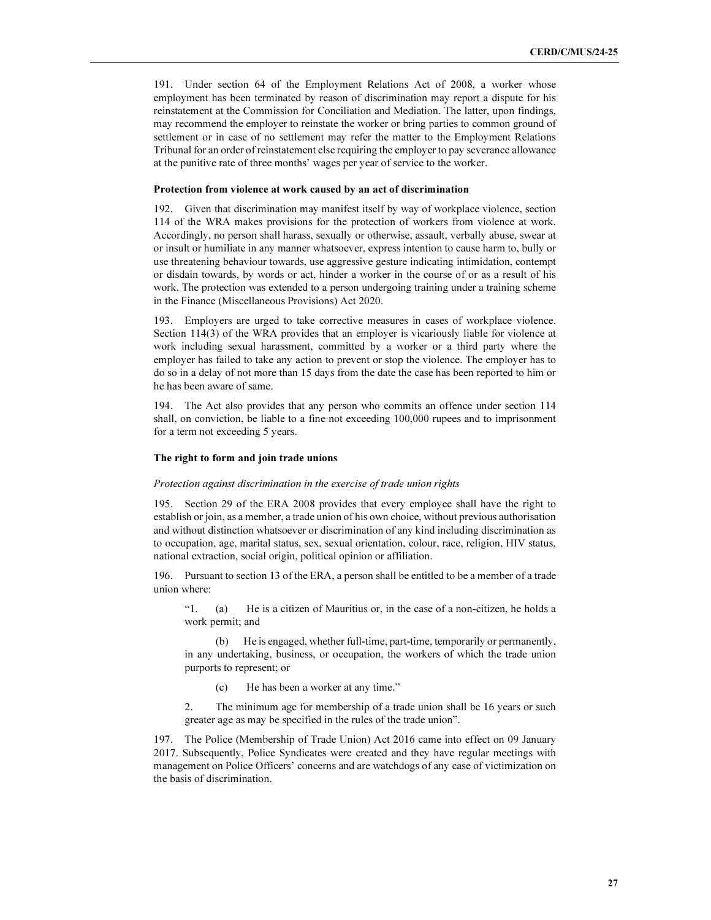191. Under section 64 of the Employment Relations Act of 2008, a worker whose employment has been terminated by reason of discrimination may report a dispute for his reinstatement at the Commission for Conciliation and Mediation. The latter, upon findings, may recommend the employer to reinstate the worker or bring parties to common ground of settlement or in case of no settlement may refer the matter to the Employment Relations Tribunal for an order of reinstatement else requiring the employer to pay severance allowance at the punitive rate of three months' wages per year of service to the worker.

**Protection from violence at work caused by an act of discrimination**

192. Given that discrimination may manifest itself by way of workplace violence, section 114 of the WRA makes provisions for the protection of workers from violence at work. Accordingly, no person shall harass, sexually or otherwise, assault, verbally abuse, swear at or insult or humiliate in any manner whatsoever, express intention to cause harm to, bully or use threatening behaviour towards, use aggressive gesture indicating intimidation, contempt or disdain towards, by words or act, hinder a worker in the course of or as a result of his work. The protection was extended to a person undergoing training under a training scheme in the Finance (Miscellaneous Provisions) Act 2020.

193. Employers are urged to take corrective measures in cases of workplace violence. Section 114(3) of the WRA provides that an employer is vicariously liable for violence at work including sexual harassment, committed by a worker or a third party where the employer has failed to take any action to prevent or stop the violence. The employer has to do so in a delay of not more than 15 days from the date the case has been reported to him or he has been aware of same.

194. The Act also provides that any person who commits an offence under section 114 shall, on conviction, be liable to a fine not exceeding 100,000 rupees and to imprisonment for a term not exceeding 5 years.

**The right to form and join trade unions**

*Protection against discrimination in the exercise of trade union rights*

195. Section 29 of the ERA 2008 provides that every employee shall have the right to establish or join, as a member, a trade union of his own choice, without previous authorisation and without distinction whatsoever or discrimination of any kind including discrimination as to occupation, age, marital status, sex, sexual orientation, colour, race, religion, HIV status, national extraction, social origin, political opinion or affiliation.

196. Pursuant to section 13 of the ERA, a person shall be entitled to be a member of a trade union where:

> "1. (a) He is a citizen of Mauritius or, in the case of a non-citizen, he holds a work permit; and
>
> (b) He is engaged, whether full-time, part-time, temporarily or permanently, in any undertaking, business, or occupation, the workers of which the trade union purports to represent; or
>
> (c) He has been a worker at any time."
>
> 2. The minimum age for membership of a trade union shall be 16 years or such greater age as may be specified in the rules of the trade union".

197. The Police (Membership of Trade Union) Act 2016 came into effect on 09 January 2017. Subsequently, Police Syndicates were created and they have regular meetings with management on Police Officers' concerns and are watchdogs of any case of victimization on the basis of discrimination.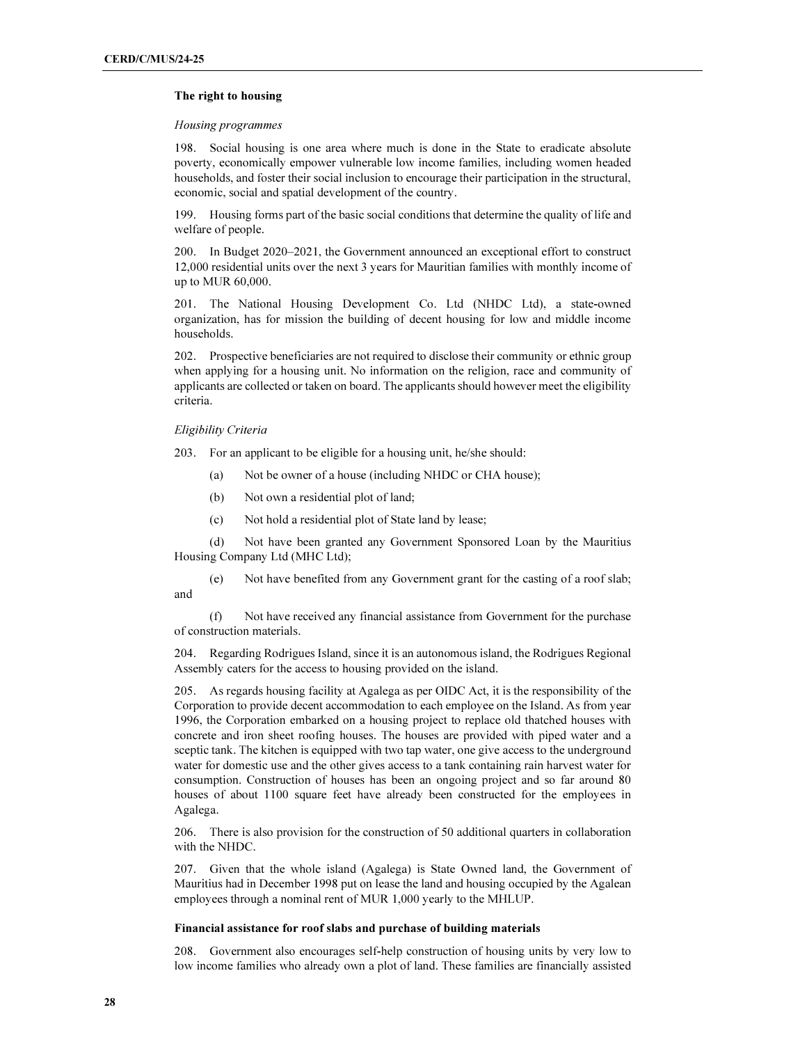### The right to housing

*Housing programmes*

198. Social housing is one area where much is done in the State to eradicate absolute poverty, economically empower vulnerable low income families, including women headed households, and foster their social inclusion to encourage their participation in the structural, economic, social and spatial development of the country.

199. Housing forms part of the basic social conditions that determine the quality of life and welfare of people.

200. In Budget 2020–2021, the Government announced an exceptional effort to construct 12,000 residential units over the next 3 years for Mauritian families with monthly income of up to MUR 60,000.

201. The National Housing Development Co. Ltd (NHDC Ltd), a state-owned organization, has for mission the building of decent housing for low and middle income households.

202. Prospective beneficiaries are not required to disclose their community or ethnic group when applying for a housing unit. No information on the religion, race and community of applicants are collected or taken on board. The applicants should however meet the eligibility criteria.

*Eligibility Criteria*

203. For an applicant to be eligible for a housing unit, he/she should:

(a) Not be owner of a house (including NHDC or CHA house);

(b) Not own a residential plot of land;

(c) Not hold a residential plot of State land by lease;

(d) Not have been granted any Government Sponsored Loan by the Mauritius Housing Company Ltd (MHC Ltd);

(e) Not have benefited from any Government grant for the casting of a roof slab; and

(f) Not have received any financial assistance from Government for the purchase of construction materials.

204. Regarding Rodrigues Island, since it is an autonomous island, the Rodrigues Regional Assembly caters for the access to housing provided on the island.

205. As regards housing facility at Agalega as per OIDC Act, it is the responsibility of the Corporation to provide decent accommodation to each employee on the Island. As from year 1996, the Corporation embarked on a housing project to replace old thatched houses with concrete and iron sheet roofing houses. The houses are provided with piped water and a sceptic tank. The kitchen is equipped with two tap water, one give access to the underground water for domestic use and the other gives access to a tank containing rain harvest water for consumption. Construction of houses has been an ongoing project and so far around 80 houses of about 1100 square feet have already been constructed for the employees in Agalega.

206. There is also provision for the construction of 50 additional quarters in collaboration with the NHDC.

207. Given that the whole island (Agalega) is State Owned land, the Government of Mauritius had in December 1998 put on lease the land and housing occupied by the Agalean employees through a nominal rent of MUR 1,000 yearly to the MHLUP.

### Financial assistance for roof slabs and purchase of building materials

208. Government also encourages self-help construction of housing units by very low to low income families who already own a plot of land. These families are financially assisted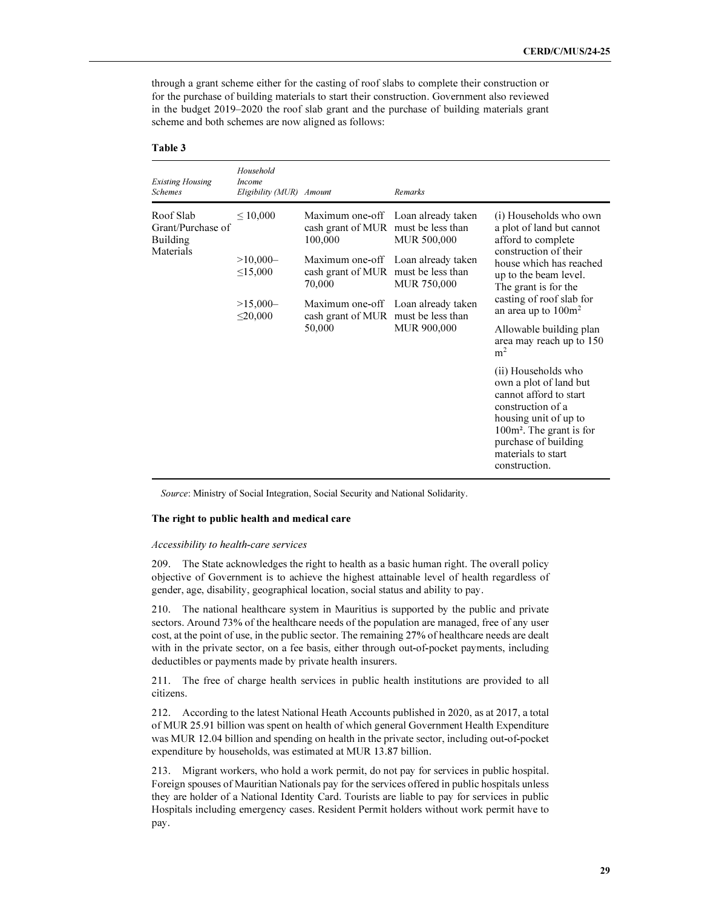through a grant scheme either for the casting of roof slabs to complete their construction or for the purchase of building materials to start their construction. Government also reviewed in the budget 2019–2020 the roof slab grant and the purchase of building materials grant scheme and both schemes are now aligned as follows:

**Table 3**

| *Existing Housing Schemes* | *Household Income Eligibility (MUR)* | *Amount* | *Remarks* | |
|---|---|---|---|---|
| Roof Slab Grant/Purchase of Building Materials | ≤ 10,000 | Maximum one-off cash grant of MUR 100,000 | Loan already taken must be less than MUR 500,000 | (i) Households who own a plot of land but cannot afford to complete construction of their house which has reached up to the beam level. The grant is for the casting of roof slab for an area up to 100m² |
| | >10,000–≤15,000 | Maximum one-off cash grant of MUR 70,000 | Loan already taken must be less than MUR 750,000 | Allowable building plan area may reach up to 150 m² |
| | >15,000–≤20,000 | Maximum one-off cash grant of MUR 50,000 | Loan already taken must be less than MUR 900,000 | (ii) Households who own a plot of land but cannot afford to start construction of a housing unit of up to 100m². The grant is for purchase of building materials to start construction. |

*Source*: Ministry of Social Integration, Social Security and National Solidarity.

### The right to public health and medical care

*Accessibility to health-care services*

209. The State acknowledges the right to health as a basic human right. The overall policy objective of Government is to achieve the highest attainable level of health regardless of gender, age, disability, geographical location, social status and ability to pay.

210. The national healthcare system in Mauritius is supported by the public and private sectors. Around 73% of the healthcare needs of the population are managed, free of any user cost, at the point of use, in the public sector. The remaining 27% of healthcare needs are dealt with in the private sector, on a fee basis, either through out-of-pocket payments, including deductibles or payments made by private health insurers.

211. The free of charge health services in public health institutions are provided to all citizens.

212. According to the latest National Heath Accounts published in 2020, as at 2017, a total of MUR 25.91 billion was spent on health of which general Government Health Expenditure was MUR 12.04 billion and spending on health in the private sector, including out-of-pocket expenditure by households, was estimated at MUR 13.87 billion.

213. Migrant workers, who hold a work permit, do not pay for services in public hospital. Foreign spouses of Mauritian Nationals pay for the services offered in public hospitals unless they are holder of a National Identity Card. Tourists are liable to pay for services in public Hospitals including emergency cases. Resident Permit holders without work permit have to pay.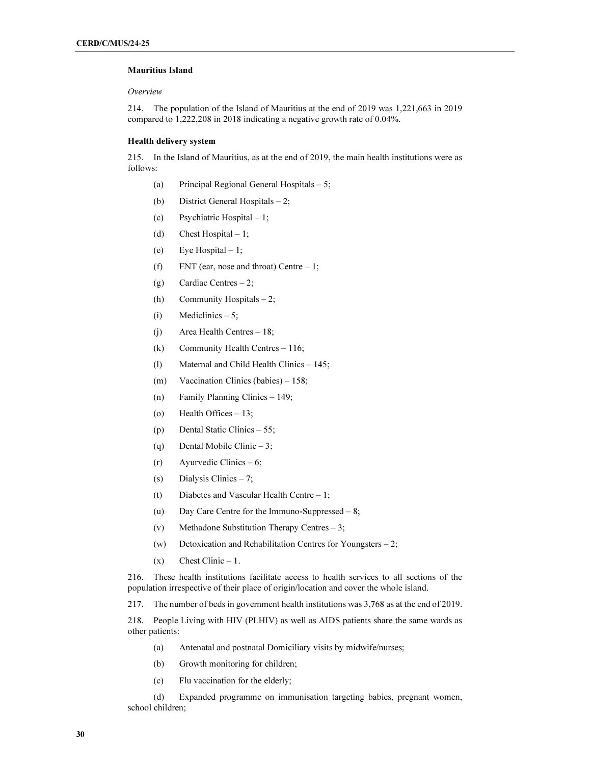### Mauritius Island

*Overview*

214. The population of the Island of Mauritius at the end of 2019 was 1,221,663 in 2019 compared to 1,222,208 in 2018 indicating a negative growth rate of 0.04%.

### Health delivery system

215. In the Island of Mauritius, as at the end of 2019, the main health institutions were as follows:

(a) Principal Regional General Hospitals – 5;

(b) District General Hospitals – 2;

(c) Psychiatric Hospital – 1;

(d) Chest Hospital – 1;

(e) Eye Hospital – 1;

(f) ENT (ear, nose and throat) Centre – 1;

(g) Cardiac Centres – 2;

(h) Community Hospitals – 2;

(i) Mediclinics – 5;

(j) Area Health Centres – 18;

(k) Community Health Centres – 116;

(l) Maternal and Child Health Clinics – 145;

(m) Vaccination Clinics (babies) – 158;

(n) Family Planning Clinics – 149;

(o) Health Offices – 13;

(p) Dental Static Clinics – 55;

(q) Dental Mobile Clinic – 3;

(r) Ayurvedic Clinics – 6;

(s) Dialysis Clinics – 7;

(t) Diabetes and Vascular Health Centre – 1;

(u) Day Care Centre for the Immuno-Suppressed – 8;

(v) Methadone Substitution Therapy Centres – 3;

(w) Detoxication and Rehabilitation Centres for Youngsters – 2;

(x) Chest Clinic – 1.

216. These health institutions facilitate access to health services to all sections of the population irrespective of their place of origin/location and cover the whole island.

217. The number of beds in government health institutions was 3,768 as at the end of 2019.

218. People Living with HIV (PLHIV) as well as AIDS patients share the same wards as other patients:

(a) Antenatal and postnatal Domiciliary visits by midwife/nurses;

(b) Growth monitoring for children;

(c) Flu vaccination for the elderly;

(d) Expanded programme on immunisation targeting babies, pregnant women, school children;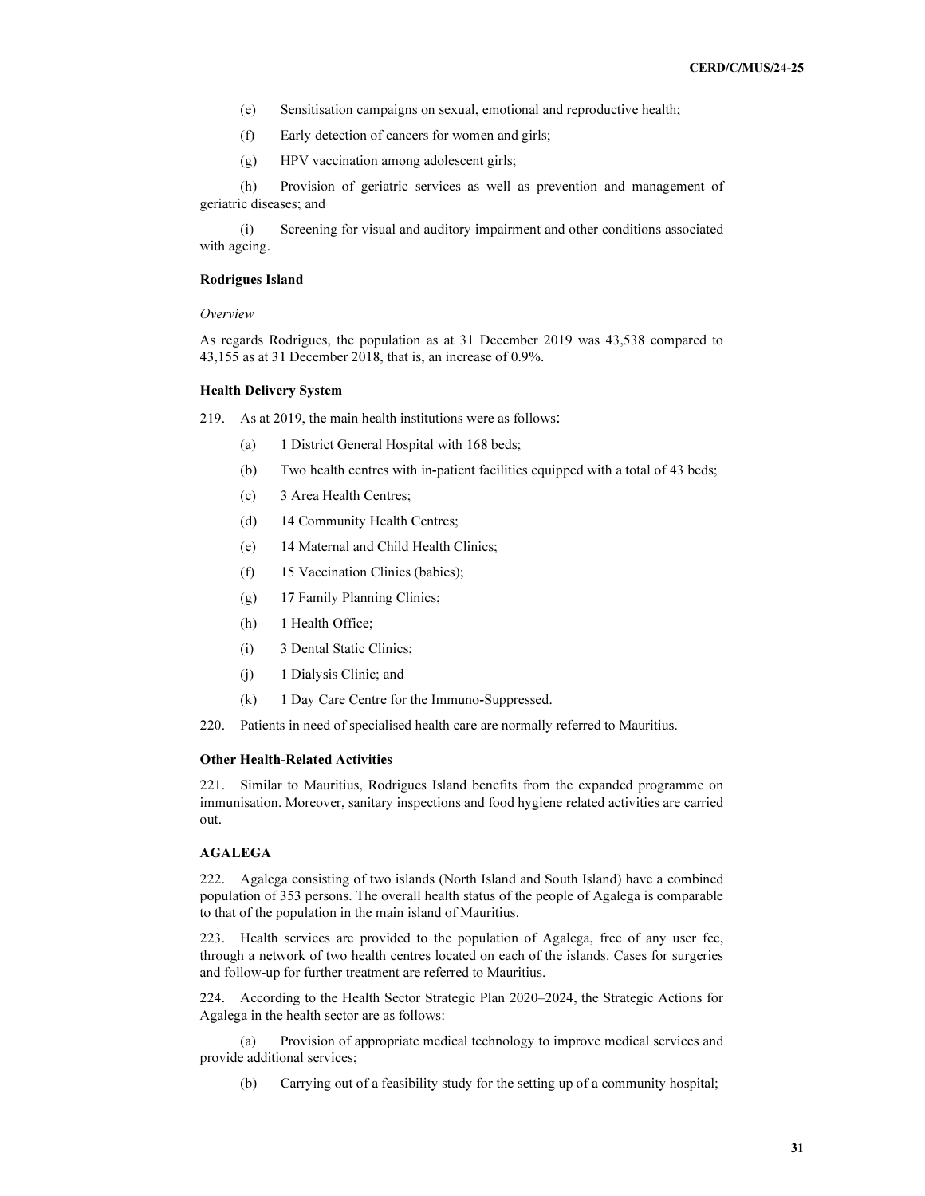(e) Sensitisation campaigns on sexual, emotional and reproductive health;

(f) Early detection of cancers for women and girls;

(g) HPV vaccination among adolescent girls;

(h) Provision of geriatric services as well as prevention and management of geriatric diseases; and

(i) Screening for visual and auditory impairment and other conditions associated with ageing.

**Rodrigues Island**

*Overview*

As regards Rodrigues, the population as at 31 December 2019 was 43,538 compared to 43,155 as at 31 December 2018, that is, an increase of 0.9%.

**Health Delivery System**

219. As at 2019, the main health institutions were as follows:

(a) 1 District General Hospital with 168 beds;

(b) Two health centres with in-patient facilities equipped with a total of 43 beds;

(c) 3 Area Health Centres;

(d) 14 Community Health Centres;

(e) 14 Maternal and Child Health Clinics;

(f) 15 Vaccination Clinics (babies);

(g) 17 Family Planning Clinics;

(h) 1 Health Office;

(i) 3 Dental Static Clinics;

(j) 1 Dialysis Clinic; and

(k) 1 Day Care Centre for the Immuno-Suppressed.

220. Patients in need of specialised health care are normally referred to Mauritius.

**Other Health-Related Activities**

221. Similar to Mauritius, Rodrigues Island benefits from the expanded programme on immunisation. Moreover, sanitary inspections and food hygiene related activities are carried out.

**AGALEGA**

222. Agalega consisting of two islands (North Island and South Island) have a combined population of 353 persons. The overall health status of the people of Agalega is comparable to that of the population in the main island of Mauritius.

223. Health services are provided to the population of Agalega, free of any user fee, through a network of two health centres located on each of the islands. Cases for surgeries and follow-up for further treatment are referred to Mauritius.

224. According to the Health Sector Strategic Plan 2020–2024, the Strategic Actions for Agalega in the health sector are as follows:

(a) Provision of appropriate medical technology to improve medical services and provide additional services;

(b) Carrying out of a feasibility study for the setting up of a community hospital;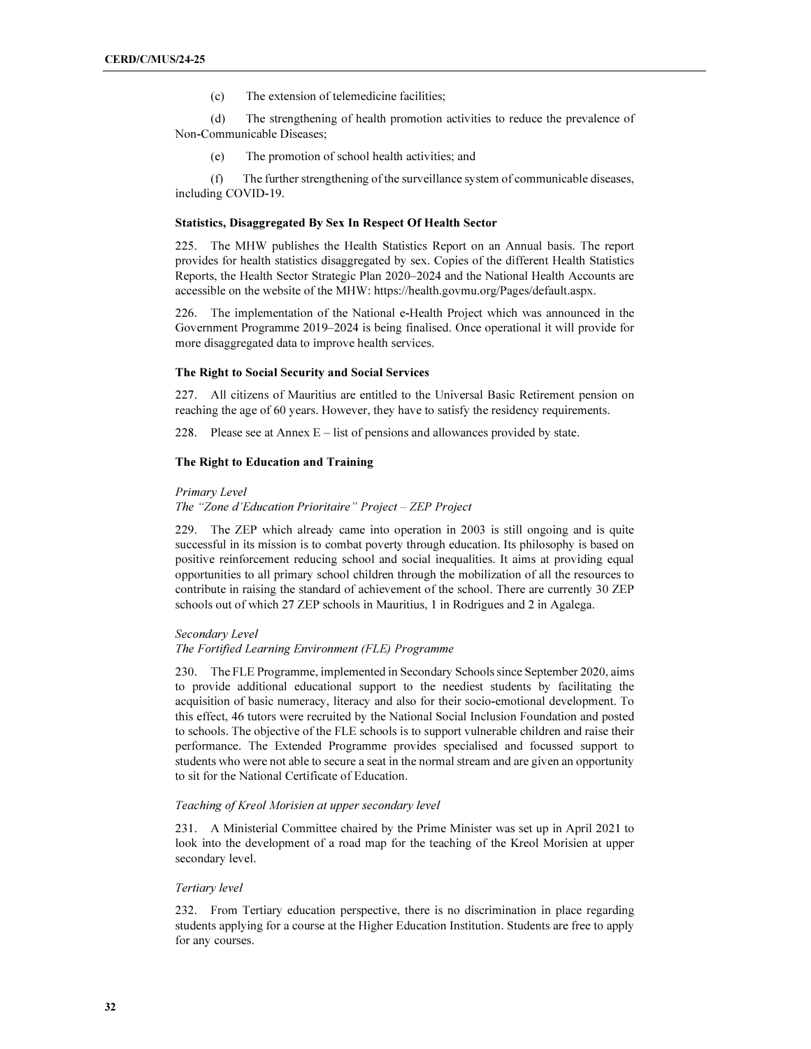(c) The extension of telemedicine facilities;

(d) The strengthening of health promotion activities to reduce the prevalence of Non-Communicable Diseases;

(e) The promotion of school health activities; and

(f) The further strengthening of the surveillance system of communicable diseases, including COVID-19.

**Statistics, Disaggregated By Sex In Respect Of Health Sector**

225. The MHW publishes the Health Statistics Report on an Annual basis. The report provides for health statistics disaggregated by sex. Copies of the different Health Statistics Reports, the Health Sector Strategic Plan 2020–2024 and the National Health Accounts are accessible on the website of the MHW: https://health.govmu.org/Pages/default.aspx.

226. The implementation of the National e-Health Project which was announced in the Government Programme 2019–2024 is being finalised. Once operational it will provide for more disaggregated data to improve health services.

**The Right to Social Security and Social Services**

227. All citizens of Mauritius are entitled to the Universal Basic Retirement pension on reaching the age of 60 years. However, they have to satisfy the residency requirements.

228. Please see at Annex E – list of pensions and allowances provided by state.

**The Right to Education and Training**

*Primary Level*
*The "Zone d'Education Prioritaire" Project – ZEP Project*

229. The ZEP which already came into operation in 2003 is still ongoing and is quite successful in its mission is to combat poverty through education. Its philosophy is based on positive reinforcement reducing school and social inequalities. It aims at providing equal opportunities to all primary school children through the mobilization of all the resources to contribute in raising the standard of achievement of the school. There are currently 30 ZEP schools out of which 27 ZEP schools in Mauritius, 1 in Rodrigues and 2 in Agalega.

*Secondary Level*
*The Fortified Learning Environment (FLE) Programme*

230. The FLE Programme, implemented in Secondary Schools since September 2020, aims to provide additional educational support to the neediest students by facilitating the acquisition of basic numeracy, literacy and also for their socio-emotional development. To this effect, 46 tutors were recruited by the National Social Inclusion Foundation and posted to schools. The objective of the FLE schools is to support vulnerable children and raise their performance. The Extended Programme provides specialised and focussed support to students who were not able to secure a seat in the normal stream and are given an opportunity to sit for the National Certificate of Education.

*Teaching of Kreol Morisien at upper secondary level*

231. A Ministerial Committee chaired by the Prime Minister was set up in April 2021 to look into the development of a road map for the teaching of the Kreol Morisien at upper secondary level.

*Tertiary level*

232. From Tertiary education perspective, there is no discrimination in place regarding students applying for a course at the Higher Education Institution. Students are free to apply for any courses.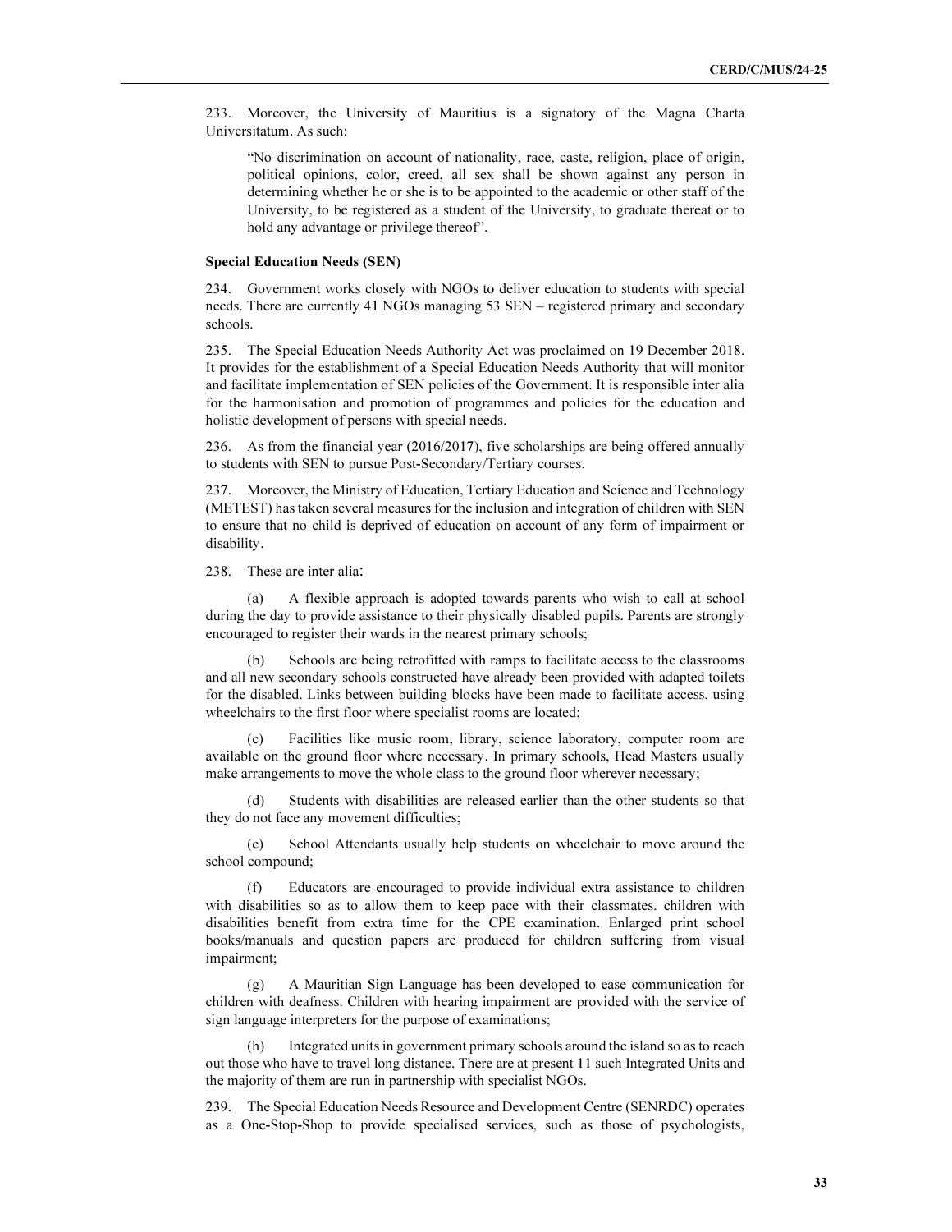233. Moreover, the University of Mauritius is a signatory of the Magna Charta Universitatum. As such:

> "No discrimination on account of nationality, race, caste, religion, place of origin, political opinions, color, creed, all sex shall be shown against any person in determining whether he or she is to be appointed to the academic or other staff of the University, to be registered as a student of the University, to graduate thereat or to hold any advantage or privilege thereof".

**Special Education Needs (SEN)**

234. Government works closely with NGOs to deliver education to students with special needs. There are currently 41 NGOs managing 53 SEN – registered primary and secondary schools.

235. The Special Education Needs Authority Act was proclaimed on 19 December 2018. It provides for the establishment of a Special Education Needs Authority that will monitor and facilitate implementation of SEN policies of the Government. It is responsible inter alia for the harmonisation and promotion of programmes and policies for the education and holistic development of persons with special needs.

236. As from the financial year (2016/2017), five scholarships are being offered annually to students with SEN to pursue Post-Secondary/Tertiary courses.

237. Moreover, the Ministry of Education, Tertiary Education and Science and Technology (METEST) has taken several measures for the inclusion and integration of children with SEN to ensure that no child is deprived of education on account of any form of impairment or disability.

238. These are inter alia:

(a) A flexible approach is adopted towards parents who wish to call at school during the day to provide assistance to their physically disabled pupils. Parents are strongly encouraged to register their wards in the nearest primary schools;

(b) Schools are being retrofitted with ramps to facilitate access to the classrooms and all new secondary schools constructed have already been provided with adapted toilets for the disabled. Links between building blocks have been made to facilitate access, using wheelchairs to the first floor where specialist rooms are located;

(c) Facilities like music room, library, science laboratory, computer room are available on the ground floor where necessary. In primary schools, Head Masters usually make arrangements to move the whole class to the ground floor wherever necessary;

(d) Students with disabilities are released earlier than the other students so that they do not face any movement difficulties;

(e) School Attendants usually help students on wheelchair to move around the school compound;

(f) Educators are encouraged to provide individual extra assistance to children with disabilities so as to allow them to keep pace with their classmates. children with disabilities benefit from extra time for the CPE examination. Enlarged print school books/manuals and question papers are produced for children suffering from visual impairment;

(g) A Mauritian Sign Language has been developed to ease communication for children with deafness. Children with hearing impairment are provided with the service of sign language interpreters for the purpose of examinations;

(h) Integrated units in government primary schools around the island so as to reach out those who have to travel long distance. There are at present 11 such Integrated Units and the majority of them are run in partnership with specialist NGOs.

239. The Special Education Needs Resource and Development Centre (SENRDC) operates as a One-Stop-Shop to provide specialised services, such as those of psychologists,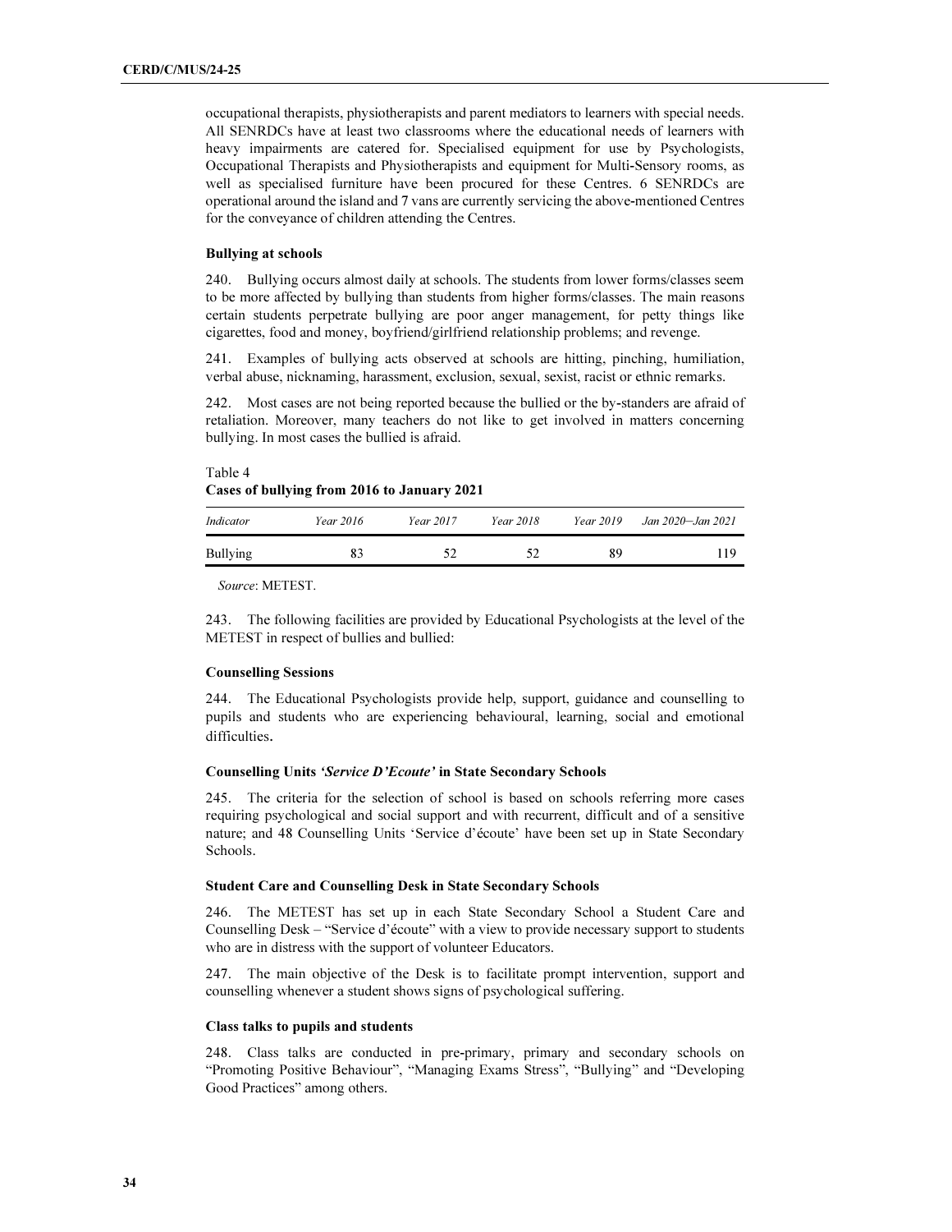occupational therapists, physiotherapists and parent mediators to learners with special needs. All SENRDCs have at least two classrooms where the educational needs of learners with heavy impairments are catered for. Specialised equipment for use by Psychologists, Occupational Therapists and Physiotherapists and equipment for Multi-Sensory rooms, as well as specialised furniture have been procured for these Centres. 6 SENRDCs are operational around the island and 7 vans are currently servicing the above-mentioned Centres for the conveyance of children attending the Centres.

**Bullying at schools**

240. Bullying occurs almost daily at schools. The students from lower forms/classes seem to be more affected by bullying than students from higher forms/classes. The main reasons certain students perpetrate bullying are poor anger management, for petty things like cigarettes, food and money, boyfriend/girlfriend relationship problems; and revenge.

241. Examples of bullying acts observed at schools are hitting, pinching, humiliation, verbal abuse, nicknaming, harassment, exclusion, sexual, sexist, racist or ethnic remarks.

242. Most cases are not being reported because the bullied or the by-standers are afraid of retaliation. Moreover, many teachers do not like to get involved in matters concerning bullying. In most cases the bullied is afraid.

Table 4
**Cases of bullying from 2016 to January 2021**

| *Indicator* | *Year 2016* | *Year 2017* | *Year 2018* | *Year 2019* | *Jan 2020–Jan 2021* |
|---|---|---|---|---|---|
| Bullying | 83 | 52 | 52 | 89 | 119 |

*Source*: METEST.

243. The following facilities are provided by Educational Psychologists at the level of the METEST in respect of bullies and bullied:

**Counselling Sessions**

244. The Educational Psychologists provide help, support, guidance and counselling to pupils and students who are experiencing behavioural, learning, social and emotional difficulties.

**Counselling Units *'Service D'Ecoute'* in State Secondary Schools**

245. The criteria for the selection of school is based on schools referring more cases requiring psychological and social support and with recurrent, difficult and of a sensitive nature; and 48 Counselling Units 'Service d'écoute' have been set up in State Secondary Schools.

**Student Care and Counselling Desk in State Secondary Schools**

246. The METEST has set up in each State Secondary School a Student Care and Counselling Desk – "Service d'écoute" with a view to provide necessary support to students who are in distress with the support of volunteer Educators.

247. The main objective of the Desk is to facilitate prompt intervention, support and counselling whenever a student shows signs of psychological suffering.

**Class talks to pupils and students**

248. Class talks are conducted in pre-primary, primary and secondary schools on "Promoting Positive Behaviour", "Managing Exams Stress", "Bullying" and "Developing Good Practices" among others.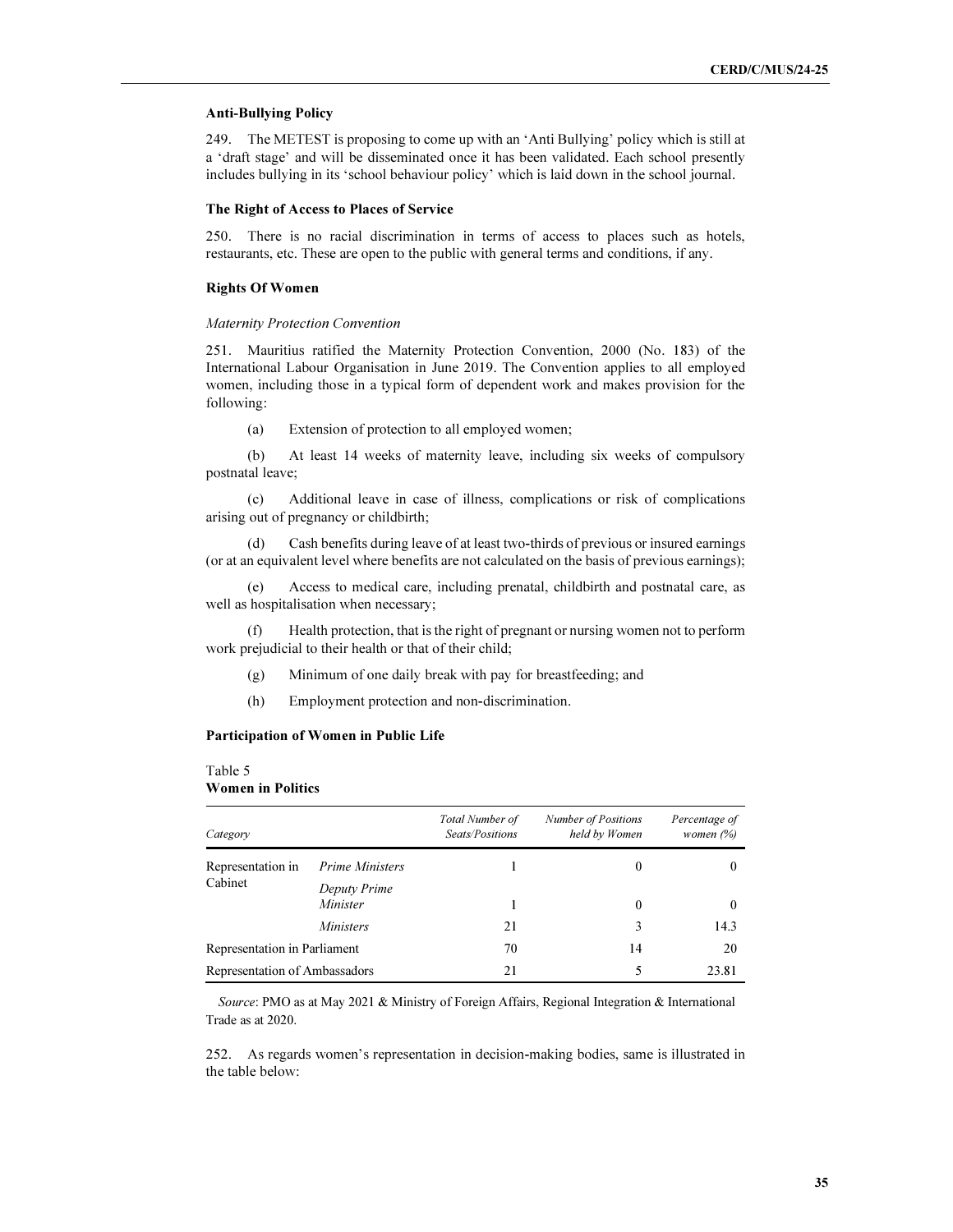**Anti-Bullying Policy**

249. The METEST is proposing to come up with an 'Anti Bullying' policy which is still at a 'draft stage' and will be disseminated once it has been validated. Each school presently includes bullying in its 'school behaviour policy' which is laid down in the school journal.

**The Right of Access to Places of Service**

250. There is no racial discrimination in terms of access to places such as hotels, restaurants, etc. These are open to the public with general terms and conditions, if any.

**Rights Of Women**

*Maternity Protection Convention*

251. Mauritius ratified the Maternity Protection Convention, 2000 (No. 183) of the International Labour Organisation in June 2019. The Convention applies to all employed women, including those in a typical form of dependent work and makes provision for the following:

(a) Extension of protection to all employed women;

(b) At least 14 weeks of maternity leave, including six weeks of compulsory postnatal leave;

(c) Additional leave in case of illness, complications or risk of complications arising out of pregnancy or childbirth;

(d) Cash benefits during leave of at least two-thirds of previous or insured earnings (or at an equivalent level where benefits are not calculated on the basis of previous earnings);

(e) Access to medical care, including prenatal, childbirth and postnatal care, as well as hospitalisation when necessary;

(f) Health protection, that is the right of pregnant or nursing women not to perform work prejudicial to their health or that of their child;

(g) Minimum of one daily break with pay for breastfeeding; and

(h) Employment protection and non-discrimination.

**Participation of Women in Public Life**

Table 5
**Women in Politics**

| *Category* | | *Total Number of Seats/Positions* | *Number of Positions held by Women* | *Percentage of women (%)* |
|---|---|---|---|---|
| Representation in Cabinet | *Prime Ministers* | 1 | 0 | 0 |
| | *Deputy Prime Minister* | 1 | 0 | 0 |
| | *Ministers* | 21 | 3 | 14.3 |
| Representation in Parliament | | 70 | 14 | 20 |
| Representation of Ambassadors | | 21 | 5 | 23.81 |

*Source*: PMO as at May 2021 & Ministry of Foreign Affairs, Regional Integration & International Trade as at 2020.

252. As regards women's representation in decision-making bodies, same is illustrated in the table below: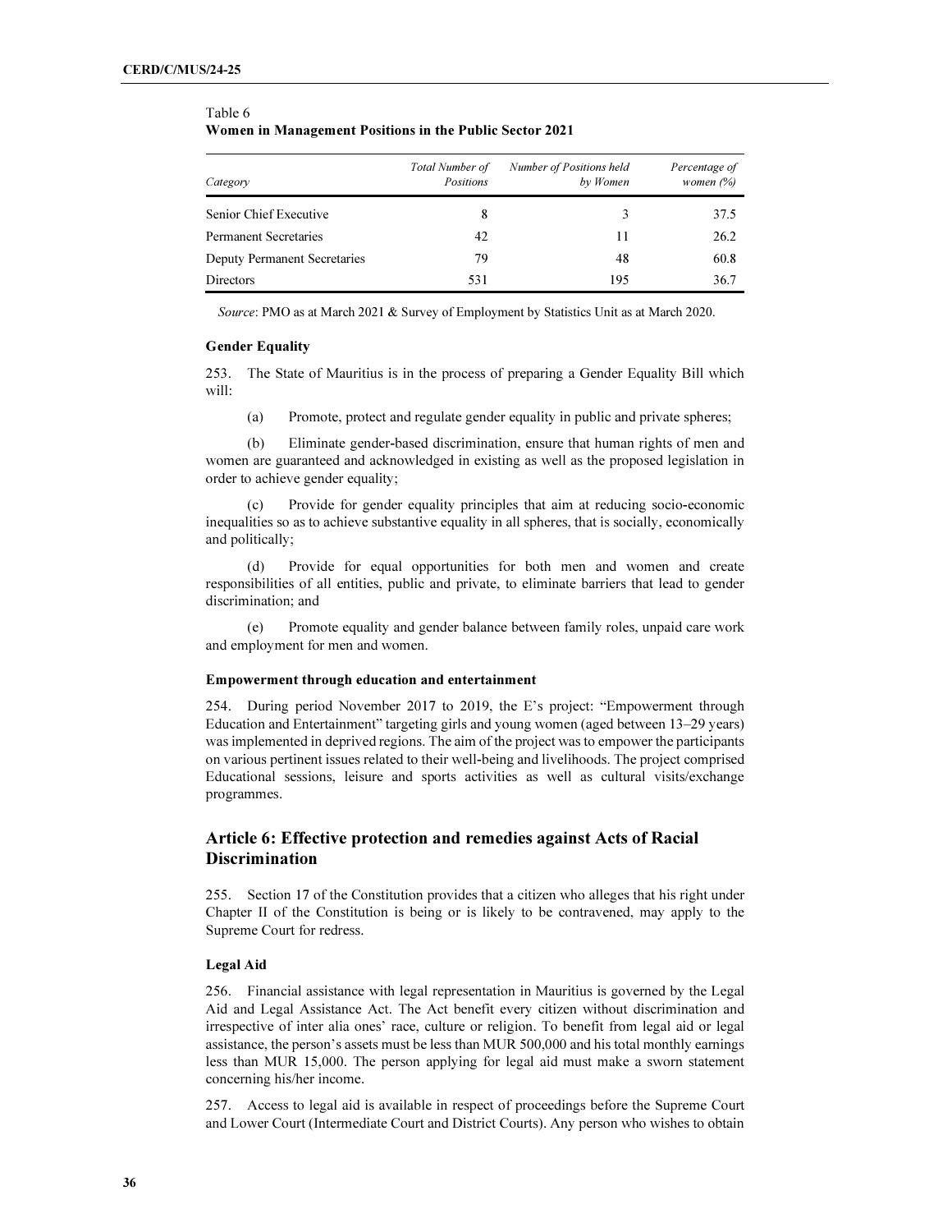Table 6
**Women in Management Positions in the Public Sector 2021**

| *Category* | *Total Number of Positions* | *Number of Positions held by Women* | *Percentage of women (%)* |
|---|---|---|---|
| Senior Chief Executive | 8 | 3 | 37.5 |
| Permanent Secretaries | 42 | 11 | 26.2 |
| Deputy Permanent Secretaries | 79 | 48 | 60.8 |
| Directors | 531 | 195 | 36.7 |

*Source*: PMO as at March 2021 & Survey of Employment by Statistics Unit as at March 2020.

#### Gender Equality

253. The State of Mauritius is in the process of preparing a Gender Equality Bill which will:

(a) Promote, protect and regulate gender equality in public and private spheres;

(b) Eliminate gender-based discrimination, ensure that human rights of men and women are guaranteed and acknowledged in existing as well as the proposed legislation in order to achieve gender equality;

(c) Provide for gender equality principles that aim at reducing socio-economic inequalities so as to achieve substantive equality in all spheres, that is socially, economically and politically;

(d) Provide for equal opportunities for both men and women and create responsibilities of all entities, public and private, to eliminate barriers that lead to gender discrimination; and

(e) Promote equality and gender balance between family roles, unpaid care work and employment for men and women.

#### Empowerment through education and entertainment

254. During period November 2017 to 2019, the E's project: "Empowerment through Education and Entertainment" targeting girls and young women (aged between 13–29 years) was implemented in deprived regions. The aim of the project was to empower the participants on various pertinent issues related to their well-being and livelihoods. The project comprised Educational sessions, leisure and sports activities as well as cultural visits/exchange programmes.

## Article 6: Effective protection and remedies against Acts of Racial Discrimination

255. Section 17 of the Constitution provides that a citizen who alleges that his right under Chapter II of the Constitution is being or is likely to be contravened, may apply to the Supreme Court for redress.

#### Legal Aid

256. Financial assistance with legal representation in Mauritius is governed by the Legal Aid and Legal Assistance Act. The Act benefit every citizen without discrimination and irrespective of inter alia ones' race, culture or religion. To benefit from legal aid or legal assistance, the person's assets must be less than MUR 500,000 and his total monthly earnings less than MUR 15,000. The person applying for legal aid must make a sworn statement concerning his/her income.

257. Access to legal aid is available in respect of proceedings before the Supreme Court and Lower Court (Intermediate Court and District Courts). Any person who wishes to obtain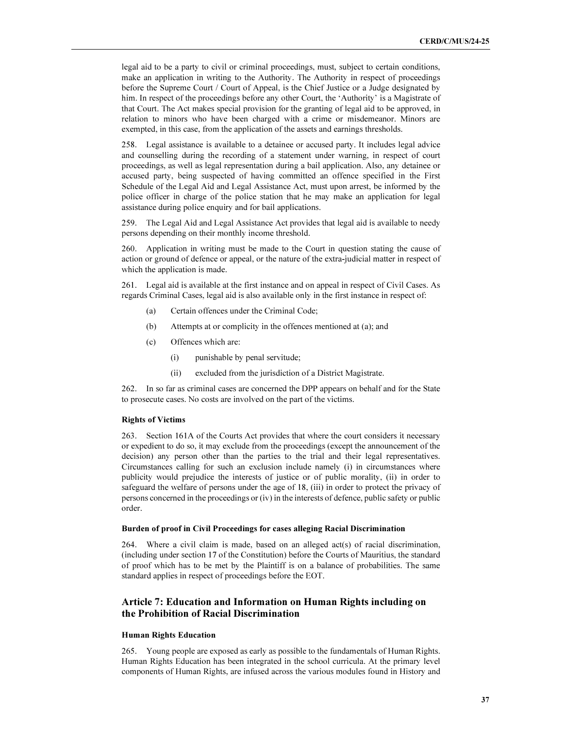legal aid to be a party to civil or criminal proceedings, must, subject to certain conditions, make an application in writing to the Authority. The Authority in respect of proceedings before the Supreme Court / Court of Appeal, is the Chief Justice or a Judge designated by him. In respect of the proceedings before any other Court, the 'Authority' is a Magistrate of that Court. The Act makes special provision for the granting of legal aid to be approved, in relation to minors who have been charged with a crime or misdemeanor. Minors are exempted, in this case, from the application of the assets and earnings thresholds.

258. Legal assistance is available to a detainee or accused party. It includes legal advice and counselling during the recording of a statement under warning, in respect of court proceedings, as well as legal representation during a bail application. Also, any detainee or accused party, being suspected of having committed an offence specified in the First Schedule of the Legal Aid and Legal Assistance Act, must upon arrest, be informed by the police officer in charge of the police station that he may make an application for legal assistance during police enquiry and for bail applications.

259. The Legal Aid and Legal Assistance Act provides that legal aid is available to needy persons depending on their monthly income threshold.

260. Application in writing must be made to the Court in question stating the cause of action or ground of defence or appeal, or the nature of the extra-judicial matter in respect of which the application is made.

261. Legal aid is available at the first instance and on appeal in respect of Civil Cases. As regards Criminal Cases, legal aid is also available only in the first instance in respect of:

(a) Certain offences under the Criminal Code;

(b) Attempts at or complicity in the offences mentioned at (a); and

(c) Offences which are:

(i) punishable by penal servitude;

(ii) excluded from the jurisdiction of a District Magistrate.

262. In so far as criminal cases are concerned the DPP appears on behalf and for the State to prosecute cases. No costs are involved on the part of the victims.

#### Rights of Victims

263. Section 161A of the Courts Act provides that where the court considers it necessary or expedient to do so, it may exclude from the proceedings (except the announcement of the decision) any person other than the parties to the trial and their legal representatives. Circumstances calling for such an exclusion include namely (i) in circumstances where publicity would prejudice the interests of justice or of public morality, (ii) in order to safeguard the welfare of persons under the age of 18, (iii) in order to protect the privacy of persons concerned in the proceedings or (iv) in the interests of defence, public safety or public order.

#### Burden of proof in Civil Proceedings for cases alleging Racial Discrimination

264. Where a civil claim is made, based on an alleged act(s) of racial discrimination, (including under section 17 of the Constitution) before the Courts of Mauritius, the standard of proof which has to be met by the Plaintiff is on a balance of probabilities. The same standard applies in respect of proceedings before the EOT.

## Article 7: Education and Information on Human Rights including on the Prohibition of Racial Discrimination

#### Human Rights Education

265. Young people are exposed as early as possible to the fundamentals of Human Rights. Human Rights Education has been integrated in the school curricula. At the primary level components of Human Rights, are infused across the various modules found in History and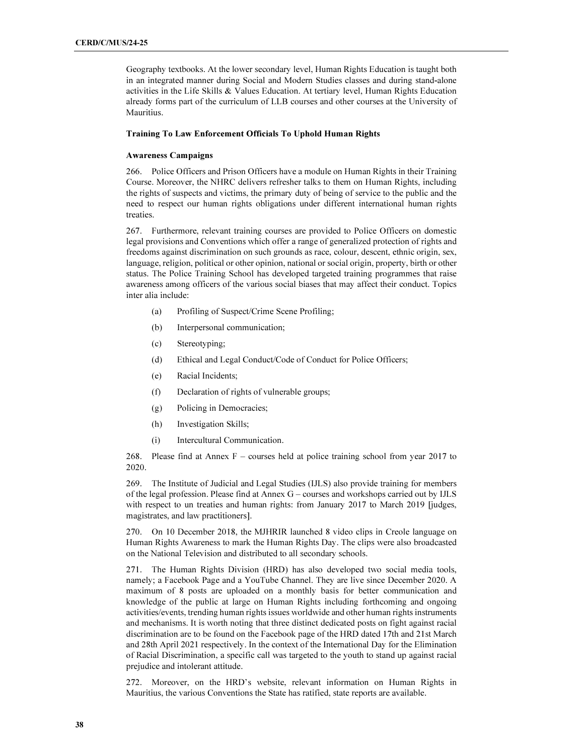Geography textbooks. At the lower secondary level, Human Rights Education is taught both in an integrated manner during Social and Modern Studies classes and during stand-alone activities in the Life Skills & Values Education. At tertiary level, Human Rights Education already forms part of the curriculum of LLB courses and other courses at the University of Mauritius.

**Training To Law Enforcement Officials To Uphold Human Rights**

**Awareness Campaigns**

266. Police Officers and Prison Officers have a module on Human Rights in their Training Course. Moreover, the NHRC delivers refresher talks to them on Human Rights, including the rights of suspects and victims, the primary duty of being of service to the public and the need to respect our human rights obligations under different international human rights treaties.

267. Furthermore, relevant training courses are provided to Police Officers on domestic legal provisions and Conventions which offer a range of generalized protection of rights and freedoms against discrimination on such grounds as race, colour, descent, ethnic origin, sex, language, religion, political or other opinion, national or social origin, property, birth or other status. The Police Training School has developed targeted training programmes that raise awareness among officers of the various social biases that may affect their conduct. Topics inter alia include:

(a) Profiling of Suspect/Crime Scene Profiling;

(b) Interpersonal communication;

(c) Stereotyping;

(d) Ethical and Legal Conduct/Code of Conduct for Police Officers;

(e) Racial Incidents;

(f) Declaration of rights of vulnerable groups;

(g) Policing in Democracies;

(h) Investigation Skills;

(i) Intercultural Communication.

268. Please find at Annex F – courses held at police training school from year 2017 to 2020.

269. The Institute of Judicial and Legal Studies (IJLS) also provide training for members of the legal profession. Please find at Annex G – courses and workshops carried out by IJLS with respect to un treaties and human rights: from January 2017 to March 2019 [judges, magistrates, and law practitioners].

270. On 10 December 2018, the MJHRIR launched 8 video clips in Creole language on Human Rights Awareness to mark the Human Rights Day. The clips were also broadcasted on the National Television and distributed to all secondary schools.

271. The Human Rights Division (HRD) has also developed two social media tools, namely; a Facebook Page and a YouTube Channel. They are live since December 2020. A maximum of 8 posts are uploaded on a monthly basis for better communication and knowledge of the public at large on Human Rights including forthcoming and ongoing activities/events, trending human rights issues worldwide and other human rights instruments and mechanisms. It is worth noting that three distinct dedicated posts on fight against racial discrimination are to be found on the Facebook page of the HRD dated 17th and 21st March and 28th April 2021 respectively. In the context of the International Day for the Elimination of Racial Discrimination, a specific call was targeted to the youth to stand up against racial prejudice and intolerant attitude.

272. Moreover, on the HRD's website, relevant information on Human Rights in Mauritius, the various Conventions the State has ratified, state reports are available.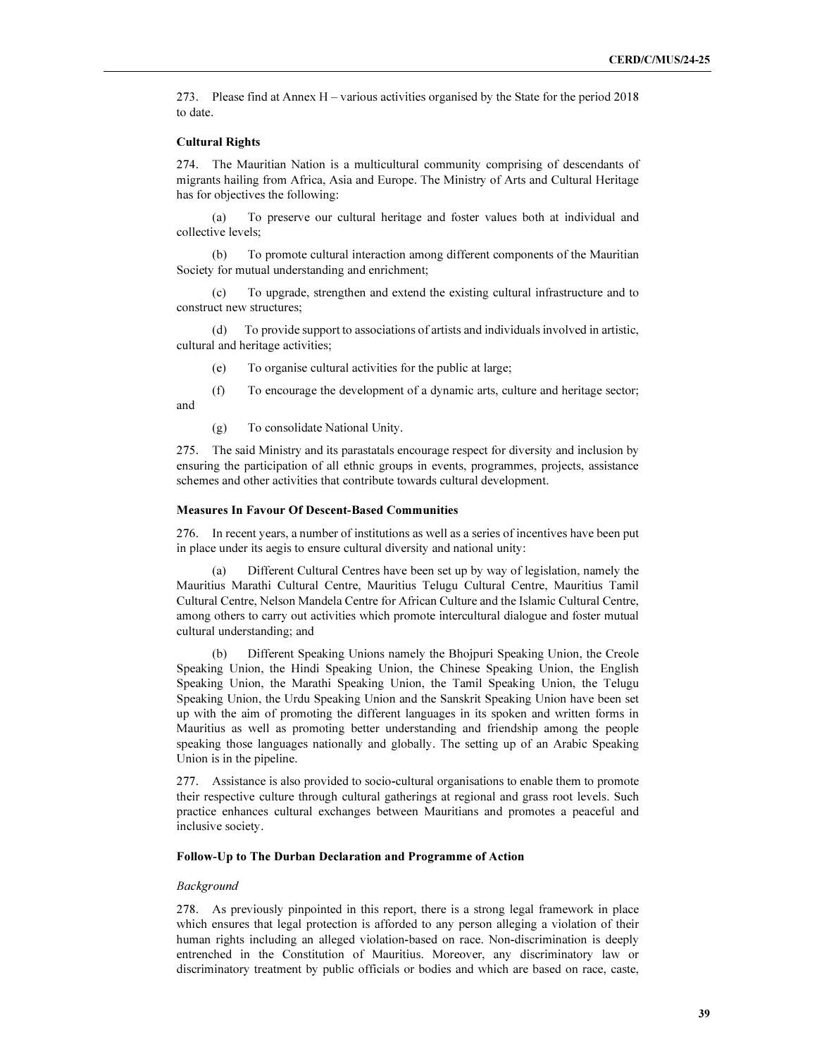273. Please find at Annex H – various activities organised by the State for the period 2018 to date.

**Cultural Rights**

274. The Mauritian Nation is a multicultural community comprising of descendants of migrants hailing from Africa, Asia and Europe. The Ministry of Arts and Cultural Heritage has for objectives the following:

(a) To preserve our cultural heritage and foster values both at individual and collective levels;

(b) To promote cultural interaction among different components of the Mauritian Society for mutual understanding and enrichment;

(c) To upgrade, strengthen and extend the existing cultural infrastructure and to construct new structures;

(d) To provide support to associations of artists and individuals involved in artistic, cultural and heritage activities;

(e) To organise cultural activities for the public at large;

(f) To encourage the development of a dynamic arts, culture and heritage sector; and

(g) To consolidate National Unity.

275. The said Ministry and its parastatals encourage respect for diversity and inclusion by ensuring the participation of all ethnic groups in events, programmes, projects, assistance schemes and other activities that contribute towards cultural development.

**Measures In Favour Of Descent-Based Communities**

276. In recent years, a number of institutions as well as a series of incentives have been put in place under its aegis to ensure cultural diversity and national unity:

(a) Different Cultural Centres have been set up by way of legislation, namely the Mauritius Marathi Cultural Centre, Mauritius Telugu Cultural Centre, Mauritius Tamil Cultural Centre, Nelson Mandela Centre for African Culture and the Islamic Cultural Centre, among others to carry out activities which promote intercultural dialogue and foster mutual cultural understanding; and

(b) Different Speaking Unions namely the Bhojpuri Speaking Union, the Creole Speaking Union, the Hindi Speaking Union, the Chinese Speaking Union, the English Speaking Union, the Marathi Speaking Union, the Tamil Speaking Union, the Telugu Speaking Union, the Urdu Speaking Union and the Sanskrit Speaking Union have been set up with the aim of promoting the different languages in its spoken and written forms in Mauritius as well as promoting better understanding and friendship among the people speaking those languages nationally and globally. The setting up of an Arabic Speaking Union is in the pipeline.

277. Assistance is also provided to socio-cultural organisations to enable them to promote their respective culture through cultural gatherings at regional and grass root levels. Such practice enhances cultural exchanges between Mauritians and promotes a peaceful and inclusive society.

**Follow-Up to The Durban Declaration and Programme of Action**

*Background*

278. As previously pinpointed in this report, there is a strong legal framework in place which ensures that legal protection is afforded to any person alleging a violation of their human rights including an alleged violation-based on race. Non-discrimination is deeply entrenched in the Constitution of Mauritius. Moreover, any discriminatory law or discriminatory treatment by public officials or bodies and which are based on race, caste,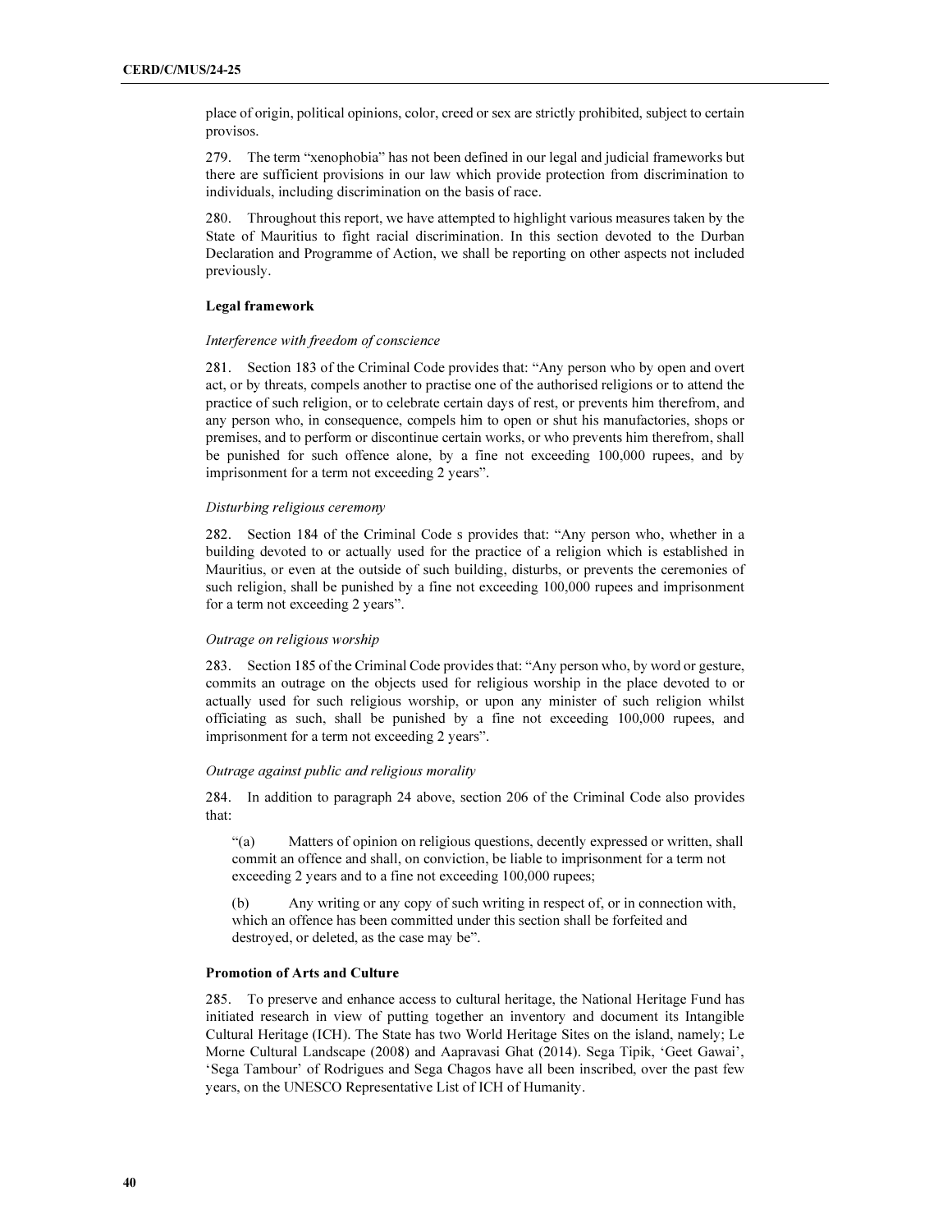place of origin, political opinions, color, creed or sex are strictly prohibited, subject to certain provisos.

279. The term "xenophobia" has not been defined in our legal and judicial frameworks but there are sufficient provisions in our law which provide protection from discrimination to individuals, including discrimination on the basis of race.

280. Throughout this report, we have attempted to highlight various measures taken by the State of Mauritius to fight racial discrimination. In this section devoted to the Durban Declaration and Programme of Action, we shall be reporting on other aspects not included previously.

**Legal framework**

*Interference with freedom of conscience*

281. Section 183 of the Criminal Code provides that: "Any person who by open and overt act, or by threats, compels another to practise one of the authorised religions or to attend the practice of such religion, or to celebrate certain days of rest, or prevents him therefrom, and any person who, in consequence, compels him to open or shut his manufactories, shops or premises, and to perform or discontinue certain works, or who prevents him therefrom, shall be punished for such offence alone, by a fine not exceeding 100,000 rupees, and by imprisonment for a term not exceeding 2 years".

*Disturbing religious ceremony*

282. Section 184 of the Criminal Code s provides that: "Any person who, whether in a building devoted to or actually used for the practice of a religion which is established in Mauritius, or even at the outside of such building, disturbs, or prevents the ceremonies of such religion, shall be punished by a fine not exceeding 100,000 rupees and imprisonment for a term not exceeding 2 years".

*Outrage on religious worship*

283. Section 185 of the Criminal Code provides that: "Any person who, by word or gesture, commits an outrage on the objects used for religious worship in the place devoted to or actually used for such religious worship, or upon any minister of such religion whilst officiating as such, shall be punished by a fine not exceeding 100,000 rupees, and imprisonment for a term not exceeding 2 years".

*Outrage against public and religious morality*

284. In addition to paragraph 24 above, section 206 of the Criminal Code also provides that:

> "(a) Matters of opinion on religious questions, decently expressed or written, shall commit an offence and shall, on conviction, be liable to imprisonment for a term not exceeding 2 years and to a fine not exceeding 100,000 rupees;
>
> (b) Any writing or any copy of such writing in respect of, or in connection with, which an offence has been committed under this section shall be forfeited and destroyed, or deleted, as the case may be".

**Promotion of Arts and Culture**

285. To preserve and enhance access to cultural heritage, the National Heritage Fund has initiated research in view of putting together an inventory and document its Intangible Cultural Heritage (ICH). The State has two World Heritage Sites on the island, namely; Le Morne Cultural Landscape (2008) and Aapravasi Ghat (2014). Sega Tipik, 'Geet Gawai', 'Sega Tambour' of Rodrigues and Sega Chagos have all been inscribed, over the past few years, on the UNESCO Representative List of ICH of Humanity.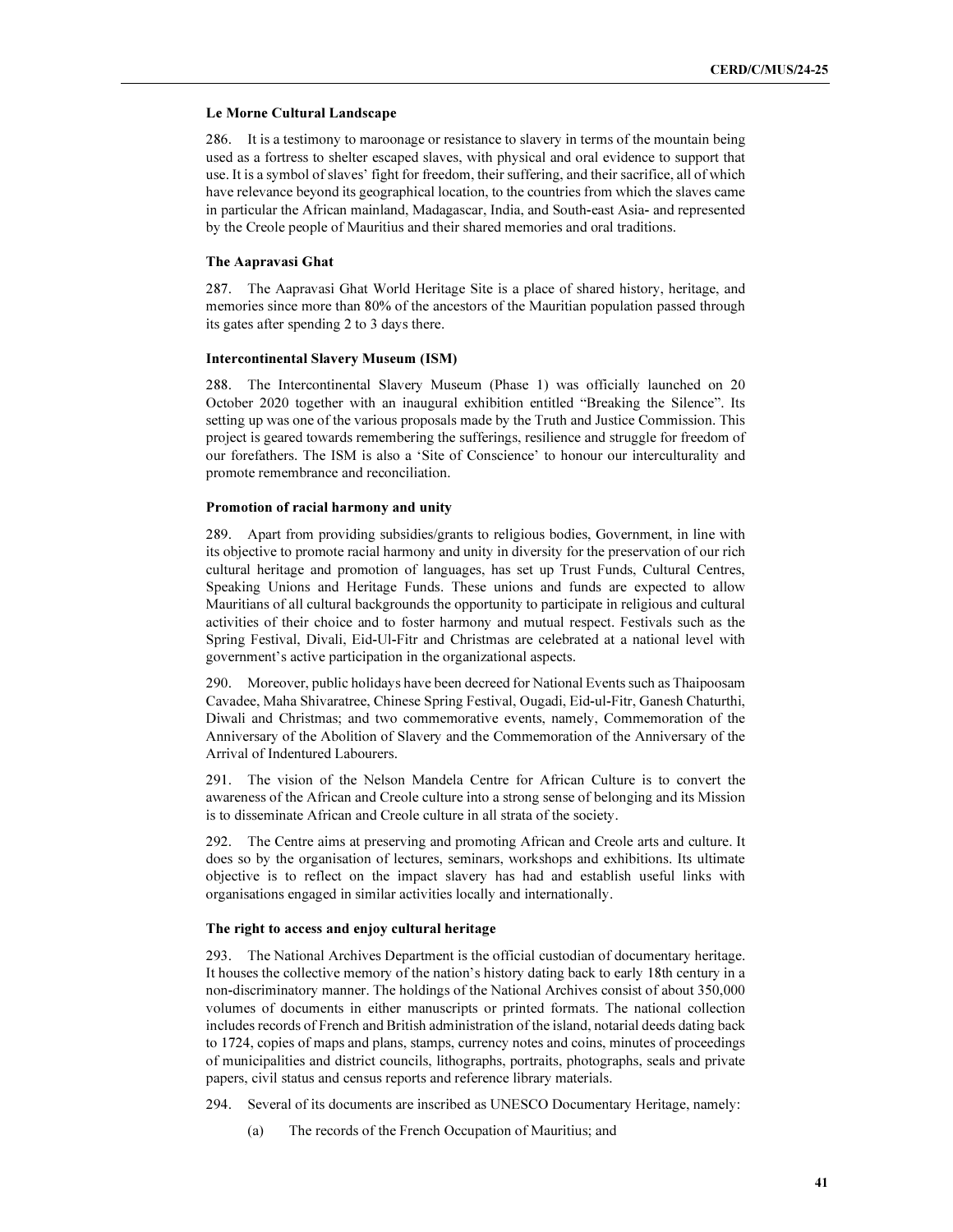**Le Morne Cultural Landscape**

286. It is a testimony to maroonage or resistance to slavery in terms of the mountain being used as a fortress to shelter escaped slaves, with physical and oral evidence to support that use. It is a symbol of slaves' fight for freedom, their suffering, and their sacrifice, all of which have relevance beyond its geographical location, to the countries from which the slaves came in particular the African mainland, Madagascar, India, and South-east Asia- and represented by the Creole people of Mauritius and their shared memories and oral traditions.

**The Aapravasi Ghat**

287. The Aapravasi Ghat World Heritage Site is a place of shared history, heritage, and memories since more than 80% of the ancestors of the Mauritian population passed through its gates after spending 2 to 3 days there.

**Intercontinental Slavery Museum (ISM)**

288. The Intercontinental Slavery Museum (Phase 1) was officially launched on 20 October 2020 together with an inaugural exhibition entitled "Breaking the Silence". Its setting up was one of the various proposals made by the Truth and Justice Commission. This project is geared towards remembering the sufferings, resilience and struggle for freedom of our forefathers. The ISM is also a 'Site of Conscience' to honour our interculturality and promote remembrance and reconciliation.

**Promotion of racial harmony and unity**

289. Apart from providing subsidies/grants to religious bodies, Government, in line with its objective to promote racial harmony and unity in diversity for the preservation of our rich cultural heritage and promotion of languages, has set up Trust Funds, Cultural Centres, Speaking Unions and Heritage Funds. These unions and funds are expected to allow Mauritians of all cultural backgrounds the opportunity to participate in religious and cultural activities of their choice and to foster harmony and mutual respect. Festivals such as the Spring Festival, Divali, Eid-Ul-Fitr and Christmas are celebrated at a national level with government's active participation in the organizational aspects.

290. Moreover, public holidays have been decreed for National Events such as Thaipoosam Cavadee, Maha Shivaratree, Chinese Spring Festival, Ougadi, Eid-ul-Fitr, Ganesh Chaturthi, Diwali and Christmas; and two commemorative events, namely, Commemoration of the Anniversary of the Abolition of Slavery and the Commemoration of the Anniversary of the Arrival of Indentured Labourers.

291. The vision of the Nelson Mandela Centre for African Culture is to convert the awareness of the African and Creole culture into a strong sense of belonging and its Mission is to disseminate African and Creole culture in all strata of the society.

292. The Centre aims at preserving and promoting African and Creole arts and culture. It does so by the organisation of lectures, seminars, workshops and exhibitions. Its ultimate objective is to reflect on the impact slavery has had and establish useful links with organisations engaged in similar activities locally and internationally.

**The right to access and enjoy cultural heritage**

293. The National Archives Department is the official custodian of documentary heritage. It houses the collective memory of the nation's history dating back to early 18th century in a non-discriminatory manner. The holdings of the National Archives consist of about 350,000 volumes of documents in either manuscripts or printed formats. The national collection includes records of French and British administration of the island, notarial deeds dating back to 1724, copies of maps and plans, stamps, currency notes and coins, minutes of proceedings of municipalities and district councils, lithographs, portraits, photographs, seals and private papers, civil status and census reports and reference library materials.

294. Several of its documents are inscribed as UNESCO Documentary Heritage, namely:

(a) The records of the French Occupation of Mauritius; and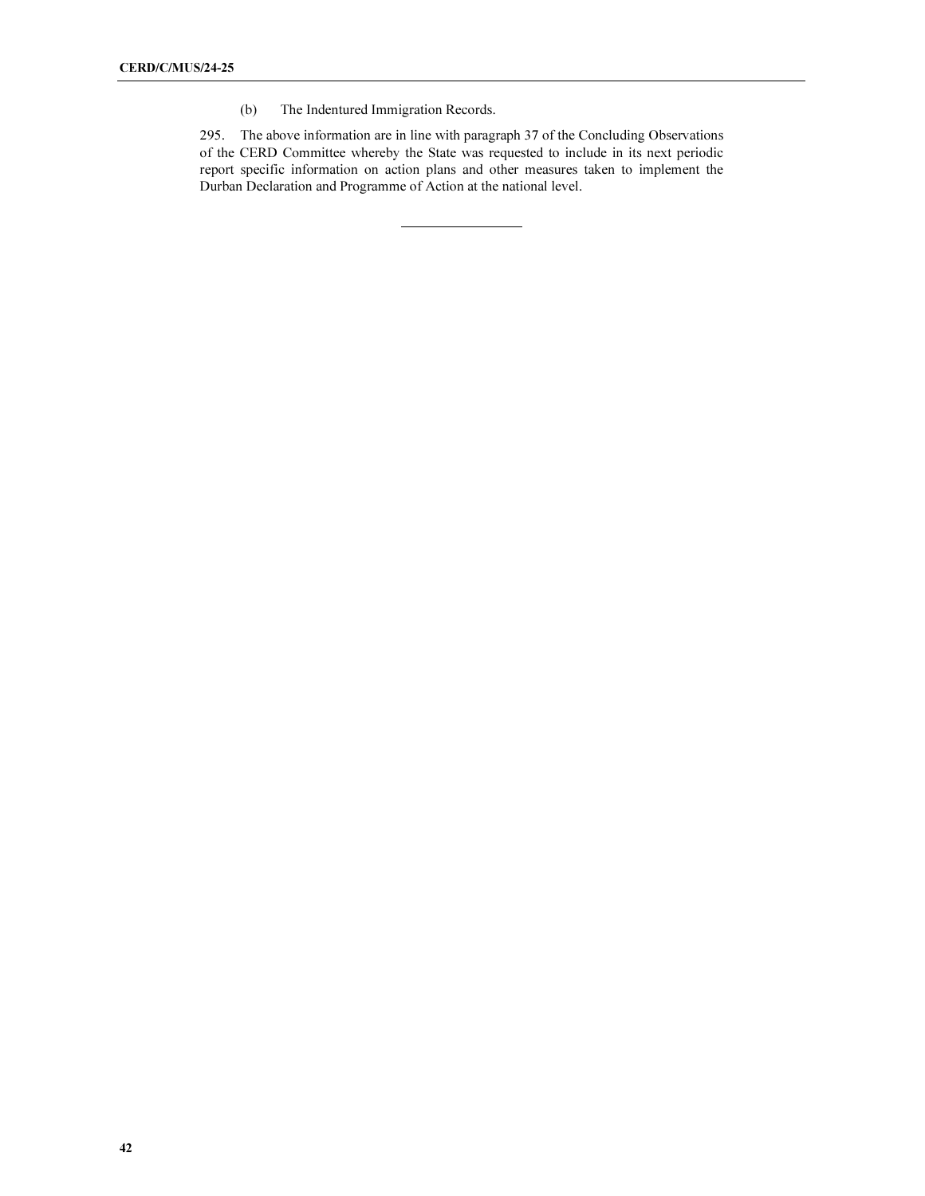(b) The Indentured Immigration Records.

295. The above information are in line with paragraph 37 of the Concluding Observations of the CERD Committee whereby the State was requested to include in its next periodic report specific information on action plans and other measures taken to implement the Durban Declaration and Programme of Action at the national level.